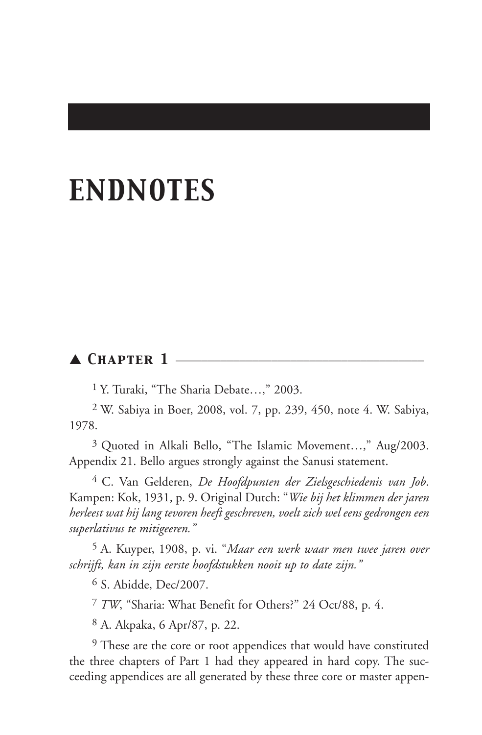# *ENDNOTES*

## ▲ *Chapter 1*

[1] Y. Turaki, "The Sharia Debate…," 2003.

[2] W. Sabiya in Boer, 2008, vol. 7, pp. 239, 450, note 4. W. Sabiya, 1978.

[3] Quoted in Alkali Bello, "The Islamic Movement…," Aug/2003. Appendix 21. Bello argues strongly against the Sanusi statement.

[4] C. Van Gelderen, *De Hoofdpunten der Zielsgeschiedenis van Job*. Kampen: Kok, 1931, p. 9. Original Dutch: "*Wie bij het klimmen der jaren herleest wat hij lang tevoren heeft geschreven, voelt zich wel eens gedrongen een superlativus te mitigeeren.*"

[5] A. Kuyper, 1908, p. vi. "*Maar een werk waar men twee jaren over schrijft, kan in zijn eerste hoofdstukken nooit up to date zijn.*"

[6] S. Abidde, Dec/2007.

[7] *TW*, "Sharia: What Benefit for Others?" 24 Oct/88, p. 4.

[8] A. Akpaka, 6 Apr/87, p. 22.

[9] These are the core or root appendices that would have constituted the three chapters of Part 1 had they appeared in hard copy. The succeeding appendices are all generated by these three core or master appen-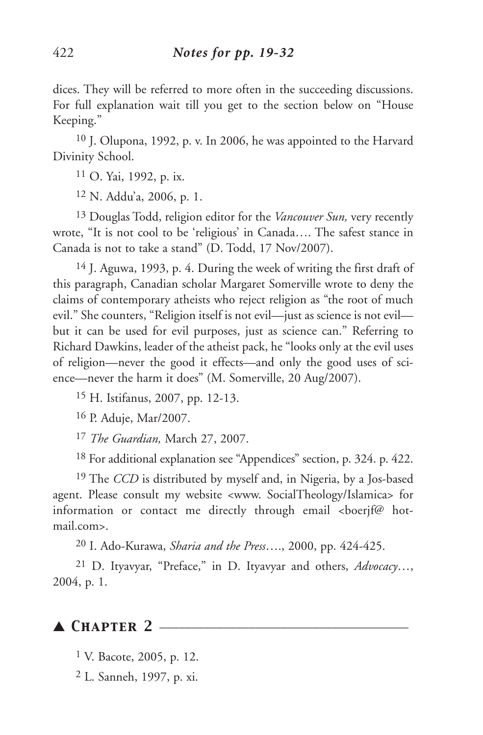dices. They will be referred to more often in the succeeding discussions. For full explanation wait till you get to the section below on "House Keeping."

[10] J. Olupona, 1992, p. v. In 2006, he was appointed to the Harvard Divinity School.

[11] O. Yai, 1992, p. ix.

[12] N. Addu'a, 2006, p. 1.

[13] Douglas Todd, religion editor for the *Vancouver Sun,* very recently wrote, "It is not cool to be 'religious' in Canada…. The safest stance in Canada is not to take a stand" (D. Todd, 17 Nov/2007).

[14] J. Aguwa, 1993, p. 4. During the week of writing the first draft of this paragraph, Canadian scholar Margaret Somerville wrote to deny the claims of contemporary atheists who reject religion as "the root of much evil." She counters, "Religion itself is not evil—just as science is not evil—but it can be used for evil purposes, just as science can." Referring to Richard Dawkins, leader of the atheist pack, he "looks only at the evil uses of religion—never the good it effects—and only the good uses of science—never the harm it does" (M. Somerville, 20 Aug/2007).

[15] H. Istifanus, 2007, pp. 12-13.

[16] P. Aduje, Mar/2007.

[17] *The Guardian,* March 27, 2007.

[18] For additional explanation see "Appendices" section, p. 324. p. 422.

[19] The *CCD* is distributed by myself and, in Nigeria, by a Jos-based agent. Please consult my website <www. SocialTheology/Islamica> for information or contact me directly through email <boerjf@ hotmail.com>.

[20] I. Ado-Kurawa, *Sharia and the Press*…., 2000, pp. 424-425.

[21] D. Ityavyar, "Preface," in D. Ityavyar and others, *Advocacy*…, 2004, p. 1.

## ▲ Chapter 2

[1] V. Bacote, 2005, p. 12.

[2] L. Sanneh, 1997, p. xi.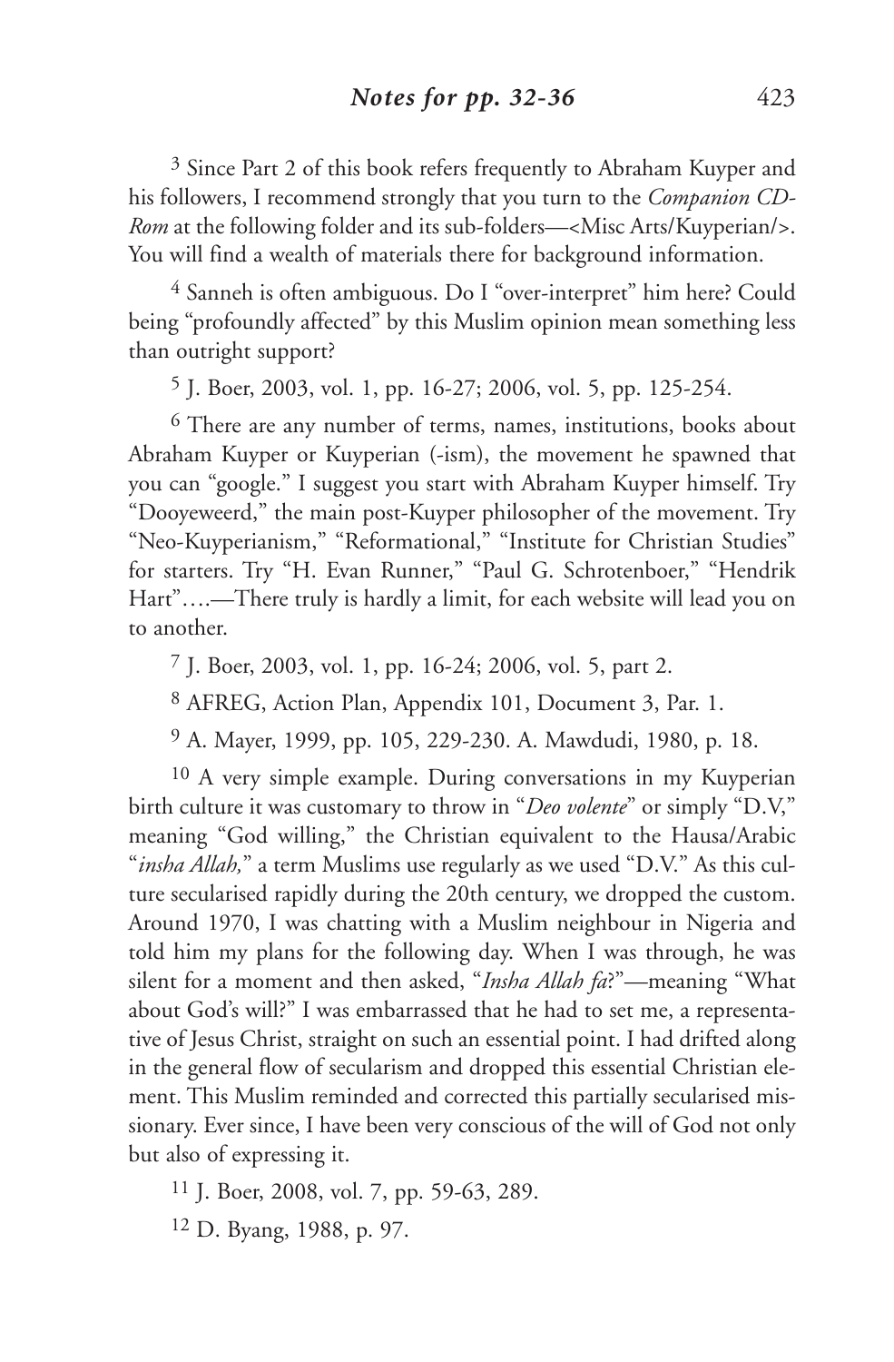[3] Since Part 2 of this book refers frequently to Abraham Kuyper and his followers, I recommend strongly that you turn to the *Companion CD-Rom* at the following folder and its sub-folders—<Misc Arts/Kuyperian/>. You will find a wealth of materials there for background information.

[4] Sanneh is often ambiguous. Do I "over-interpret" him here? Could being "profoundly affected" by this Muslim opinion mean something less than outright support?

[5] J. Boer, 2003, vol. 1, pp. 16-27; 2006, vol. 5, pp. 125-254.

[6] There are any number of terms, names, institutions, books about Abraham Kuyper or Kuyperian (-ism), the movement he spawned that you can "google." I suggest you start with Abraham Kuyper himself. Try "Dooyeweerd," the main post-Kuyper philosopher of the movement. Try "Neo-Kuyperianism," "Reformational," "Institute for Christian Studies" for starters. Try "H. Evan Runner," "Paul G. Schrotenboer," "Hendrik Hart"….—There truly is hardly a limit, for each website will lead you on to another.

[7] J. Boer, 2003, vol. 1, pp. 16-24; 2006, vol. 5, part 2.

[8] AFREG, Action Plan, Appendix 101, Document 3, Par. 1.

[9] A. Mayer, 1999, pp. 105, 229-230. A. Mawdudi, 1980, p. 18.

[10] A very simple example. During conversations in my Kuyperian birth culture it was customary to throw in "*Deo volente*" or simply "D.V," meaning "God willing," the Christian equivalent to the Hausa/Arabic "*insha Allah,*" a term Muslims use regularly as we used "D.V." As this culture secularised rapidly during the 20th century, we dropped the custom. Around 1970, I was chatting with a Muslim neighbour in Nigeria and told him my plans for the following day. When I was through, he was silent for a moment and then asked, "*Insha Allah fa*?"—meaning "What about God's will?" I was embarrassed that he had to set me, a representative of Jesus Christ, straight on such an essential point. I had drifted along in the general flow of secularism and dropped this essential Christian element. This Muslim reminded and corrected this partially secularised missionary. Ever since, I have been very conscious of the will of God not only but also of expressing it.

[11] J. Boer, 2008, vol. 7, pp. 59-63, 289.

[12] D. Byang, 1988, p. 97.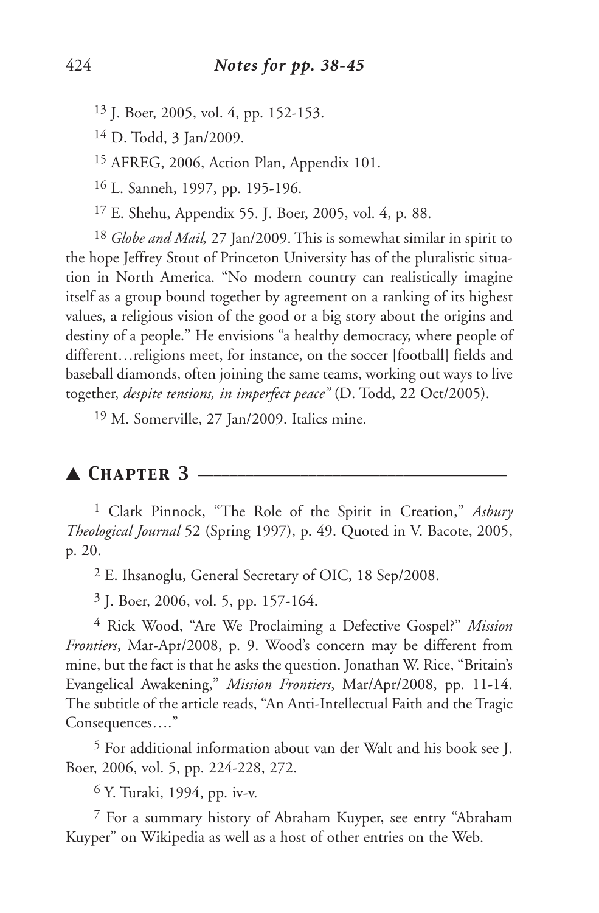[13] J. Boer, 2005, vol. 4, pp. 152-153.

[14] D. Todd, 3 Jan/2009.

[15] AFREG, 2006, Action Plan, Appendix 101.

[16] L. Sanneh, 1997, pp. 195-196.

[17] E. Shehu, Appendix 55. J. Boer, 2005, vol. 4, p. 88.

[18] *Globe and Mail,* 27 Jan/2009. This is somewhat similar in spirit to the hope Jeffrey Stout of Princeton University has of the pluralistic situation in North America. "No modern country can realistically imagine itself as a group bound together by agreement on a ranking of its highest values, a religious vision of the good or a big story about the origins and destiny of a people." He envisions "a healthy democracy, where people of different…religions meet, for instance, on the soccer [football] fields and baseball diamonds, often joining the same teams, working out ways to live together, *despite tensions, in imperfect peace"* (D. Todd, 22 Oct/2005).

[19] M. Somerville, 27 Jan/2009. Italics mine.

## ▲ Chapter 3

[1] Clark Pinnock, "The Role of the Spirit in Creation," *Asbury Theological Journal* 52 (Spring 1997), p. 49. Quoted in V. Bacote, 2005, p. 20.

[2] E. Ihsanoglu, General Secretary of OIC, 18 Sep/2008.

[3] J. Boer, 2006, vol. 5, pp. 157-164.

[4] Rick Wood, "Are We Proclaiming a Defective Gospel?" *Mission Frontiers*, Mar-Apr/2008, p. 9. Wood's concern may be different from mine, but the fact is that he asks the question. Jonathan W. Rice, "Britain's Evangelical Awakening," *Mission Frontiers*, Mar/Apr/2008, pp. 11-14. The subtitle of the article reads, "An Anti-Intellectual Faith and the Tragic Consequences…."

[5] For additional information about van der Walt and his book see J. Boer, 2006, vol. 5, pp. 224-228, 272.

[6] Y. Turaki, 1994, pp. iv-v.

[7] For a summary history of Abraham Kuyper, see entry "Abraham Kuyper" on Wikipedia as well as a host of other entries on the Web.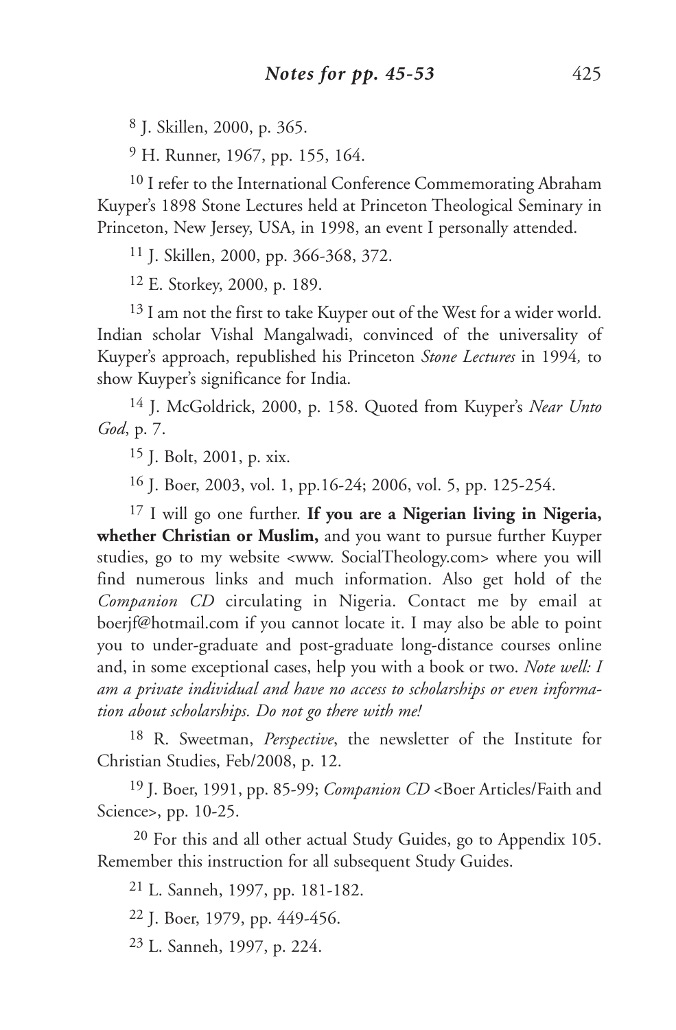[8] J. Skillen, 2000, p. 365.

[9] H. Runner, 1967, pp. 155, 164.

[10] I refer to the International Conference Commemorating Abraham Kuyper's 1898 Stone Lectures held at Princeton Theological Seminary in Princeton, New Jersey, USA, in 1998, an event I personally attended.

[11] J. Skillen, 2000, pp. 366-368, 372.

[12] E. Storkey, 2000, p. 189.

[13] I am not the first to take Kuyper out of the West for a wider world. Indian scholar Vishal Mangalwadi, convinced of the universality of Kuyper's approach, republished his Princeton *Stone Lectures* in 1994, to show Kuyper's significance for India.

[14] J. McGoldrick, 2000, p. 158. Quoted from Kuyper's *Near Unto God*, p. 7.

[15] J. Bolt, 2001, p. xix.

[16] J. Boer, 2003, vol. 1, pp.16-24; 2006, vol. 5, pp. 125-254.

[17] I will go one further. **If you are a Nigerian living in Nigeria, whether Christian or Muslim,** and you want to pursue further Kuyper studies, go to my website <www. SocialTheology.com> where you will find numerous links and much information. Also get hold of the *Companion CD* circulating in Nigeria. Contact me by email at boerjf@hotmail.com if you cannot locate it. I may also be able to point you to under-graduate and post-graduate long-distance courses online and, in some exceptional cases, help you with a book or two. *Note well: I am a private individual and have no access to scholarships or even information about scholarships. Do not go there with me!*

[18] R. Sweetman, *Perspective*, the newsletter of the Institute for Christian Studies, Feb/2008, p. 12.

[19] J. Boer, 1991, pp. 85-99; *Companion CD* <Boer Articles/Faith and Science>, pp. 10-25.

[20] For this and all other actual Study Guides, go to Appendix 105. Remember this instruction for all subsequent Study Guides.

[21] L. Sanneh, 1997, pp. 181-182.

[22] J. Boer, 1979, pp. 449-456.

[23] L. Sanneh, 1997, p. 224.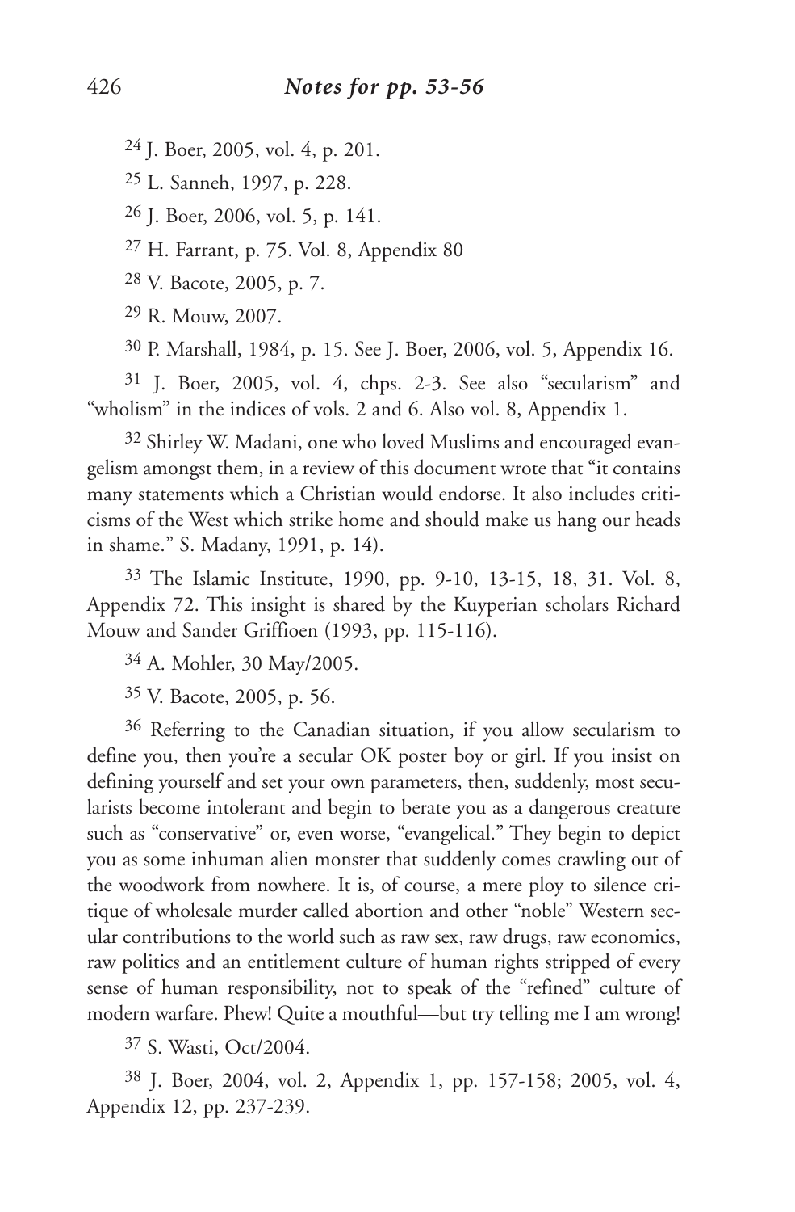[24] J. Boer, 2005, vol. 4, p. 201.

[25] L. Sanneh, 1997, p. 228.

[26] J. Boer, 2006, vol. 5, p. 141.

[27] H. Farrant, p. 75. Vol. 8, Appendix 80

[28] V. Bacote, 2005, p. 7.

[29] R. Mouw, 2007.

[30] P. Marshall, 1984, p. 15. See J. Boer, 2006, vol. 5, Appendix 16.

[31] J. Boer, 2005, vol. 4, chps. 2-3. See also "secularism" and "wholism" in the indices of vols. 2 and 6. Also vol. 8, Appendix 1.

[32] Shirley W. Madani, one who loved Muslims and encouraged evangelism amongst them, in a review of this document wrote that "it contains many statements which a Christian would endorse. It also includes criticisms of the West which strike home and should make us hang our heads in shame." S. Madany, 1991, p. 14).

[33] The Islamic Institute, 1990, pp. 9-10, 13-15, 18, 31. Vol. 8, Appendix 72. This insight is shared by the Kuyperian scholars Richard Mouw and Sander Griffioen (1993, pp. 115-116).

[34] A. Mohler, 30 May/2005.

[35] V. Bacote, 2005, p. 56.

[36] Referring to the Canadian situation, if you allow secularism to define you, then you're a secular OK poster boy or girl. If you insist on defining yourself and set your own parameters, then, suddenly, most secularists become intolerant and begin to berate you as a dangerous creature such as "conservative" or, even worse, "evangelical." They begin to depict you as some inhuman alien monster that suddenly comes crawling out of the woodwork from nowhere. It is, of course, a mere ploy to silence critique of wholesale murder called abortion and other "noble" Western secular contributions to the world such as raw sex, raw drugs, raw economics, raw politics and an entitlement culture of human rights stripped of every sense of human responsibility, not to speak of the "refined" culture of modern warfare. Phew! Quite a mouthful—but try telling me I am wrong!

[37] S. Wasti, Oct/2004.

[38] J. Boer, 2004, vol. 2, Appendix 1, pp. 157-158; 2005, vol. 4, Appendix 12, pp. 237-239.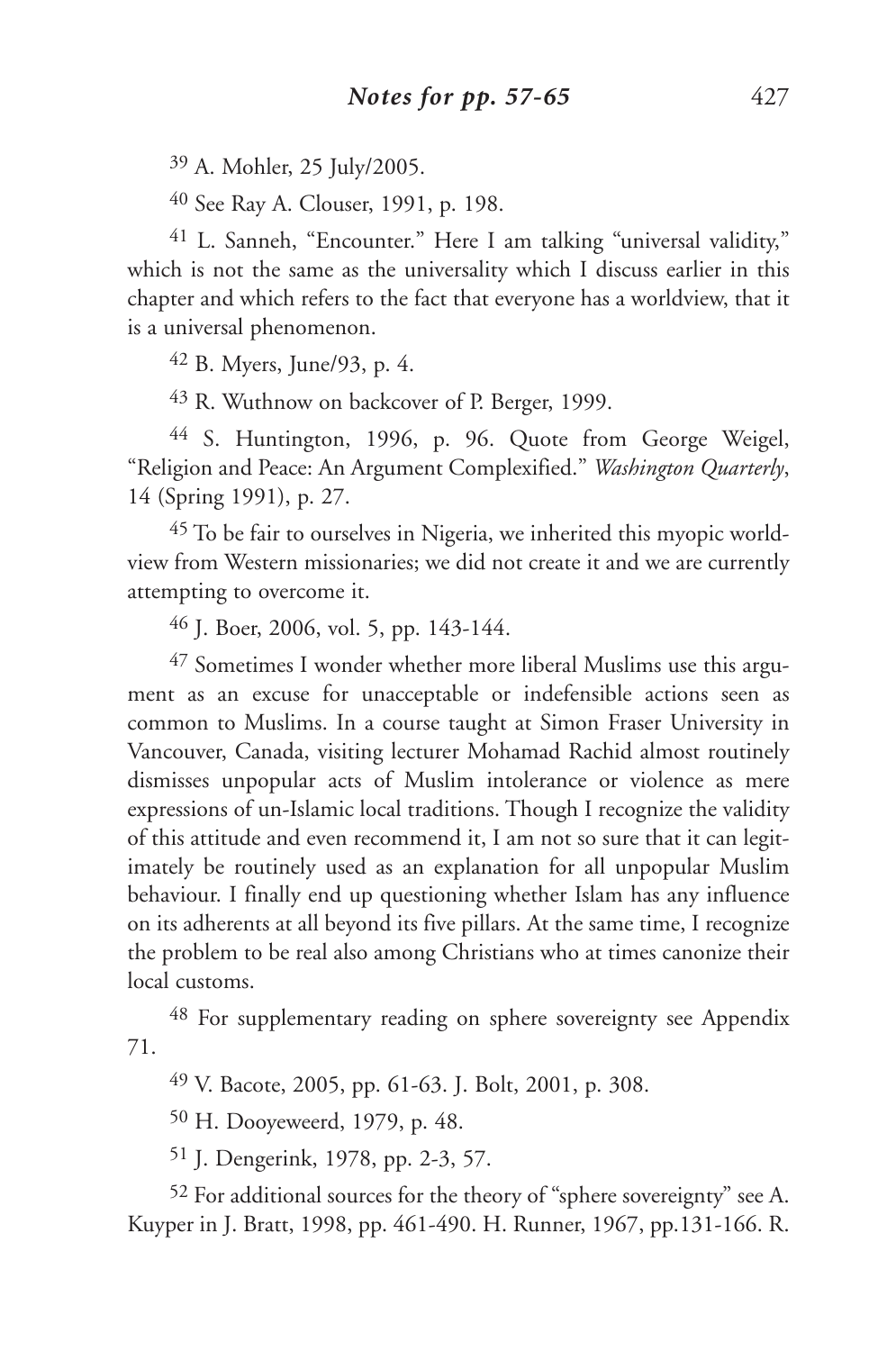[39] A. Mohler, 25 July/2005.

[40] See Ray A. Clouser, 1991, p. 198.

[41] L. Sanneh, "Encounter." Here I am talking "universal validity," which is not the same as the universality which I discuss earlier in this chapter and which refers to the fact that everyone has a worldview, that it is a universal phenomenon.

[42] B. Myers, June/93, p. 4.

[43] R. Wuthnow on backcover of P. Berger, 1999.

[44] S. Huntington, 1996, p. 96. Quote from George Weigel, "Religion and Peace: An Argument Complexified." *Washington Quarterly*, 14 (Spring 1991), p. 27.

[45] To be fair to ourselves in Nigeria, we inherited this myopic worldview from Western missionaries; we did not create it and we are currently attempting to overcome it.

[46] J. Boer, 2006, vol. 5, pp. 143-144.

[47] Sometimes I wonder whether more liberal Muslims use this argument as an excuse for unacceptable or indefensible actions seen as common to Muslims. In a course taught at Simon Fraser University in Vancouver, Canada, visiting lecturer Mohamad Rachid almost routinely dismisses unpopular acts of Muslim intolerance or violence as mere expressions of un-Islamic local traditions. Though I recognize the validity of this attitude and even recommend it, I am not so sure that it can legitimately be routinely used as an explanation for all unpopular Muslim behaviour. I finally end up questioning whether Islam has any influence on its adherents at all beyond its five pillars. At the same time, I recognize the problem to be real also among Christians who at times canonize their local customs.

[48] For supplementary reading on sphere sovereignty see Appendix 71.

[49] V. Bacote, 2005, pp. 61-63. J. Bolt, 2001, p. 308.

[50] H. Dooyeweerd, 1979, p. 48.

[51] J. Dengerink, 1978, pp. 2-3, 57.

[52] For additional sources for the theory of "sphere sovereignty" see A. Kuyper in J. Bratt, 1998, pp. 461-490. H. Runner, 1967, pp.131-166. R.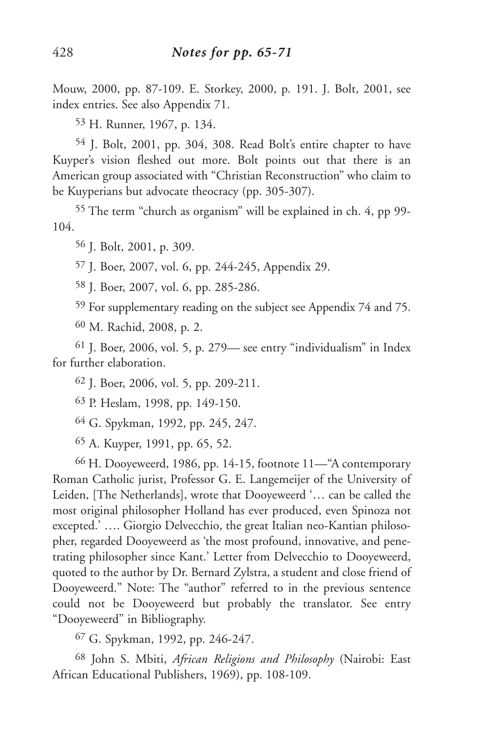Mouw, 2000, pp. 87-109. E. Storkey, 2000, p. 191. J. Bolt, 2001, see index entries. See also Appendix 71.

[53] H. Runner, 1967, p. 134.

[54] J. Bolt, 2001, pp. 304, 308. Read Bolt's entire chapter to have Kuyper's vision fleshed out more. Bolt points out that there is an American group associated with "Christian Reconstruction" who claim to be Kuyperians but advocate theocracy (pp. 305-307).

[55] The term "church as organism" will be explained in ch. 4, pp 99-104.

[56] J. Bolt, 2001, p. 309.

[57] J. Boer, 2007, vol. 6, pp. 244-245, Appendix 29.

[58] J. Boer, 2007, vol. 6, pp. 285-286.

[59] For supplementary reading on the subject see Appendix 74 and 75.

[60] M. Rachid, 2008, p. 2.

[61] J. Boer, 2006, vol. 5, p. 279— see entry "individualism" in Index for further elaboration.

[62] J. Boer, 2006, vol. 5, pp. 209-211.

[63] P. Heslam, 1998, pp. 149-150.

[64] G. Spykman, 1992, pp. 245, 247.

[65] A. Kuyper, 1991, pp. 65, 52.

[66] H. Dooyeweerd, 1986, pp. 14-15, footnote 11—"A contemporary Roman Catholic jurist, Professor G. E. Langemeijer of the University of Leiden, [The Netherlands], wrote that Dooyeweerd '… can be called the most original philosopher Holland has ever produced, even Spinoza not excepted.' …. Giorgio Delvecchio, the great Italian neo-Kantian philosopher, regarded Dooyeweerd as 'the most profound, innovative, and penetrating philosopher since Kant.' Letter from Delvecchio to Dooyeweerd, quoted to the author by Dr. Bernard Zylstra, a student and close friend of Dooyeweerd." Note: The "author" referred to in the previous sentence could not be Dooyeweerd but probably the translator. See entry "Dooyeweerd" in Bibliography.

[67] G. Spykman, 1992, pp. 246-247.

[68] John S. Mbiti, *African Religions and Philosophy* (Nairobi: East African Educational Publishers, 1969), pp. 108-109.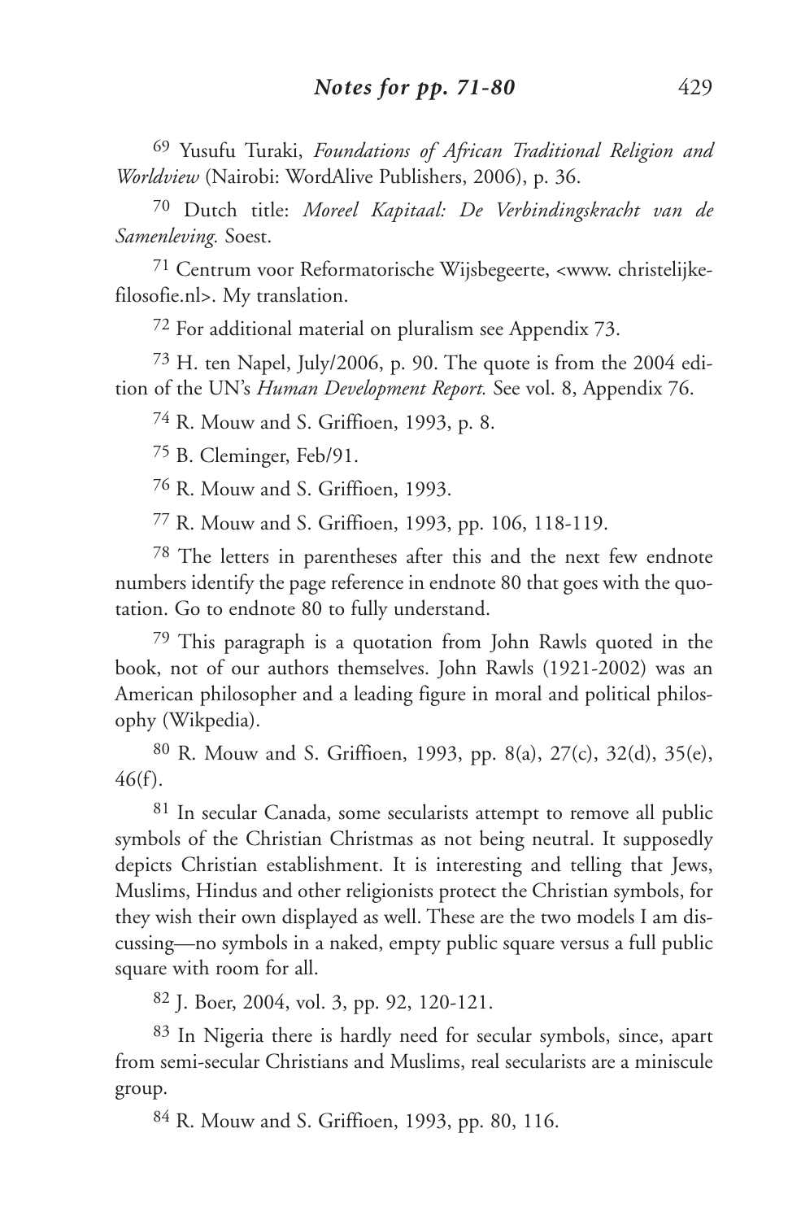69 Yusufu Turaki, *Foundations of African Traditional Religion and Worldview* (Nairobi: WordAlive Publishers, 2006), p. 36.

70 Dutch title: *Moreel Kapitaal: De Verbindingskracht van de Samenleving.* Soest.

71 Centrum voor Reformatorische Wijsbegeerte, <www. christelijkefilosofie.nl>. My translation.

72 For additional material on pluralism see Appendix 73.

73 H. ten Napel, July/2006, p. 90. The quote is from the 2004 edition of the UN's *Human Development Report.* See vol. 8, Appendix 76.

74 R. Mouw and S. Griffioen, 1993, p. 8.

75 B. Cleminger, Feb/91.

76 R. Mouw and S. Griffioen, 1993.

77 R. Mouw and S. Griffioen, 1993, pp. 106, 118-119.

78 The letters in parentheses after this and the next few endnote numbers identify the page reference in endnote 80 that goes with the quotation. Go to endnote 80 to fully understand.

79 This paragraph is a quotation from John Rawls quoted in the book, not of our authors themselves. John Rawls (1921-2002) was an American philosopher and a leading figure in moral and political philosophy (Wikpedia).

80 R. Mouw and S. Griffioen, 1993, pp. 8(a), 27(c), 32(d), 35(e), 46(f).

81 In secular Canada, some secularists attempt to remove all public symbols of the Christian Christmas as not being neutral. It supposedly depicts Christian establishment. It is interesting and telling that Jews, Muslims, Hindus and other religionists protect the Christian symbols, for they wish their own displayed as well. These are the two models I am discussing—no symbols in a naked, empty public square versus a full public square with room for all.

82 J. Boer, 2004, vol. 3, pp. 92, 120-121.

83 In Nigeria there is hardly need for secular symbols, since, apart from semi-secular Christians and Muslims, real secularists are a miniscule group.

84 R. Mouw and S. Griffioen, 1993, pp. 80, 116.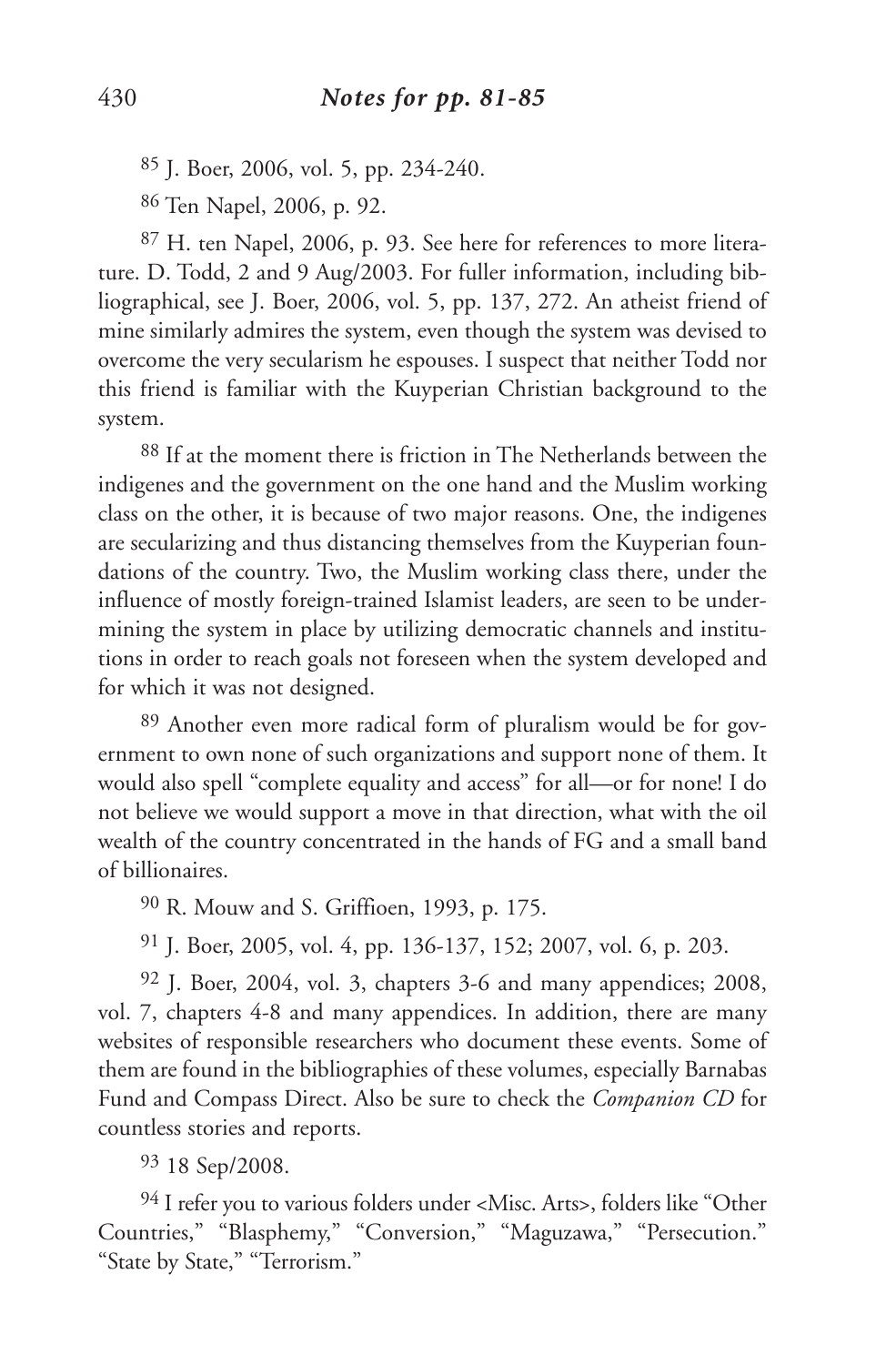## *Notes for pp. 81-85*

[85] J. Boer, 2006, vol. 5, pp. 234-240.

[86] Ten Napel, 2006, p. 92.

[87] H. ten Napel, 2006, p. 93. See here for references to more literature. D. Todd, 2 and 9 Aug/2003. For fuller information, including bibliographical, see J. Boer, 2006, vol. 5, pp. 137, 272. An atheist friend of mine similarly admires the system, even though the system was devised to overcome the very secularism he espouses. I suspect that neither Todd nor this friend is familiar with the Kuyperian Christian background to the system.

[88] If at the moment there is friction in The Netherlands between the indigenes and the government on the one hand and the Muslim working class on the other, it is because of two major reasons. One, the indigenes are secularizing and thus distancing themselves from the Kuyperian foundations of the country. Two, the Muslim working class there, under the influence of mostly foreign-trained Islamist leaders, are seen to be undermining the system in place by utilizing democratic channels and institutions in order to reach goals not foreseen when the system developed and for which it was not designed.

[89] Another even more radical form of pluralism would be for government to own none of such organizations and support none of them. It would also spell "complete equality and access" for all—or for none! I do not believe we would support a move in that direction, what with the oil wealth of the country concentrated in the hands of FG and a small band of billionaires.

[90] R. Mouw and S. Griffioen, 1993, p. 175.

[91] J. Boer, 2005, vol. 4, pp. 136-137, 152; 2007, vol. 6, p. 203.

[92] J. Boer, 2004, vol. 3, chapters 3-6 and many appendices; 2008, vol. 7, chapters 4-8 and many appendices. In addition, there are many websites of responsible researchers who document these events. Some of them are found in the bibliographies of these volumes, especially Barnabas Fund and Compass Direct. Also be sure to check the *Companion CD* for countless stories and reports.

[93] 18 Sep/2008.

[94] I refer you to various folders under <Misc. Arts>, folders like "Other Countries," "Blasphemy," "Conversion," "Maguzawa," "Persecution." "State by State," "Terrorism."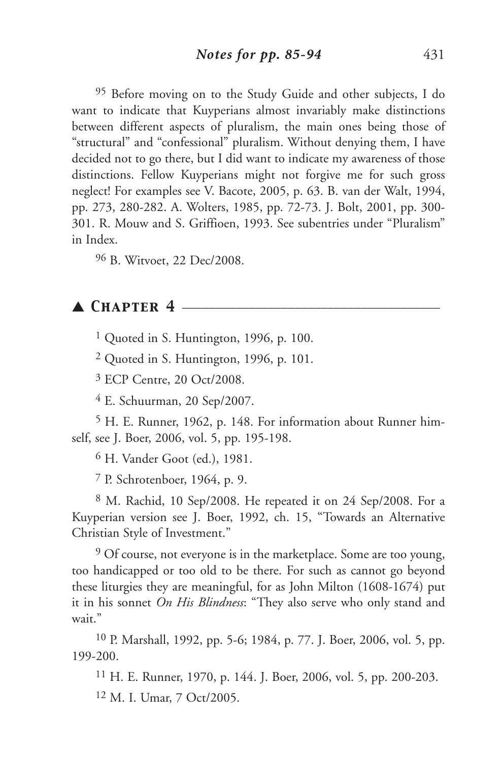95 Before moving on to the Study Guide and other subjects, I do want to indicate that Kuyperians almost invariably make distinctions between different aspects of pluralism, the main ones being those of "structural" and "confessional" pluralism. Without denying them, I have decided not to go there, but I did want to indicate my awareness of those distinctions. Fellow Kuyperians might not forgive me for such gross neglect! For examples see V. Bacote, 2005, p. 63. B. van der Walt, 1994, pp. 273, 280-282. A. Wolters, 1985, pp. 72-73. J. Bolt, 2001, pp. 300-301. R. Mouw and S. Griffioen, 1993. See subentries under "Pluralism" in Index.

96 B. Witvoet, 22 Dec/2008.

## ▲ Chapter 4

1 Quoted in S. Huntington, 1996, p. 100.

2 Quoted in S. Huntington, 1996, p. 101.

3 ECP Centre, 20 Oct/2008.

4 E. Schuurman, 20 Sep/2007.

5 H. E. Runner, 1962, p. 148. For information about Runner himself, see J. Boer, 2006, vol. 5, pp. 195-198.

6 H. Vander Goot (ed.), 1981.

7 P. Schrotenboer, 1964, p. 9.

8 M. Rachid, 10 Sep/2008. He repeated it on 24 Sep/2008. For a Kuyperian version see J. Boer, 1992, ch. 15, "Towards an Alternative Christian Style of Investment."

9 Of course, not everyone is in the marketplace. Some are too young, too handicapped or too old to be there. For such as cannot go beyond these liturgies they are meaningful, for as John Milton (1608-1674) put it in his sonnet *On His Blindness*: "They also serve who only stand and wait."

10 P. Marshall, 1992, pp. 5-6; 1984, p. 77. J. Boer, 2006, vol. 5, pp. 199-200.

11 H. E. Runner, 1970, p. 144. J. Boer, 2006, vol. 5, pp. 200-203.

12 M. I. Umar, 7 Oct/2005.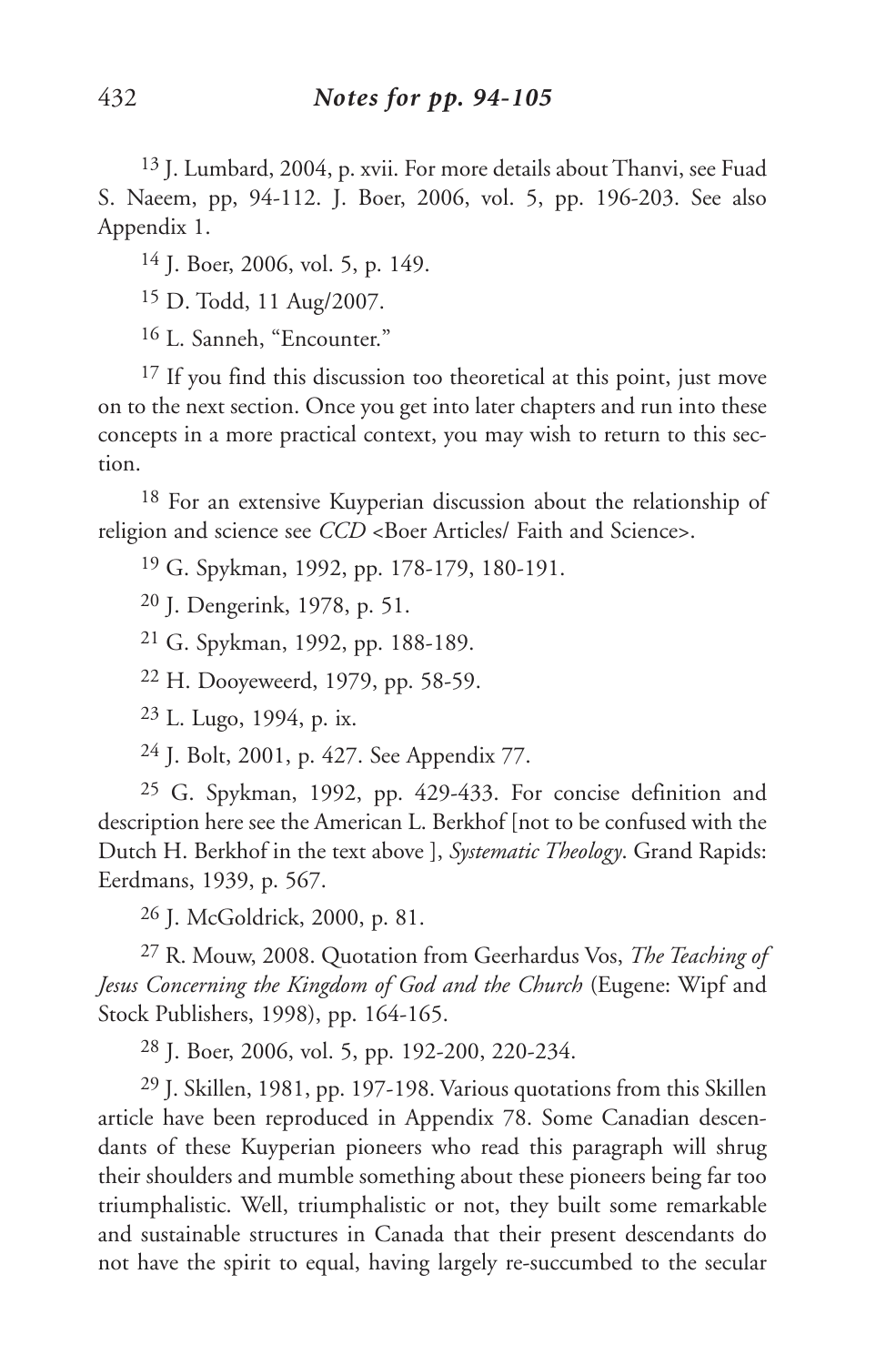[13] J. Lumbard, 2004, p. xvii. For more details about Thanvi, see Fuad S. Naeem, pp, 94-112. J. Boer, 2006, vol. 5, pp. 196-203. See also Appendix 1.

[14] J. Boer, 2006, vol. 5, p. 149.

[15] D. Todd, 11 Aug/2007.

[16] L. Sanneh, "Encounter."

[17] If you find this discussion too theoretical at this point, just move on to the next section. Once you get into later chapters and run into these concepts in a more practical context, you may wish to return to this section.

[18] For an extensive Kuyperian discussion about the relationship of religion and science see *CCD* <Boer Articles/ Faith and Science>.

[19] G. Spykman, 1992, pp. 178-179, 180-191.

[20] J. Dengerink, 1978, p. 51.

[21] G. Spykman, 1992, pp. 188-189.

[22] H. Dooyeweerd, 1979, pp. 58-59.

[23] L. Lugo, 1994, p. ix.

[24] J. Bolt, 2001, p. 427. See Appendix 77.

[25] G. Spykman, 1992, pp. 429-433. For concise definition and description here see the American L. Berkhof [not to be confused with the Dutch H. Berkhof in the text above ], *Systematic Theology*. Grand Rapids: Eerdmans, 1939, p. 567.

[26] J. McGoldrick, 2000, p. 81.

[27] R. Mouw, 2008. Quotation from Geerhardus Vos, *The Teaching of Jesus Concerning the Kingdom of God and the Church* (Eugene: Wipf and Stock Publishers, 1998), pp. 164-165.

[28] J. Boer, 2006, vol. 5, pp. 192-200, 220-234.

[29] J. Skillen, 1981, pp. 197-198. Various quotations from this Skillen article have been reproduced in Appendix 78. Some Canadian descendants of these Kuyperian pioneers who read this paragraph will shrug their shoulders and mumble something about these pioneers being far too triumphalistic. Well, triumphalistic or not, they built some remarkable and sustainable structures in Canada that their present descendants do not have the spirit to equal, having largely re-succumbed to the secular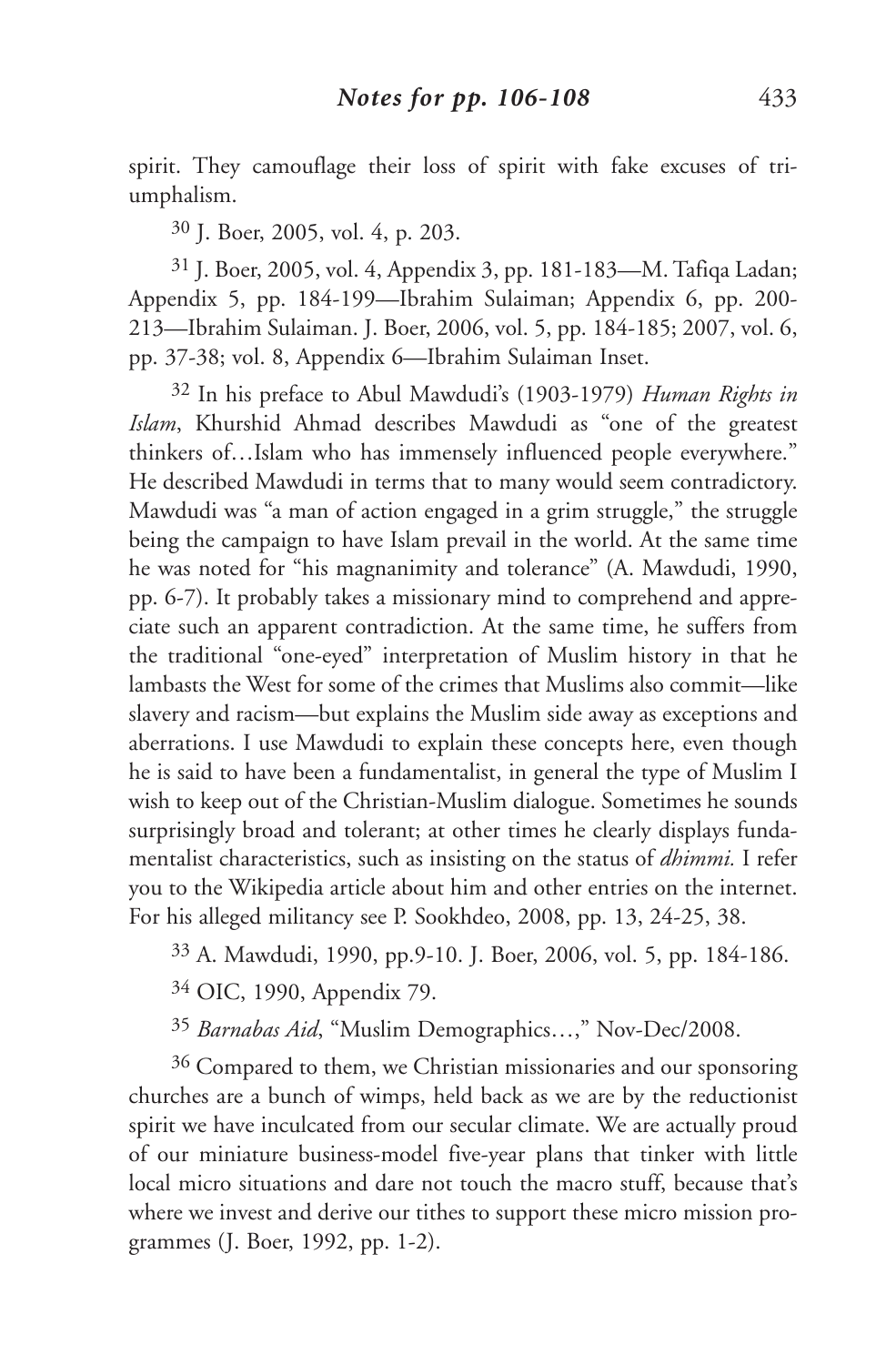spirit. They camouflage their loss of spirit with fake excuses of triumphalism.

[30] J. Boer, 2005, vol. 4, p. 203.

[31] J. Boer, 2005, vol. 4, Appendix 3, pp. 181-183—M. Tafiqa Ladan; Appendix 5, pp. 184-199—Ibrahim Sulaiman; Appendix 6, pp. 200-213—Ibrahim Sulaiman. J. Boer, 2006, vol. 5, pp. 184-185; 2007, vol. 6, pp. 37-38; vol. 8, Appendix 6—Ibrahim Sulaiman Inset.

[32] In his preface to Abul Mawdudi's (1903-1979) *Human Rights in Islam*, Khurshid Ahmad describes Mawdudi as "one of the greatest thinkers of…Islam who has immensely influenced people everywhere." He described Mawdudi in terms that to many would seem contradictory. Mawdudi was "a man of action engaged in a grim struggle," the struggle being the campaign to have Islam prevail in the world. At the same time he was noted for "his magnanimity and tolerance" (A. Mawdudi, 1990, pp. 6-7). It probably takes a missionary mind to comprehend and appreciate such an apparent contradiction. At the same time, he suffers from the traditional "one-eyed" interpretation of Muslim history in that he lambasts the West for some of the crimes that Muslims also commit—like slavery and racism—but explains the Muslim side away as exceptions and aberrations. I use Mawdudi to explain these concepts here, even though he is said to have been a fundamentalist, in general the type of Muslim I wish to keep out of the Christian-Muslim dialogue. Sometimes he sounds surprisingly broad and tolerant; at other times he clearly displays fundamentalist characteristics, such as insisting on the status of *dhimmi.* I refer you to the Wikipedia article about him and other entries on the internet. For his alleged militancy see P. Sookhdeo, 2008, pp. 13, 24-25, 38.

[33] A. Mawdudi, 1990, pp.9-10. J. Boer, 2006, vol. 5, pp. 184-186.

[34] OIC, 1990, Appendix 79.

[35] *Barnabas Aid*, "Muslim Demographics…," Nov-Dec/2008.

[36] Compared to them, we Christian missionaries and our sponsoring churches are a bunch of wimps, held back as we are by the reductionist spirit we have inculcated from our secular climate. We are actually proud of our miniature business-model five-year plans that tinker with little local micro situations and dare not touch the macro stuff, because that's where we invest and derive our tithes to support these micro mission programmes (J. Boer, 1992, pp. 1-2).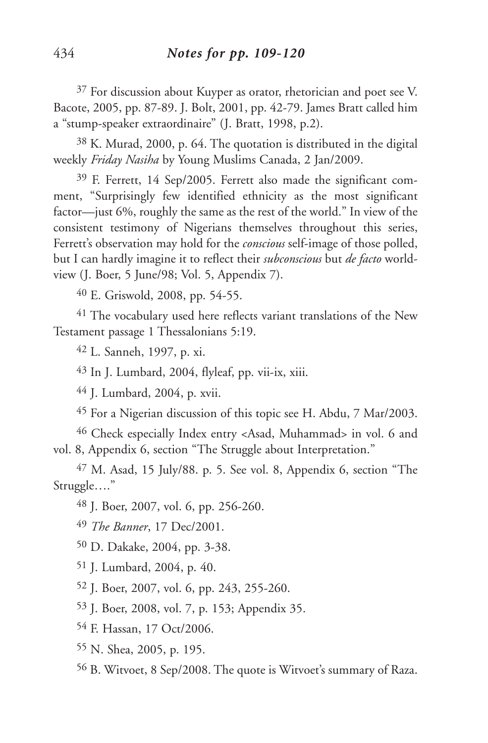[37] For discussion about Kuyper as orator, rhetorician and poet see V. Bacote, 2005, pp. 87-89. J. Bolt, 2001, pp. 42-79. James Bratt called him a "stump-speaker extraordinaire" (J. Bratt, 1998, p.2).

[38] K. Murad, 2000, p. 64. The quotation is distributed in the digital weekly *Friday Nasiha* by Young Muslims Canada, 2 Jan/2009.

[39] F. Ferrett, 14 Sep/2005. Ferrett also made the significant comment, "Surprisingly few identified ethnicity as the most significant factor—just 6%, roughly the same as the rest of the world." In view of the consistent testimony of Nigerians themselves throughout this series, Ferrett's observation may hold for the *conscious* self-image of those polled, but I can hardly imagine it to reflect their *subconscious* but *de facto* worldview (J. Boer, 5 June/98; Vol. 5, Appendix 7).

[40] E. Griswold, 2008, pp. 54-55.

[41] The vocabulary used here reflects variant translations of the New Testament passage 1 Thessalonians 5:19.

[42] L. Sanneh, 1997, p. xi.

[43] In J. Lumbard, 2004, flyleaf, pp. vii-ix, xiii.

[44] J. Lumbard, 2004, p. xvii.

[45] For a Nigerian discussion of this topic see H. Abdu, 7 Mar/2003.

[46] Check especially Index entry <Asad, Muhammad> in vol. 6 and vol. 8, Appendix 6, section "The Struggle about Interpretation."

[47] M. Asad, 15 July/88. p. 5. See vol. 8, Appendix 6, section "The Struggle…."

[48] J. Boer, 2007, vol. 6, pp. 256-260.

[49] *The Banner*, 17 Dec/2001.

[50] D. Dakake, 2004, pp. 3-38.

[51] J. Lumbard, 2004, p. 40.

[52] J. Boer, 2007, vol. 6, pp. 243, 255-260.

[53] J. Boer, 2008, vol. 7, p. 153; Appendix 35.

[54] F. Hassan, 17 Oct/2006.

[55] N. Shea, 2005, p. 195.

[56] B. Witvoet, 8 Sep/2008. The quote is Witvoet's summary of Raza.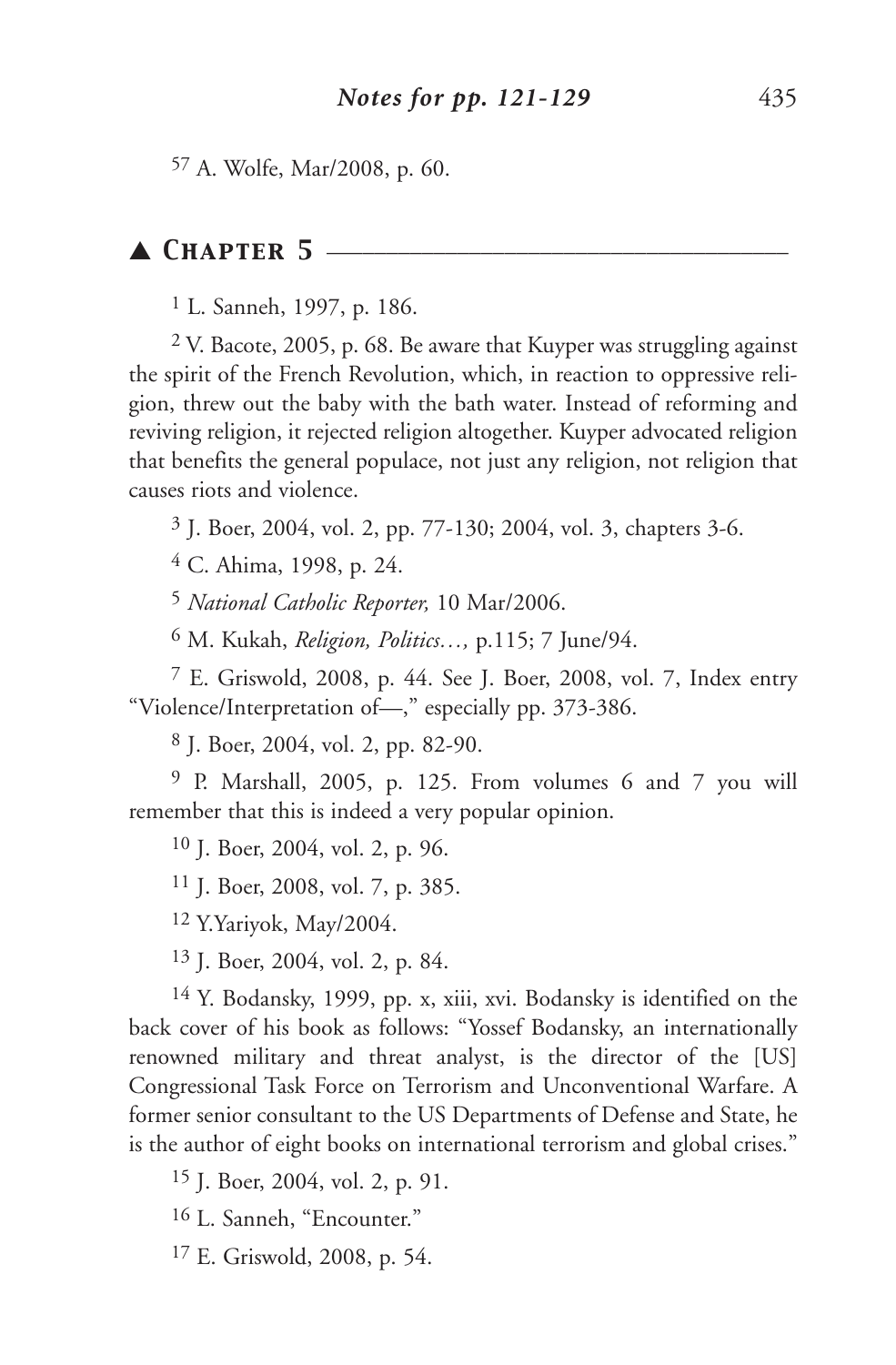57 A. Wolfe, Mar/2008, p. 60.

## ▲ Chapter 5

1 L. Sanneh, 1997, p. 186.

2 V. Bacote, 2005, p. 68. Be aware that Kuyper was struggling against the spirit of the French Revolution, which, in reaction to oppressive religion, threw out the baby with the bath water. Instead of reforming and reviving religion, it rejected religion altogether. Kuyper advocated religion that benefits the general populace, not just any religion, not religion that causes riots and violence.

3 J. Boer, 2004, vol. 2, pp. 77-130; 2004, vol. 3, chapters 3-6.

4 C. Ahima, 1998, p. 24.

5 *National Catholic Reporter,* 10 Mar/2006.

6 M. Kukah, *Religion, Politics…,* p.115; 7 June/94.

7 E. Griswold, 2008, p. 44. See J. Boer, 2008, vol. 7, Index entry "Violence/Interpretation of—," especially pp. 373-386.

8 J. Boer, 2004, vol. 2, pp. 82-90.

9 P. Marshall, 2005, p. 125. From volumes 6 and 7 you will remember that this is indeed a very popular opinion.

10 J. Boer, 2004, vol. 2, p. 96.

11 J. Boer, 2008, vol. 7, p. 385.

12 Y.Yariyok, May/2004.

13 J. Boer, 2004, vol. 2, p. 84.

14 Y. Bodansky, 1999, pp. x, xiii, xvi. Bodansky is identified on the back cover of his book as follows: "Yossef Bodansky, an internationally renowned military and threat analyst, is the director of the [US] Congressional Task Force on Terrorism and Unconventional Warfare. A former senior consultant to the US Departments of Defense and State, he is the author of eight books on international terrorism and global crises."

15 J. Boer, 2004, vol. 2, p. 91.

16 L. Sanneh, "Encounter."

17 E. Griswold, 2008, p. 54.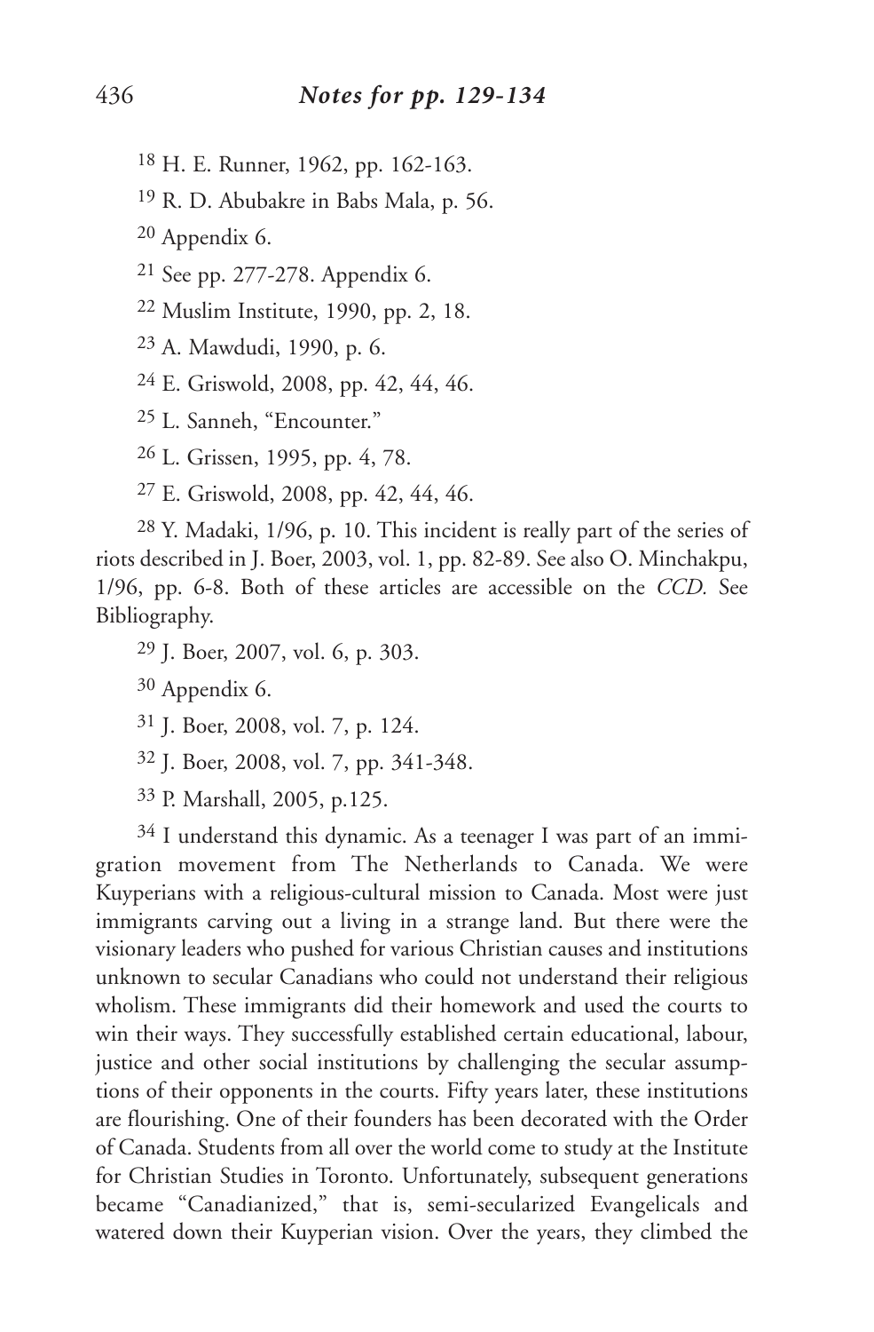[18] H. E. Runner, 1962, pp. 162-163.

[19] R. D. Abubakre in Babs Mala, p. 56.

[20] Appendix 6.

[21] See pp. 277-278. Appendix 6.

[22] Muslim Institute, 1990, pp. 2, 18.

[23] A. Mawdudi, 1990, p. 6.

[24] E. Griswold, 2008, pp. 42, 44, 46.

[25] L. Sanneh, "Encounter."

[26] L. Grissen, 1995, pp. 4, 78.

[27] E. Griswold, 2008, pp. 42, 44, 46.

[28] Y. Madaki, 1/96, p. 10. This incident is really part of the series of riots described in J. Boer, 2003, vol. 1, pp. 82-89. See also O. Minchakpu, 1/96, pp. 6-8. Both of these articles are accessible on the *CCD.* See Bibliography.

[29] J. Boer, 2007, vol. 6, p. 303.

[30] Appendix 6.

[31] J. Boer, 2008, vol. 7, p. 124.

[32] J. Boer, 2008, vol. 7, pp. 341-348.

[33] P. Marshall, 2005, p.125.

[34] I understand this dynamic. As a teenager I was part of an immigration movement from The Netherlands to Canada. We were Kuyperians with a religious-cultural mission to Canada. Most were just immigrants carving out a living in a strange land. But there were the visionary leaders who pushed for various Christian causes and institutions unknown to secular Canadians who could not understand their religious wholism. These immigrants did their homework and used the courts to win their ways. They successfully established certain educational, labour, justice and other social institutions by challenging the secular assumptions of their opponents in the courts. Fifty years later, these institutions are flourishing. One of their founders has been decorated with the Order of Canada. Students from all over the world come to study at the Institute for Christian Studies in Toronto. Unfortunately, subsequent generations became "Canadianized," that is, semi-secularized Evangelicals and watered down their Kuyperian vision. Over the years, they climbed the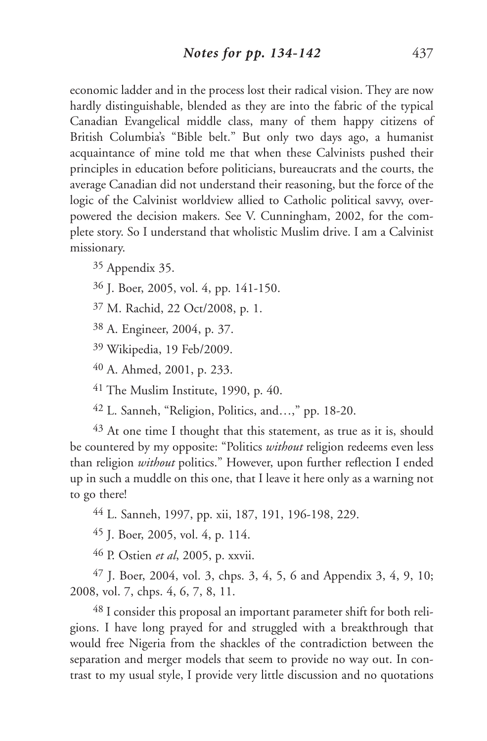economic ladder and in the process lost their radical vision. They are now hardly distinguishable, blended as they are into the fabric of the typical Canadian Evangelical middle class, many of them happy citizens of British Columbia's "Bible belt." But only two days ago, a humanist acquaintance of mine told me that when these Calvinists pushed their principles in education before politicians, bureaucrats and the courts, the average Canadian did not understand their reasoning, but the force of the logic of the Calvinist worldview allied to Catholic political savvy, overpowered the decision makers. See V. Cunningham, 2002, for the complete story. So I understand that wholistic Muslim drive. I am a Calvinist missionary.

[35] Appendix 35.

[36] J. Boer, 2005, vol. 4, pp. 141-150.

[37] M. Rachid, 22 Oct/2008, p. 1.

[38] A. Engineer, 2004, p. 37.

[39] Wikipedia, 19 Feb/2009.

[40] A. Ahmed, 2001, p. 233.

[41] The Muslim Institute, 1990, p. 40.

[42] L. Sanneh, "Religion, Politics, and…," pp. 18-20.

[43] At one time I thought that this statement, as true as it is, should be countered by my opposite: "Politics *without* religion redeems even less than religion *without* politics." However, upon further reflection I ended up in such a muddle on this one, that I leave it here only as a warning not to go there!

[44] L. Sanneh, 1997, pp. xii, 187, 191, 196-198, 229.

[45] J. Boer, 2005, vol. 4, p. 114.

[46] P. Ostien *et al*, 2005, p. xxvii.

[47] J. Boer, 2004, vol. 3, chps. 3, 4, 5, 6 and Appendix 3, 4, 9, 10; 2008, vol. 7, chps. 4, 6, 7, 8, 11.

[48] I consider this proposal an important parameter shift for both religions. I have long prayed for and struggled with a breakthrough that would free Nigeria from the shackles of the contradiction between the separation and merger models that seem to provide no way out. In contrast to my usual style, I provide very little discussion and no quotations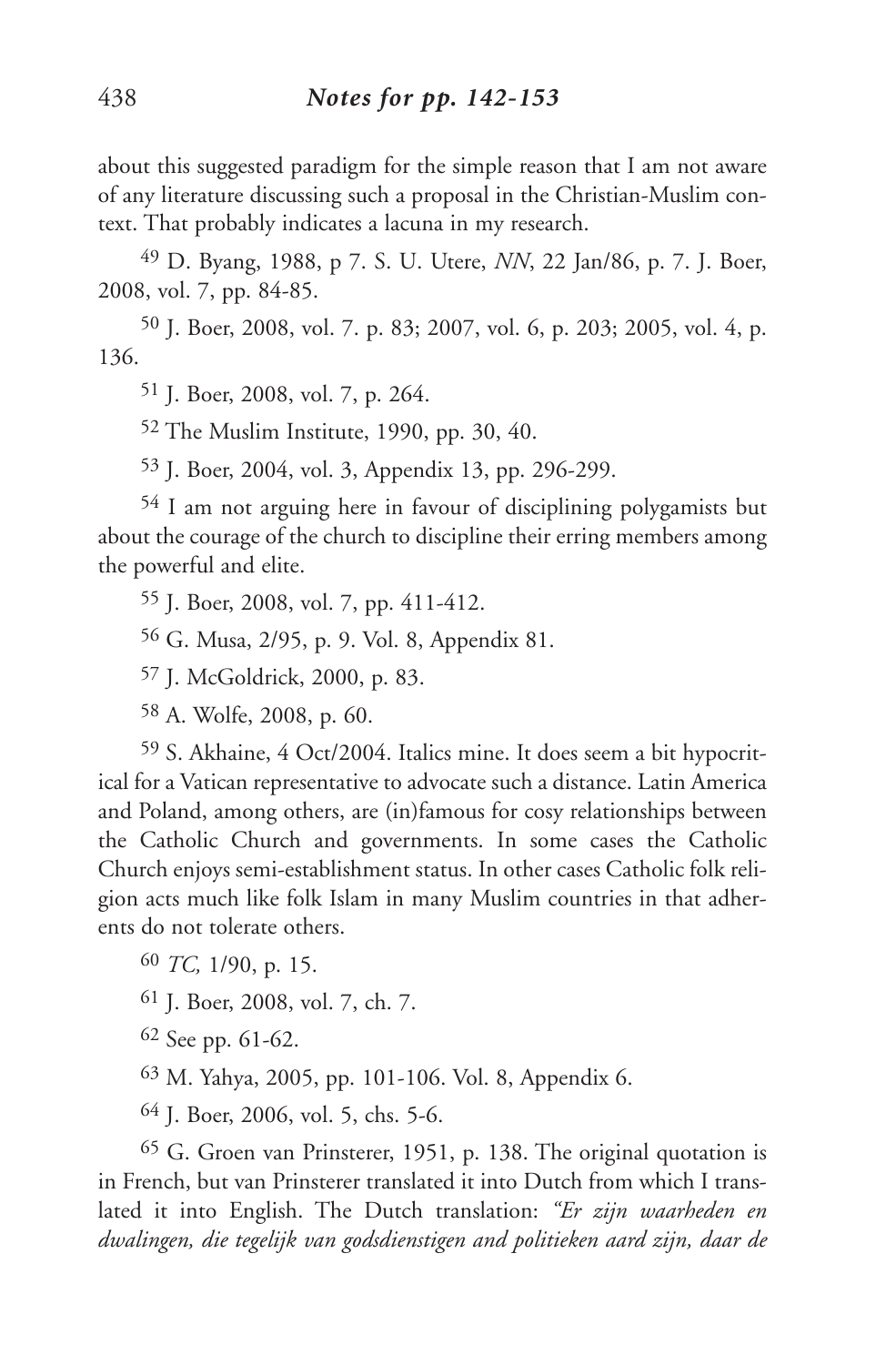about this suggested paradigm for the simple reason that I am not aware of any literature discussing such a proposal in the Christian-Muslim context. That probably indicates a lacuna in my research.

[49] D. Byang, 1988, p 7. S. U. Utere, *NN*, 22 Jan/86, p. 7. J. Boer, 2008, vol. 7, pp. 84-85.

[50] J. Boer, 2008, vol. 7. p. 83; 2007, vol. 6, p. 203; 2005, vol. 4, p. 136.

[51] J. Boer, 2008, vol. 7, p. 264.

[52] The Muslim Institute, 1990, pp. 30, 40.

[53] J. Boer, 2004, vol. 3, Appendix 13, pp. 296-299.

[54] I am not arguing here in favour of disciplining polygamists but about the courage of the church to discipline their erring members among the powerful and elite.

[55] J. Boer, 2008, vol. 7, pp. 411-412.

[56] G. Musa, 2/95, p. 9. Vol. 8, Appendix 81.

[57] J. McGoldrick, 2000, p. 83.

[58] A. Wolfe, 2008, p. 60.

[59] S. Akhaine, 4 Oct/2004. Italics mine. It does seem a bit hypocritical for a Vatican representative to advocate such a distance. Latin America and Poland, among others, are (in)famous for cosy relationships between the Catholic Church and governments. In some cases the Catholic Church enjoys semi-establishment status. In other cases Catholic folk religion acts much like folk Islam in many Muslim countries in that adherents do not tolerate others.

[60] *TC,* 1/90, p. 15.

[61] J. Boer, 2008, vol. 7, ch. 7.

[62] See pp. 61-62.

[63] M. Yahya, 2005, pp. 101-106. Vol. 8, Appendix 6.

[64] J. Boer, 2006, vol. 5, chs. 5-6.

[65] G. Groen van Prinsterer, 1951, p. 138. The original quotation is in French, but van Prinsterer translated it into Dutch from which I translated it into English. The Dutch translation: *"Er zijn waarheden en dwalingen, die tegelijk van godsdienstigen and politieken aard zijn, daar de*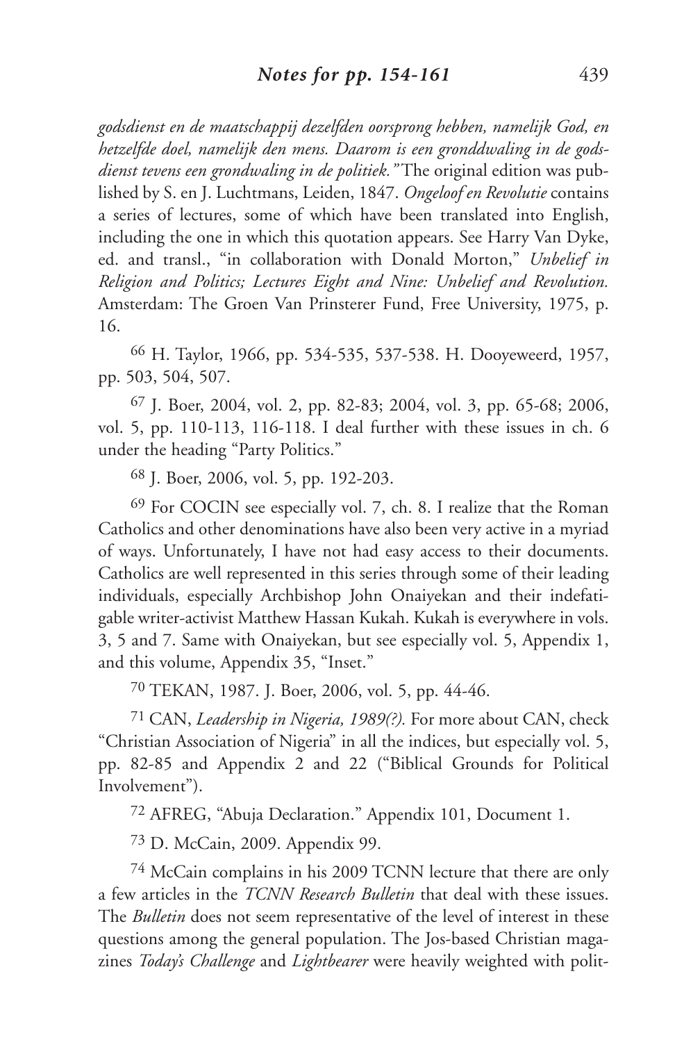*godsdienst en de maatschappij dezelfden oorsprong hebben, namelijk God, en hetzelfde doel, namelijk den mens. Daarom is een gronddwaling in de godsdienst tevens een grondwaling in de politiek."* The original edition was published by S. en J. Luchtmans, Leiden, 1847. *Ongeloof en Revolutie* contains a series of lectures, some of which have been translated into English, including the one in which this quotation appears. See Harry Van Dyke, ed. and transl., "in collaboration with Donald Morton," *Unbelief in Religion and Politics; Lectures Eight and Nine: Unbelief and Revolution.* Amsterdam: The Groen Van Prinsterer Fund, Free University, 1975, p. 16.

66 H. Taylor, 1966, pp. 534-535, 537-538. H. Dooyeweerd, 1957, pp. 503, 504, 507.

67 J. Boer, 2004, vol. 2, pp. 82-83; 2004, vol. 3, pp. 65-68; 2006, vol. 5, pp. 110-113, 116-118. I deal further with these issues in ch. 6 under the heading "Party Politics."

68 J. Boer, 2006, vol. 5, pp. 192-203.

69 For COCIN see especially vol. 7, ch. 8. I realize that the Roman Catholics and other denominations have also been very active in a myriad of ways. Unfortunately, I have not had easy access to their documents. Catholics are well represented in this series through some of their leading individuals, especially Archbishop John Onaiyekan and their indefatigable writer-activist Matthew Hassan Kukah. Kukah is everywhere in vols. 3, 5 and 7. Same with Onaiyekan, but see especially vol. 5, Appendix 1, and this volume, Appendix 35, "Inset."

70 TEKAN, 1987. J. Boer, 2006, vol. 5, pp. 44-46.

71 CAN, *Leadership in Nigeria, 1989(?).* For more about CAN, check "Christian Association of Nigeria" in all the indices, but especially vol. 5, pp. 82-85 and Appendix 2 and 22 ("Biblical Grounds for Political Involvement").

72 AFREG, "Abuja Declaration." Appendix 101, Document 1.

73 D. McCain, 2009. Appendix 99.

74 McCain complains in his 2009 TCNN lecture that there are only a few articles in the *TCNN Research Bulletin* that deal with these issues. The *Bulletin* does not seem representative of the level of interest in these questions among the general population. The Jos-based Christian magazines *Today's Challenge* and *Lightbearer* were heavily weighted with polit-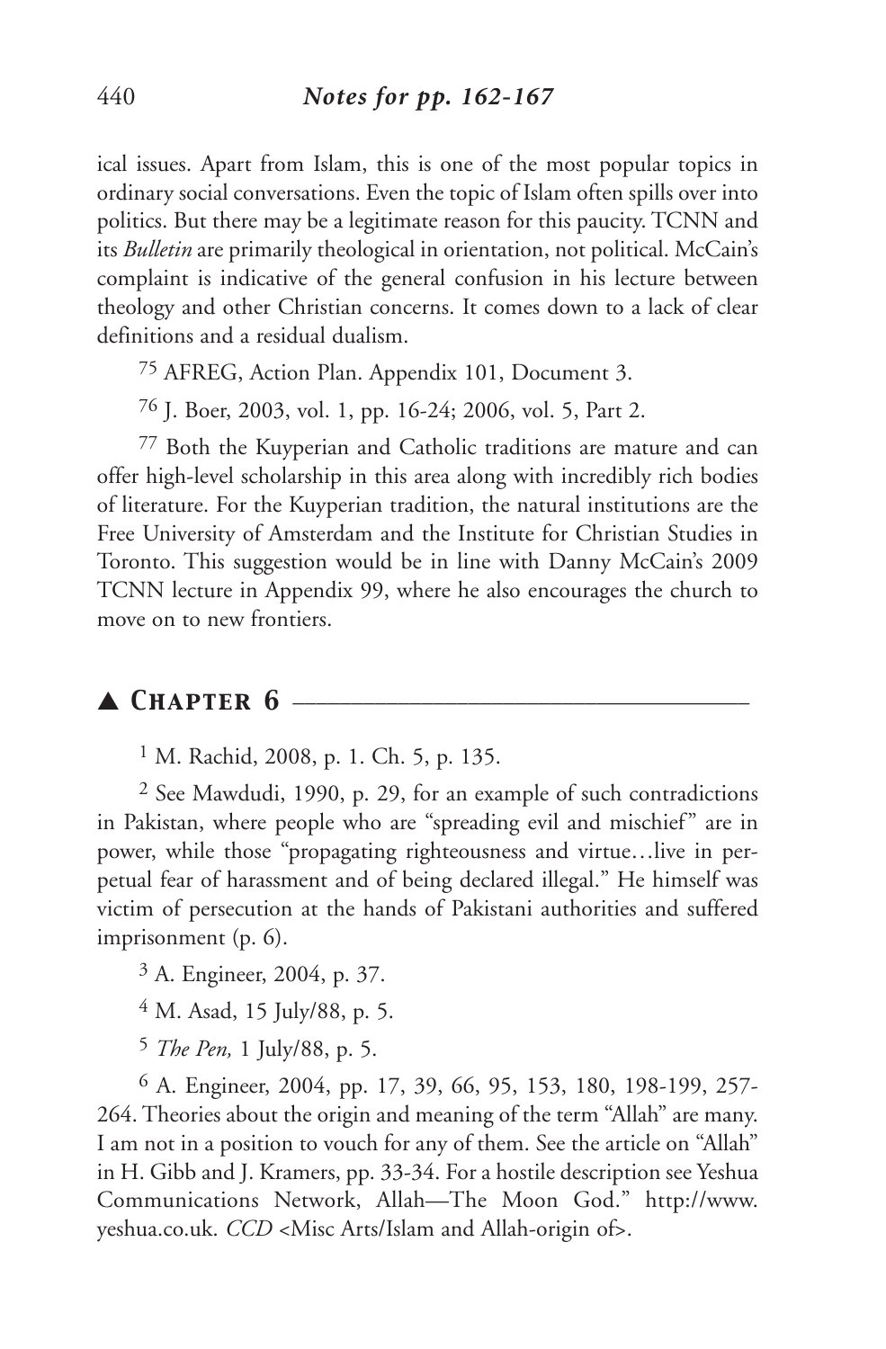ical issues. Apart from Islam, this is one of the most popular topics in ordinary social conversations. Even the topic of Islam often spills over into politics. But there may be a legitimate reason for this paucity. TCNN and its *Bulletin* are primarily theological in orientation, not political. McCain's complaint is indicative of the general confusion in his lecture between theology and other Christian concerns. It comes down to a lack of clear definitions and a residual dualism.

[75] AFREG, Action Plan. Appendix 101, Document 3.

[76] J. Boer, 2003, vol. 1, pp. 16-24; 2006, vol. 5, Part 2.

[77] Both the Kuyperian and Catholic traditions are mature and can offer high-level scholarship in this area along with incredibly rich bodies of literature. For the Kuyperian tradition, the natural institutions are the Free University of Amsterdam and the Institute for Christian Studies in Toronto. This suggestion would be in line with Danny McCain's 2009 TCNN lecture in Appendix 99, where he also encourages the church to move on to new frontiers.

## ▲ Chapter 6

[1] M. Rachid, 2008, p. 1. Ch. 5, p. 135.

[2] See Mawdudi, 1990, p. 29, for an example of such contradictions in Pakistan, where people who are "spreading evil and mischief" are in power, while those "propagating righteousness and virtue…live in perpetual fear of harassment and of being declared illegal." He himself was victim of persecution at the hands of Pakistani authorities and suffered imprisonment (p. 6).

[3] A. Engineer, 2004, p. 37.

[4] M. Asad, 15 July/88, p. 5.

[5] *The Pen,* 1 July/88, p. 5.

[6] A. Engineer, 2004, pp. 17, 39, 66, 95, 153, 180, 198-199, 257-264. Theories about the origin and meaning of the term "Allah" are many. I am not in a position to vouch for any of them. See the article on "Allah" in H. Gibb and J. Kramers, pp. 33-34. For a hostile description see Yeshua Communications Network, Allah—The Moon God." http://www.yeshua.co.uk. *CCD* <Misc Arts/Islam and Allah-origin of>.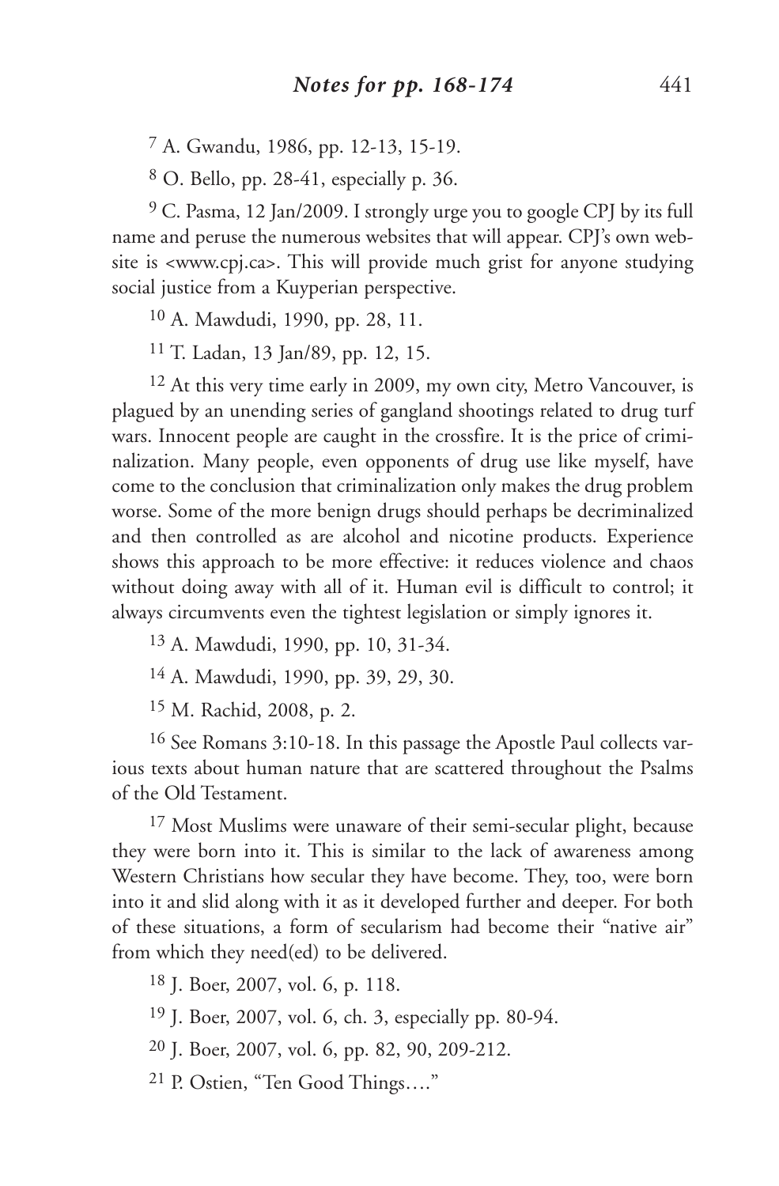[7] A. Gwandu, 1986, pp. 12-13, 15-19.

[8] O. Bello, pp. 28-41, especially p. 36.

[9] C. Pasma, 12 Jan/2009. I strongly urge you to google CPJ by its full name and peruse the numerous websites that will appear. CPJ's own website is <www.cpj.ca>. This will provide much grist for anyone studying social justice from a Kuyperian perspective.

[10] A. Mawdudi, 1990, pp. 28, 11.

[11] T. Ladan, 13 Jan/89, pp. 12, 15.

[12] At this very time early in 2009, my own city, Metro Vancouver, is plagued by an unending series of gangland shootings related to drug turf wars. Innocent people are caught in the crossfire. It is the price of criminalization. Many people, even opponents of drug use like myself, have come to the conclusion that criminalization only makes the drug problem worse. Some of the more benign drugs should perhaps be decriminalized and then controlled as are alcohol and nicotine products. Experience shows this approach to be more effective: it reduces violence and chaos without doing away with all of it. Human evil is difficult to control; it always circumvents even the tightest legislation or simply ignores it.

[13] A. Mawdudi, 1990, pp. 10, 31-34.

[14] A. Mawdudi, 1990, pp. 39, 29, 30.

[15] M. Rachid, 2008, p. 2.

[16] See Romans 3:10-18. In this passage the Apostle Paul collects various texts about human nature that are scattered throughout the Psalms of the Old Testament.

[17] Most Muslims were unaware of their semi-secular plight, because they were born into it. This is similar to the lack of awareness among Western Christians how secular they have become. They, too, were born into it and slid along with it as it developed further and deeper. For both of these situations, a form of secularism had become their "native air" from which they need(ed) to be delivered.

[18] J. Boer, 2007, vol. 6, p. 118.

[19] J. Boer, 2007, vol. 6, ch. 3, especially pp. 80-94.

[20] J. Boer, 2007, vol. 6, pp. 82, 90, 209-212.

[21] P. Ostien, "Ten Good Things…."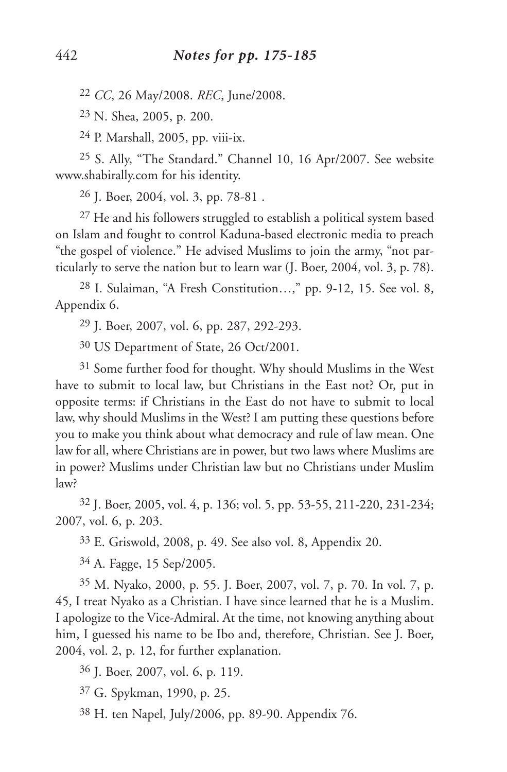[22] *CC*, 26 May/2008. *REC*, June/2008.

[23] N. Shea, 2005, p. 200.

[24] P. Marshall, 2005, pp. viii-ix.

[25] S. Ally, "The Standard." Channel 10, 16 Apr/2007. See website www.shabirally.com for his identity.

[26] J. Boer, 2004, vol. 3, pp. 78-81 .

[27] He and his followers struggled to establish a political system based on Islam and fought to control Kaduna-based electronic media to preach "the gospel of violence." He advised Muslims to join the army, "not particularly to serve the nation but to learn war (J. Boer, 2004, vol. 3, p. 78).

[28] I. Sulaiman, "A Fresh Constitution…," pp. 9-12, 15. See vol. 8, Appendix 6.

[29] J. Boer, 2007, vol. 6, pp. 287, 292-293.

[30] US Department of State, 26 Oct/2001.

[31] Some further food for thought. Why should Muslims in the West have to submit to local law, but Christians in the East not? Or, put in opposite terms: if Christians in the East do not have to submit to local law, why should Muslims in the West? I am putting these questions before you to make you think about what democracy and rule of law mean. One law for all, where Christians are in power, but two laws where Muslims are in power? Muslims under Christian law but no Christians under Muslim law?

[32] J. Boer, 2005, vol. 4, p. 136; vol. 5, pp. 53-55, 211-220, 231-234; 2007, vol. 6, p. 203.

[33] E. Griswold, 2008, p. 49. See also vol. 8, Appendix 20.

[34] A. Fagge, 15 Sep/2005.

[35] M. Nyako, 2000, p. 55. J. Boer, 2007, vol. 7, p. 70. In vol. 7, p. 45, I treat Nyako as a Christian. I have since learned that he is a Muslim. I apologize to the Vice-Admiral. At the time, not knowing anything about him, I guessed his name to be Ibo and, therefore, Christian. See J. Boer, 2004, vol. 2, p. 12, for further explanation.

[36] J. Boer, 2007, vol. 6, p. 119.

[37] G. Spykman, 1990, p. 25.

[38] H. ten Napel, July/2006, pp. 89-90. Appendix 76.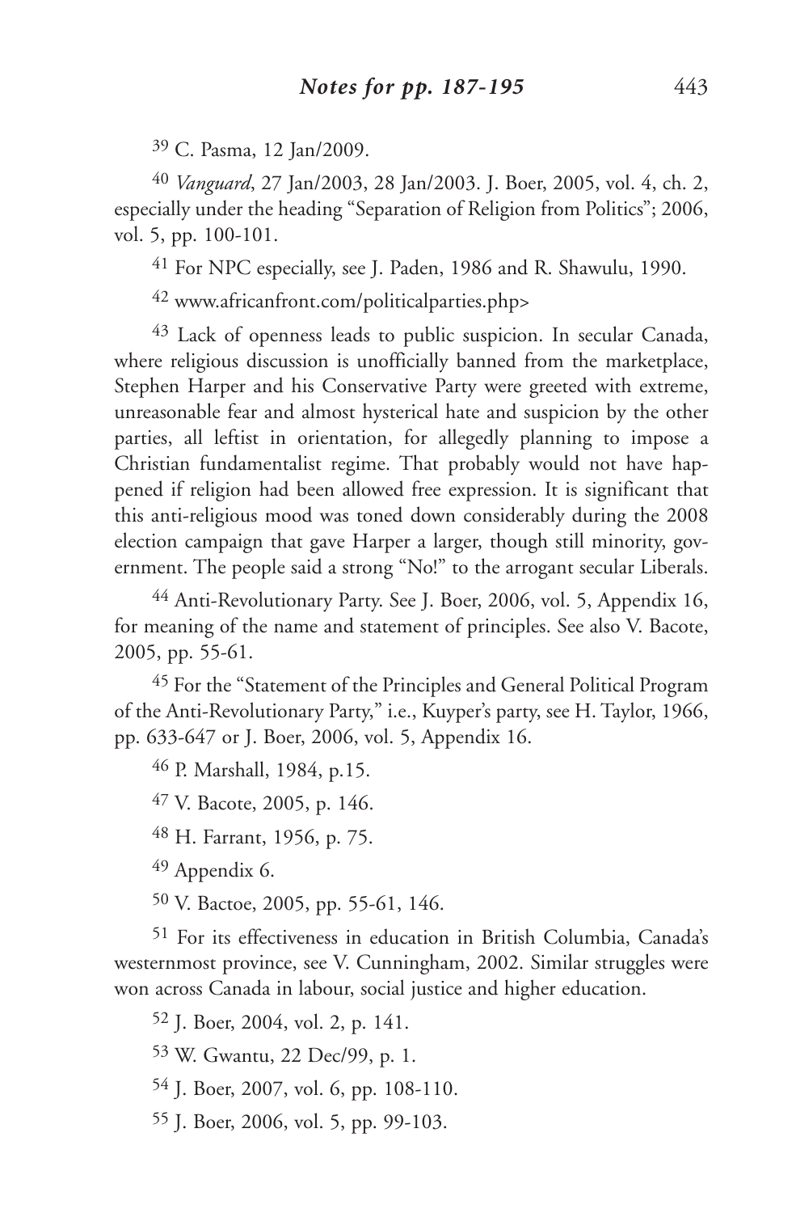[39] C. Pasma, 12 Jan/2009.

[40] *Vanguard*, 27 Jan/2003, 28 Jan/2003. J. Boer, 2005, vol. 4, ch. 2, especially under the heading "Separation of Religion from Politics"; 2006, vol. 5, pp. 100-101.

[41] For NPC especially, see J. Paden, 1986 and R. Shawulu, 1990.

[42] www.africanfront.com/politicalparties.php>

[43] Lack of openness leads to public suspicion. In secular Canada, where religious discussion is unofficially banned from the marketplace, Stephen Harper and his Conservative Party were greeted with extreme, unreasonable fear and almost hysterical hate and suspicion by the other parties, all leftist in orientation, for allegedly planning to impose a Christian fundamentalist regime. That probably would not have happened if religion had been allowed free expression. It is significant that this anti-religious mood was toned down considerably during the 2008 election campaign that gave Harper a larger, though still minority, government. The people said a strong "No!" to the arrogant secular Liberals.

[44] Anti-Revolutionary Party. See J. Boer, 2006, vol. 5, Appendix 16, for meaning of the name and statement of principles. See also V. Bacote, 2005, pp. 55-61.

[45] For the "Statement of the Principles and General Political Program of the Anti-Revolutionary Party," i.e., Kuyper's party, see H. Taylor, 1966, pp. 633-647 or J. Boer, 2006, vol. 5, Appendix 16.

[46] P. Marshall, 1984, p.15.

[47] V. Bacote, 2005, p. 146.

[48] H. Farrant, 1956, p. 75.

[49] Appendix 6.

[50] V. Bactoe, 2005, pp. 55-61, 146.

[51] For its effectiveness in education in British Columbia, Canada's westernmost province, see V. Cunningham, 2002. Similar struggles were won across Canada in labour, social justice and higher education.

[52] J. Boer, 2004, vol. 2, p. 141.

[53] W. Gwantu, 22 Dec/99, p. 1.

[54] J. Boer, 2007, vol. 6, pp. 108-110.

[55] J. Boer, 2006, vol. 5, pp. 99-103.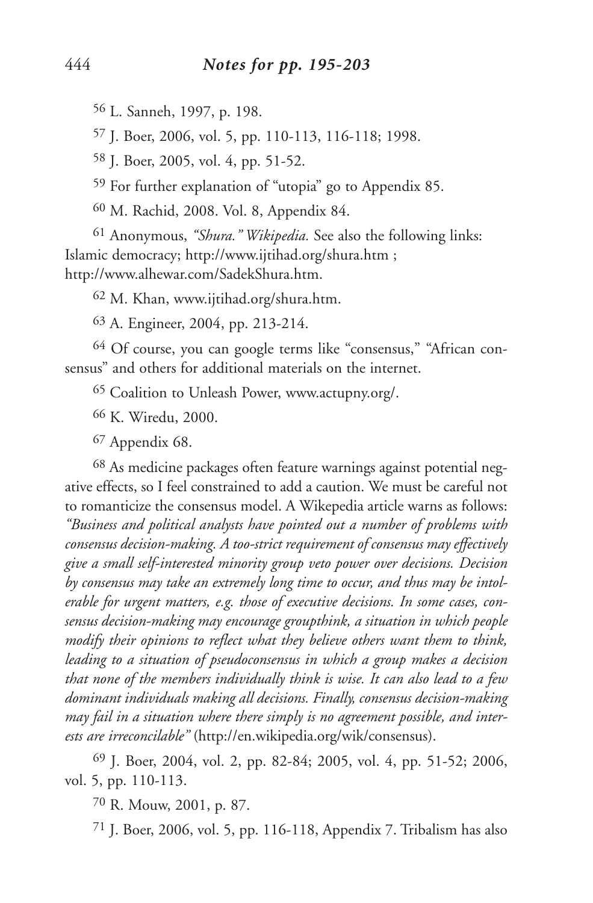[56] L. Sanneh, 1997, p. 198.

[57] J. Boer, 2006, vol. 5, pp. 110-113, 116-118; 1998.

[58] J. Boer, 2005, vol. 4, pp. 51-52.

[59] For further explanation of "utopia" go to Appendix 85.

[60] M. Rachid, 2008. Vol. 8, Appendix 84.

[61] Anonymous, *"Shura." Wikipedia.* See also the following links: Islamic democracy; http://www.ijtihad.org/shura.htm ; http://www.alhewar.com/SadekShura.htm.

[62] M. Khan, www.ijtihad.org/shura.htm.

[63] A. Engineer, 2004, pp. 213-214.

[64] Of course, you can google terms like "consensus," "African consensus" and others for additional materials on the internet.

[65] Coalition to Unleash Power, www.actupny.org/.

[66] K. Wiredu, 2000.

[67] Appendix 68.

[68] As medicine packages often feature warnings against potential negative effects, so I feel constrained to add a caution. We must be careful not to romanticize the consensus model. A Wikepedia article warns as follows: *"Business and political analysts have pointed out a number of problems with consensus decision-making. A too-strict requirement of consensus may effectively give a small self-interested minority group veto power over decisions. Decision by consensus may take an extremely long time to occur, and thus may be intolerable for urgent matters, e.g. those of executive decisions. In some cases, consensus decision-making may encourage groupthink, a situation in which people modify their opinions to reflect what they believe others want them to think, leading to a situation of pseudoconsensus in which a group makes a decision that none of the members individually think is wise. It can also lead to a few dominant individuals making all decisions. Finally, consensus decision-making may fail in a situation where there simply is no agreement possible, and interests are irreconcilable"* (http://en.wikipedia.org/wik/consensus).

[69] J. Boer, 2004, vol. 2, pp. 82-84; 2005, vol. 4, pp. 51-52; 2006, vol. 5, pp. 110-113.

[70] R. Mouw, 2001, p. 87.

[71] J. Boer, 2006, vol. 5, pp. 116-118, Appendix 7. Tribalism has also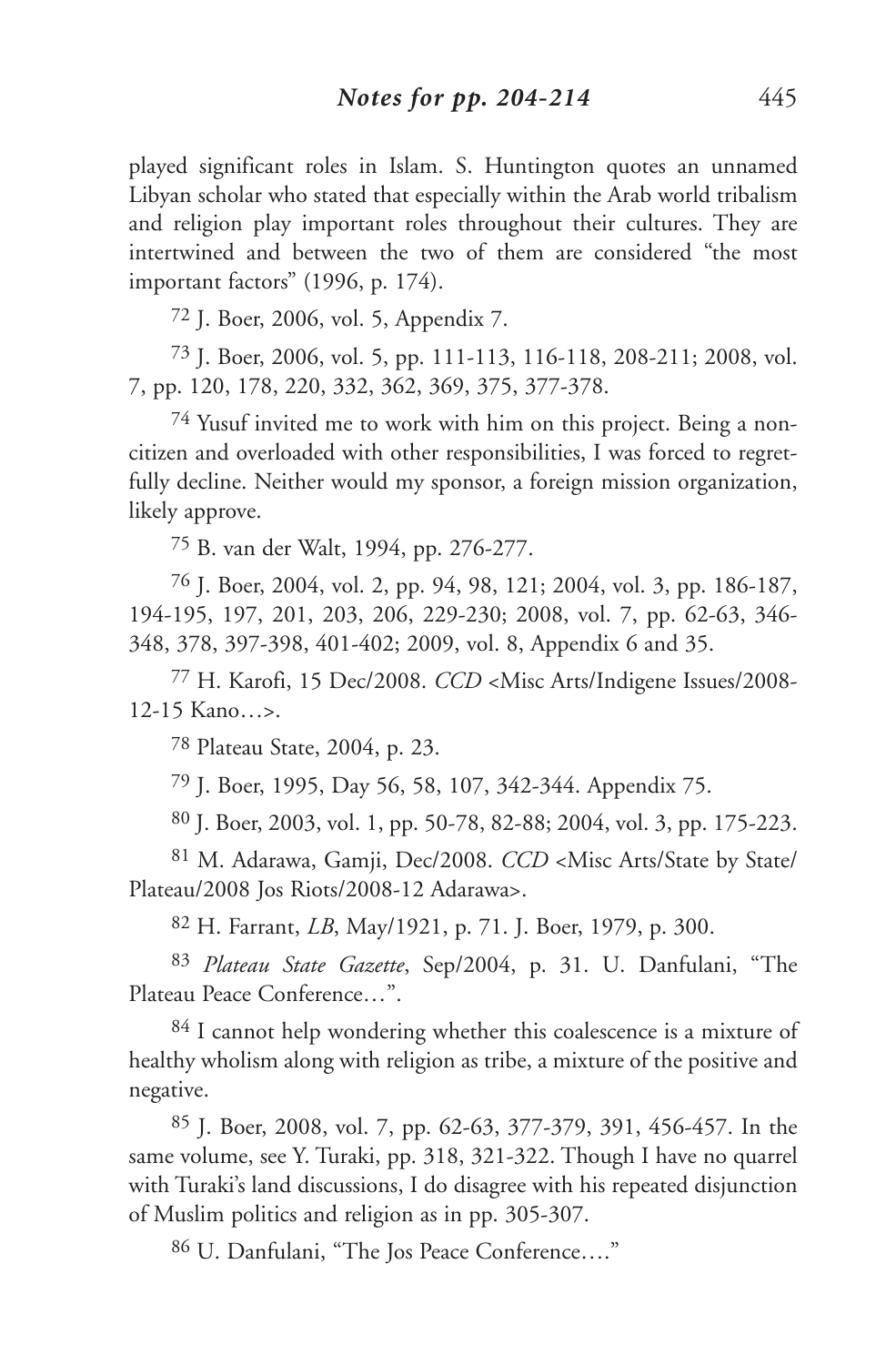played significant roles in Islam. S. Huntington quotes an unnamed Libyan scholar who stated that especially within the Arab world tribalism and religion play important roles throughout their cultures. They are intertwined and between the two of them are considered "the most important factors" (1996, p. 174).

72 J. Boer, 2006, vol. 5, Appendix 7.

73 J. Boer, 2006, vol. 5, pp. 111-113, 116-118, 208-211; 2008, vol. 7, pp. 120, 178, 220, 332, 362, 369, 375, 377-378.

74 Yusuf invited me to work with him on this project. Being a non-citizen and overloaded with other responsibilities, I was forced to regretfully decline. Neither would my sponsor, a foreign mission organization, likely approve.

75 B. van der Walt, 1994, pp. 276-277.

76 J. Boer, 2004, vol. 2, pp. 94, 98, 121; 2004, vol. 3, pp. 186-187, 194-195, 197, 201, 203, 206, 229-230; 2008, vol. 7, pp. 62-63, 346-348, 378, 397-398, 401-402; 2009, vol. 8, Appendix 6 and 35.

77 H. Karofi, 15 Dec/2008. *CCD* <Misc Arts/Indigene Issues/2008-12-15 Kano…>.

78 Plateau State, 2004, p. 23.

79 J. Boer, 1995, Day 56, 58, 107, 342-344. Appendix 75.

80 J. Boer, 2003, vol. 1, pp. 50-78, 82-88; 2004, vol. 3, pp. 175-223.

81 M. Adarawa, Gamji, Dec/2008. *CCD* <Misc Arts/State by State/Plateau/2008 Jos Riots/2008-12 Adarawa>.

82 H. Farrant, *LB*, May/1921, p. 71. J. Boer, 1979, p. 300.

83 *Plateau State Gazette*, Sep/2004, p. 31. U. Danfulani, "The Plateau Peace Conference…".

84 I cannot help wondering whether this coalescence is a mixture of healthy wholism along with religion as tribe, a mixture of the positive and negative.

85 J. Boer, 2008, vol. 7, pp. 62-63, 377-379, 391, 456-457. In the same volume, see Y. Turaki, pp. 318, 321-322. Though I have no quarrel with Turaki's land discussions, I do disagree with his repeated disjunction of Muslim politics and religion as in pp. 305-307.

86 U. Danfulani, "The Jos Peace Conference…."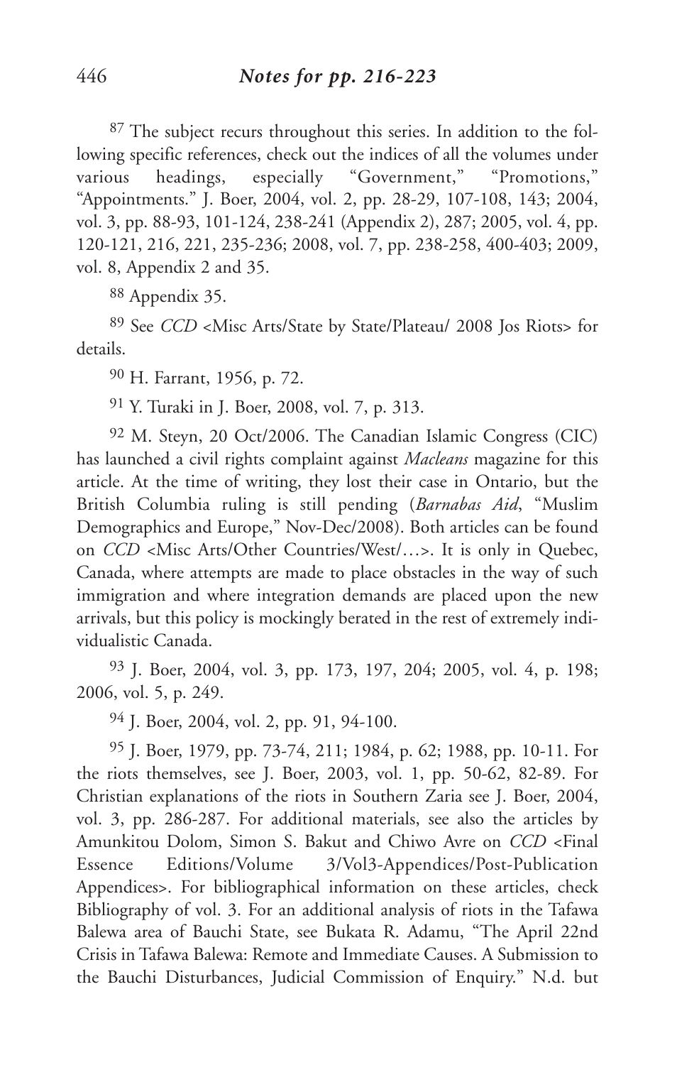[87] The subject recurs throughout this series. In addition to the following specific references, check out the indices of all the volumes under various headings, especially "Government," "Promotions," "Appointments." J. Boer, 2004, vol. 2, pp. 28-29, 107-108, 143; 2004, vol. 3, pp. 88-93, 101-124, 238-241 (Appendix 2), 287; 2005, vol. 4, pp. 120-121, 216, 221, 235-236; 2008, vol. 7, pp. 238-258, 400-403; 2009, vol. 8, Appendix 2 and 35.

[88] Appendix 35.

[89] See *CCD* <Misc Arts/State by State/Plateau/ 2008 Jos Riots> for details.

[90] H. Farrant, 1956, p. 72.

[91] Y. Turaki in J. Boer, 2008, vol. 7, p. 313.

[92] M. Steyn, 20 Oct/2006. The Canadian Islamic Congress (CIC) has launched a civil rights complaint against *Macleans* magazine for this article. At the time of writing, they lost their case in Ontario, but the British Columbia ruling is still pending (*Barnabas Aid*, "Muslim Demographics and Europe," Nov-Dec/2008). Both articles can be found on *CCD* <Misc Arts/Other Countries/West/…>. It is only in Quebec, Canada, where attempts are made to place obstacles in the way of such immigration and where integration demands are placed upon the new arrivals, but this policy is mockingly berated in the rest of extremely individualistic Canada.

[93] J. Boer, 2004, vol. 3, pp. 173, 197, 204; 2005, vol. 4, p. 198; 2006, vol. 5, p. 249.

[94] J. Boer, 2004, vol. 2, pp. 91, 94-100.

[95] J. Boer, 1979, pp. 73-74, 211; 1984, p. 62; 1988, pp. 10-11. For the riots themselves, see J. Boer, 2003, vol. 1, pp. 50-62, 82-89. For Christian explanations of the riots in Southern Zaria see J. Boer, 2004, vol. 3, pp. 286-287. For additional materials, see also the articles by Amunkitou Dolom, Simon S. Bakut and Chiwo Avre on *CCD* <Final Essence Editions/Volume 3/Vol3-Appendices/Post-Publication Appendices>. For bibliographical information on these articles, check Bibliography of vol. 3. For an additional analysis of riots in the Tafawa Balewa area of Bauchi State, see Bukata R. Adamu, "The April 22nd Crisis in Tafawa Balewa: Remote and Immediate Causes. A Submission to the Bauchi Disturbances, Judicial Commission of Enquiry." N.d. but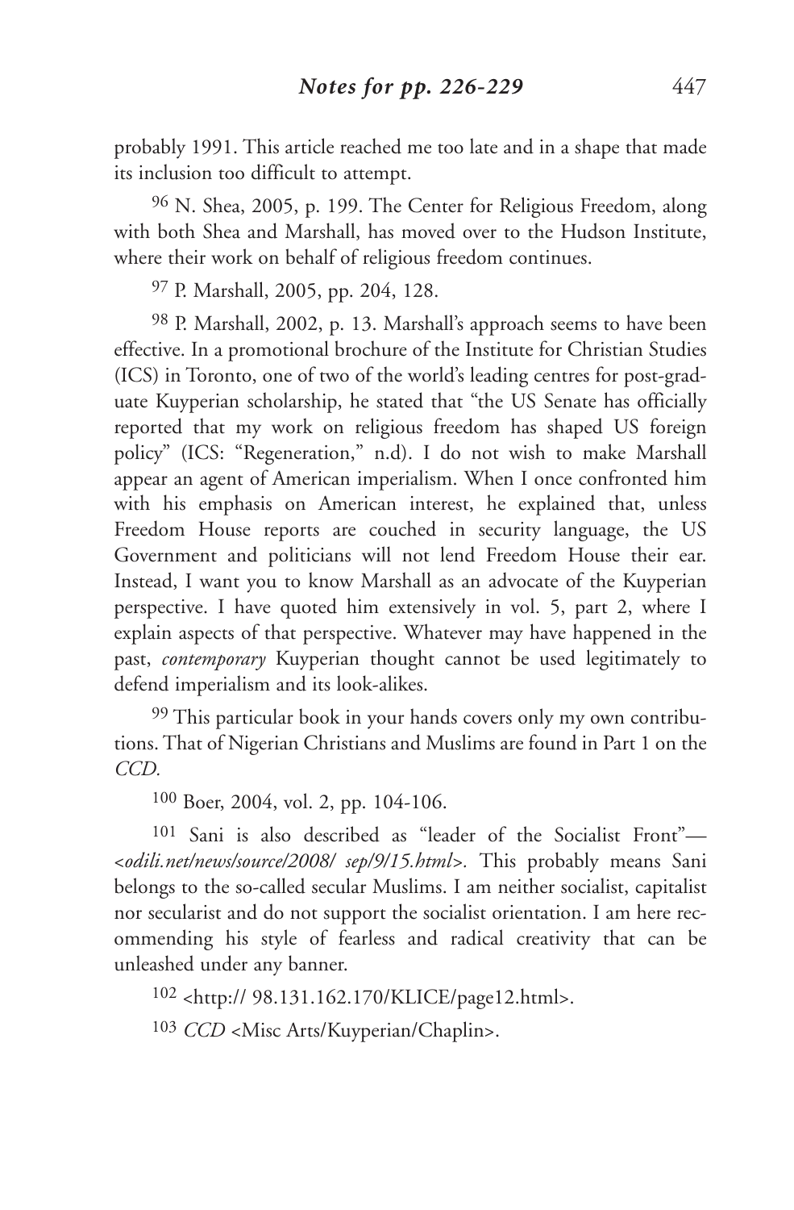probably 1991. This article reached me too late and in a shape that made its inclusion too difficult to attempt.

[96] N. Shea, 2005, p. 199. The Center for Religious Freedom, along with both Shea and Marshall, has moved over to the Hudson Institute, where their work on behalf of religious freedom continues.

[97] P. Marshall, 2005, pp. 204, 128.

[98] P. Marshall, 2002, p. 13. Marshall's approach seems to have been effective. In a promotional brochure of the Institute for Christian Studies (ICS) in Toronto, one of two of the world's leading centres for post-graduate Kuyperian scholarship, he stated that "the US Senate has officially reported that my work on religious freedom has shaped US foreign policy" (ICS: "Regeneration," n.d). I do not wish to make Marshall appear an agent of American imperialism. When I once confronted him with his emphasis on American interest, he explained that, unless Freedom House reports are couched in security language, the US Government and politicians will not lend Freedom House their ear. Instead, I want you to know Marshall as an advocate of the Kuyperian perspective. I have quoted him extensively in vol. 5, part 2, where I explain aspects of that perspective. Whatever may have happened in the past, *contemporary* Kuyperian thought cannot be used legitimately to defend imperialism and its look-alikes.

[99] This particular book in your hands covers only my own contributions. That of Nigerian Christians and Muslims are found in Part 1 on the *CCD.*

[100] Boer, 2004, vol. 2, pp. 104-106.

[101] Sani is also described as "leader of the Socialist Front"—<*odili.net/news/source/2008/ sep/9/15.html*>. This probably means Sani belongs to the so-called secular Muslims. I am neither socialist, capitalist nor secularist and do not support the socialist orientation. I am here recommending his style of fearless and radical creativity that can be unleashed under any banner.

[102] <http:// 98.131.162.170/KLICE/page12.html>.

[103] *CCD* <Misc Arts/Kuyperian/Chaplin>.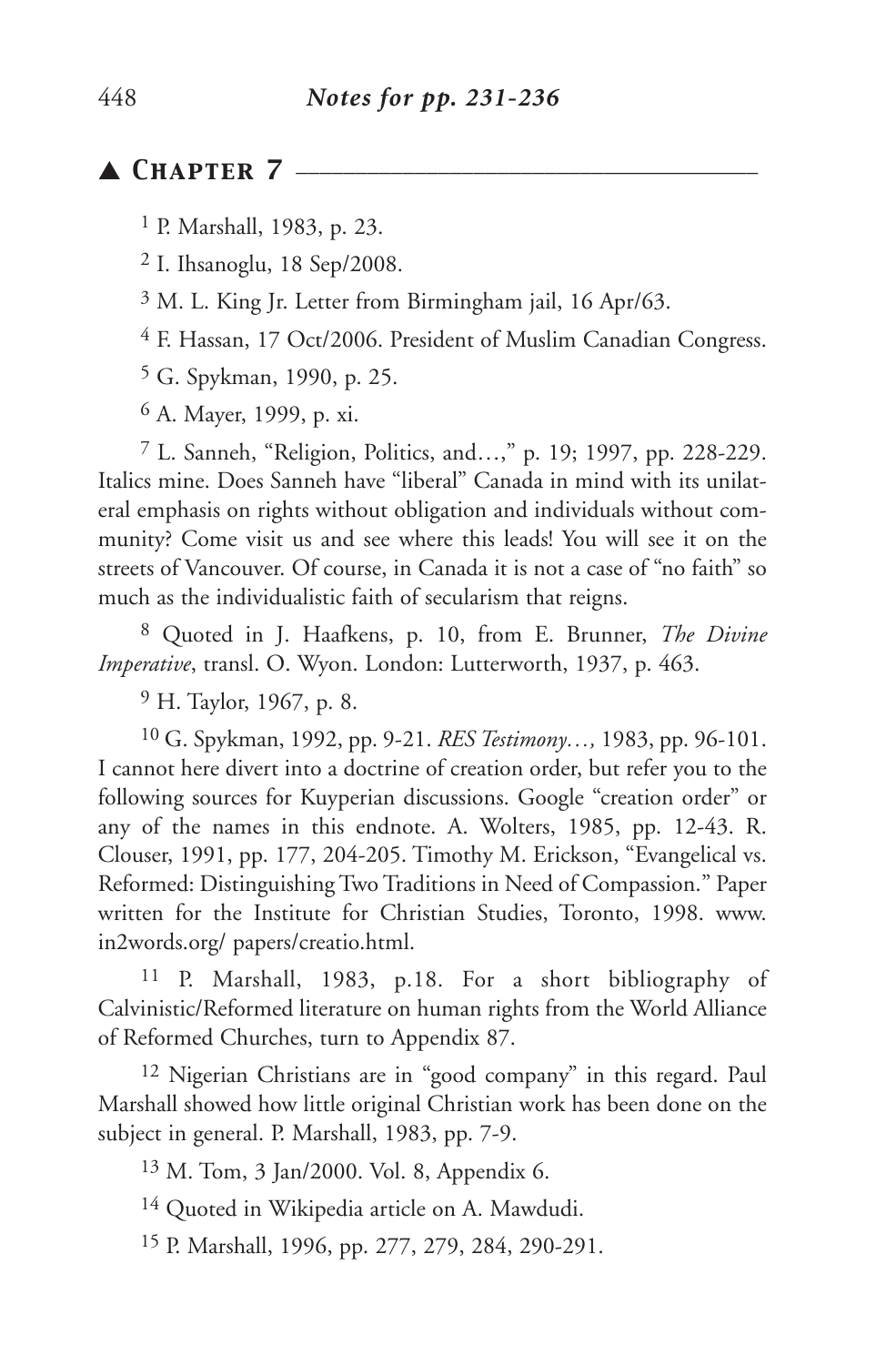## ▲ Chapter 7

1 P. Marshall, 1983, p. 23.

2 I. Ihsanoglu, 18 Sep/2008.

3 M. L. King Jr. Letter from Birmingham jail, 16 Apr/63.

4 F. Hassan, 17 Oct/2006. President of Muslim Canadian Congress.

5 G. Spykman, 1990, p. 25.

6 A. Mayer, 1999, p. xi.

7 L. Sanneh, "Religion, Politics, and…," p. 19; 1997, pp. 228-229. Italics mine. Does Sanneh have "liberal" Canada in mind with its unilateral emphasis on rights without obligation and individuals without community? Come visit us and see where this leads! You will see it on the streets of Vancouver. Of course, in Canada it is not a case of "no faith" so much as the individualistic faith of secularism that reigns.

8 Quoted in J. Haafkens, p. 10, from E. Brunner, *The Divine Imperative*, transl. O. Wyon. London: Lutterworth, 1937, p. 463.

9 H. Taylor, 1967, p. 8.

10 G. Spykman, 1992, pp. 9-21. *RES Testimony…,* 1983, pp. 96-101. I cannot here divert into a doctrine of creation order, but refer you to the following sources for Kuyperian discussions. Google "creation order" or any of the names in this endnote. A. Wolters, 1985, pp. 12-43. R. Clouser, 1991, pp. 177, 204-205. Timothy M. Erickson, "Evangelical vs. Reformed: Distinguishing Two Traditions in Need of Compassion." Paper written for the Institute for Christian Studies, Toronto, 1998. www.in2words.org/ papers/creatio.html.

11 P. Marshall, 1983, p.18. For a short bibliography of Calvinistic/Reformed literature on human rights from the World Alliance of Reformed Churches, turn to Appendix 87.

12 Nigerian Christians are in "good company" in this regard. Paul Marshall showed how little original Christian work has been done on the subject in general. P. Marshall, 1983, pp. 7-9.

13 M. Tom, 3 Jan/2000. Vol. 8, Appendix 6.

14 Quoted in Wikipedia article on A. Mawdudi.

15 P. Marshall, 1996, pp. 277, 279, 284, 290-291.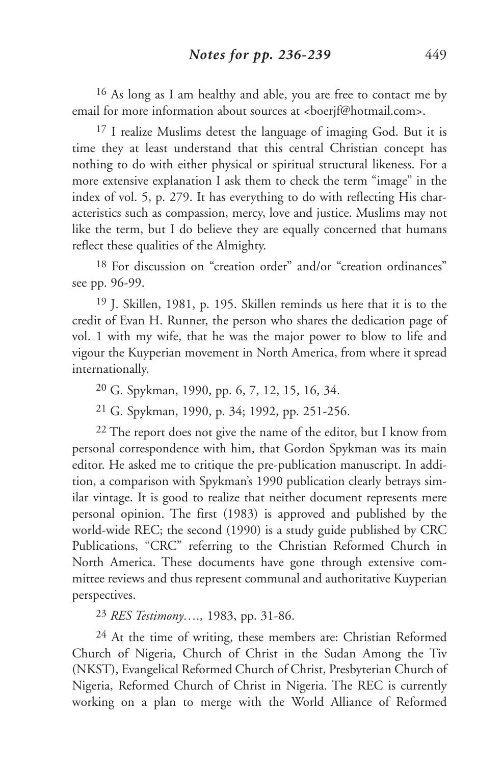[16] As long as I am healthy and able, you are free to contact me by email for more information about sources at <boerjf@hotmail.com>.

[17] I realize Muslims detest the language of imaging God. But it is time they at least understand that this central Christian concept has nothing to do with either physical or spiritual structural likeness. For a more extensive explanation I ask them to check the term "image" in the index of vol. 5, p. 279. It has everything to do with reflecting His characteristics such as compassion, mercy, love and justice. Muslims may not like the term, but I do believe they are equally concerned that humans reflect these qualities of the Almighty.

[18] For discussion on "creation order" and/or "creation ordinances" see pp. 96-99.

[19] J. Skillen, 1981, p. 195. Skillen reminds us here that it is to the credit of Evan H. Runner, the person who shares the dedication page of vol. 1 with my wife, that he was the major power to blow to life and vigour the Kuyperian movement in North America, from where it spread internationally.

[20] G. Spykman, 1990, pp. 6, 7, 12, 15, 16, 34.

[21] G. Spykman, 1990, p. 34; 1992, pp. 251-256.

[22] The report does not give the name of the editor, but I know from personal correspondence with him, that Gordon Spykman was its main editor. He asked me to critique the pre-publication manuscript. In addition, a comparison with Spykman's 1990 publication clearly betrays similar vintage. It is good to realize that neither document represents mere personal opinion. The first (1983) is approved and published by the world-wide REC; the second (1990) is a study guide published by CRC Publications, "CRC" referring to the Christian Reformed Church in North America. These documents have gone through extensive committee reviews and thus represent communal and authoritative Kuyperian perspectives.

[23] *RES Testimony….,* 1983, pp. 31-86.

[24] At the time of writing, these members are: Christian Reformed Church of Nigeria, Church of Christ in the Sudan Among the Tiv (NKST), Evangelical Reformed Church of Christ, Presbyterian Church of Nigeria, Reformed Church of Christ in Nigeria. The REC is currently working on a plan to merge with the World Alliance of Reformed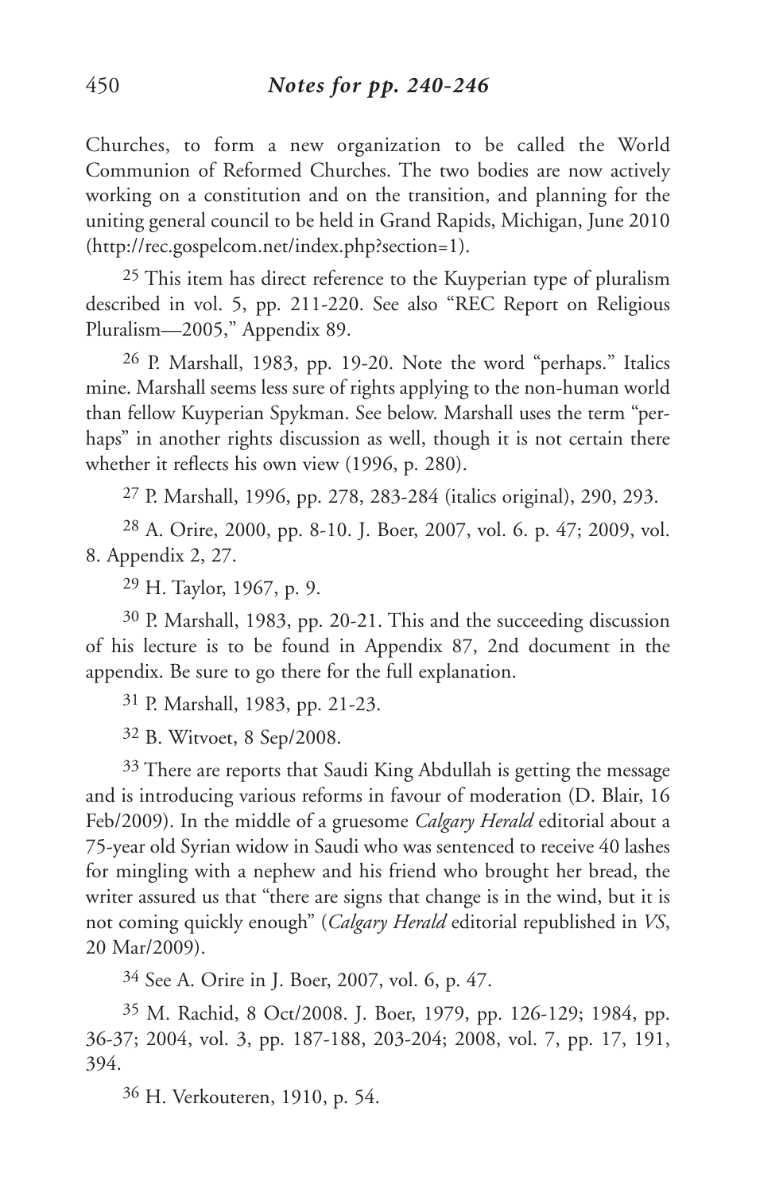Churches, to form a new organization to be called the World Communion of Reformed Churches. The two bodies are now actively working on a constitution and on the transition, and planning for the uniting general council to be held in Grand Rapids, Michigan, June 2010 (http://rec.gospelcom.net/index.php?section=1).

[25] This item has direct reference to the Kuyperian type of pluralism described in vol. 5, pp. 211-220. See also "REC Report on Religious Pluralism—2005," Appendix 89.

[26] P. Marshall, 1983, pp. 19-20. Note the word "perhaps." Italics mine. Marshall seems less sure of rights applying to the non-human world than fellow Kuyperian Spykman. See below. Marshall uses the term "perhaps" in another rights discussion as well, though it is not certain there whether it reflects his own view (1996, p. 280).

[27] P. Marshall, 1996, pp. 278, 283-284 (italics original), 290, 293.

[28] A. Orire, 2000, pp. 8-10. J. Boer, 2007, vol. 6. p. 47; 2009, vol. 8. Appendix 2, 27.

[29] H. Taylor, 1967, p. 9.

[30] P. Marshall, 1983, pp. 20-21. This and the succeeding discussion of his lecture is to be found in Appendix 87, 2nd document in the appendix. Be sure to go there for the full explanation.

[31] P. Marshall, 1983, pp. 21-23.

[32] B. Witvoet, 8 Sep/2008.

[33] There are reports that Saudi King Abdullah is getting the message and is introducing various reforms in favour of moderation (D. Blair, 16 Feb/2009). In the middle of a gruesome *Calgary Herald* editorial about a 75-year old Syrian widow in Saudi who was sentenced to receive 40 lashes for mingling with a nephew and his friend who brought her bread, the writer assured us that "there are signs that change is in the wind, but it is not coming quickly enough" (*Calgary Herald* editorial republished in *VS*, 20 Mar/2009).

[34] See A. Orire in J. Boer, 2007, vol. 6, p. 47.

[35] M. Rachid, 8 Oct/2008. J. Boer, 1979, pp. 126-129; 1984, pp. 36-37; 2004, vol. 3, pp. 187-188, 203-204; 2008, vol. 7, pp. 17, 191, 394.

[36] H. Verkouteren, 1910, p. 54.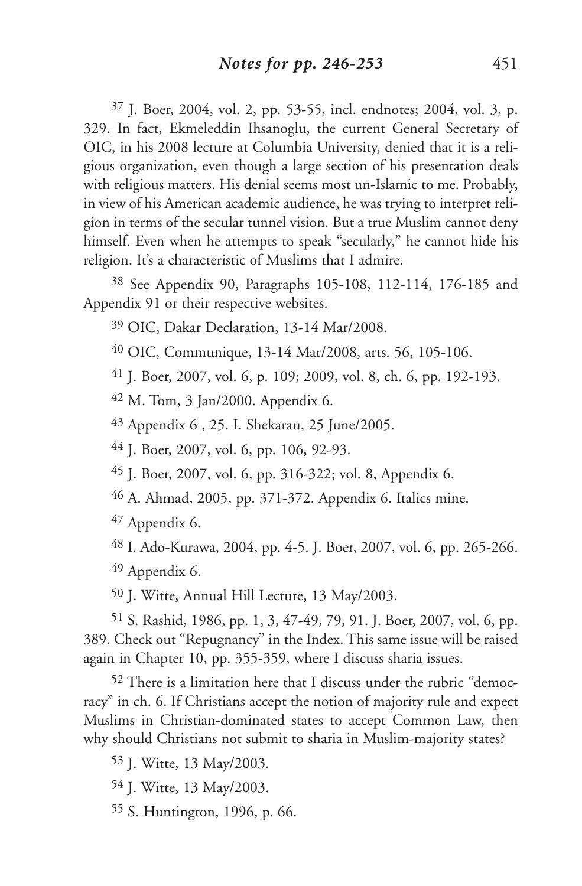[37] J. Boer, 2004, vol. 2, pp. 53-55, incl. endnotes; 2004, vol. 3, p. 329. In fact, Ekmeleddin Ihsanoglu, the current General Secretary of OIC, in his 2008 lecture at Columbia University, denied that it is a religious organization, even though a large section of his presentation deals with religious matters. His denial seems most un-Islamic to me. Probably, in view of his American academic audience, he was trying to interpret religion in terms of the secular tunnel vision. But a true Muslim cannot deny himself. Even when he attempts to speak "secularly," he cannot hide his religion. It's a characteristic of Muslims that I admire.

[38] See Appendix 90, Paragraphs 105-108, 112-114, 176-185 and Appendix 91 or their respective websites.

[39] OIC, Dakar Declaration, 13-14 Mar/2008.

[40] OIC, Communique, 13-14 Mar/2008, arts. 56, 105-106.

[41] J. Boer, 2007, vol. 6, p. 109; 2009, vol. 8, ch. 6, pp. 192-193.

[42] M. Tom, 3 Jan/2000. Appendix 6.

[43] Appendix 6 , 25. I. Shekarau, 25 June/2005.

[44] J. Boer, 2007, vol. 6, pp. 106, 92-93.

[45] J. Boer, 2007, vol. 6, pp. 316-322; vol. 8, Appendix 6.

[46] A. Ahmad, 2005, pp. 371-372. Appendix 6. Italics mine.

[47] Appendix 6.

[48] I. Ado-Kurawa, 2004, pp. 4-5. J. Boer, 2007, vol. 6, pp. 265-266.

[49] Appendix 6.

[50] J. Witte, Annual Hill Lecture, 13 May/2003.

[51] S. Rashid, 1986, pp. 1, 3, 47-49, 79, 91. J. Boer, 2007, vol. 6, pp. 389. Check out "Repugnancy" in the Index. This same issue will be raised again in Chapter 10, pp. 355-359, where I discuss sharia issues.

[52] There is a limitation here that I discuss under the rubric "democracy" in ch. 6. If Christians accept the notion of majority rule and expect Muslims in Christian-dominated states to accept Common Law, then why should Christians not submit to sharia in Muslim-majority states?

[53] J. Witte, 13 May/2003.

[54] J. Witte, 13 May/2003.

[55] S. Huntington, 1996, p. 66.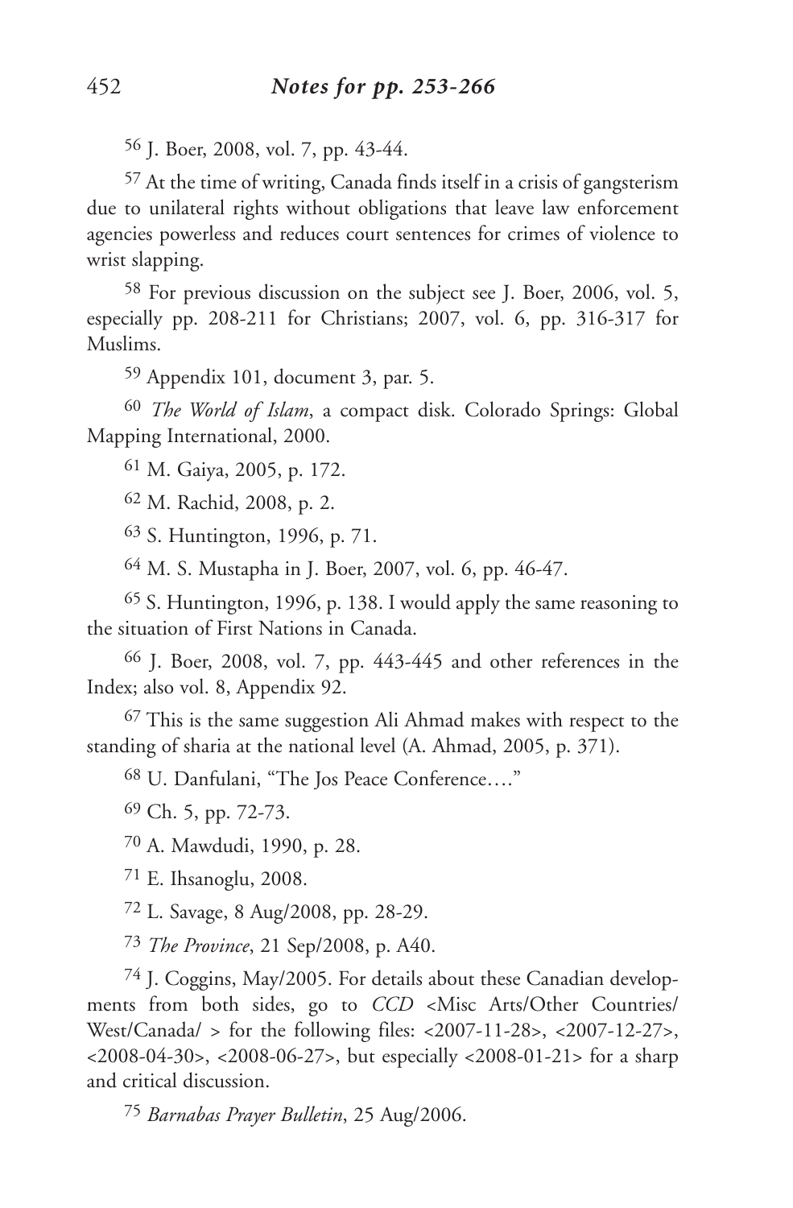## *Notes for pp. 253-266*

[56] J. Boer, 2008, vol. 7, pp. 43-44.

[57] At the time of writing, Canada finds itself in a crisis of gangsterism due to unilateral rights without obligations that leave law enforcement agencies powerless and reduces court sentences for crimes of violence to wrist slapping.

[58] For previous discussion on the subject see J. Boer, 2006, vol. 5, especially pp. 208-211 for Christians; 2007, vol. 6, pp. 316-317 for Muslims.

[59] Appendix 101, document 3, par. 5.

[60] *The World of Islam*, a compact disk. Colorado Springs: Global Mapping International, 2000.

[61] M. Gaiya, 2005, p. 172.

[62] M. Rachid, 2008, p. 2.

[63] S. Huntington, 1996, p. 71.

[64] M. S. Mustapha in J. Boer, 2007, vol. 6, pp. 46-47.

[65] S. Huntington, 1996, p. 138. I would apply the same reasoning to the situation of First Nations in Canada.

[66] J. Boer, 2008, vol. 7, pp. 443-445 and other references in the Index; also vol. 8, Appendix 92.

[67] This is the same suggestion Ali Ahmad makes with respect to the standing of sharia at the national level (A. Ahmad, 2005, p. 371).

[68] U. Danfulani, "The Jos Peace Conference…."

[69] Ch. 5, pp. 72-73.

[70] A. Mawdudi, 1990, p. 28.

[71] E. Ihsanoglu, 2008.

[72] L. Savage, 8 Aug/2008, pp. 28-29.

[73] *The Province*, 21 Sep/2008, p. A40.

[74] J. Coggins, May/2005. For details about these Canadian developments from both sides, go to *CCD* <Misc Arts/Other Countries/ West/Canada/ > for the following files: <2007-11-28>, <2007-12-27>, <2008-04-30>, <2008-06-27>, but especially <2008-01-21> for a sharp and critical discussion.

[75] *Barnabas Prayer Bulletin*, 25 Aug/2006.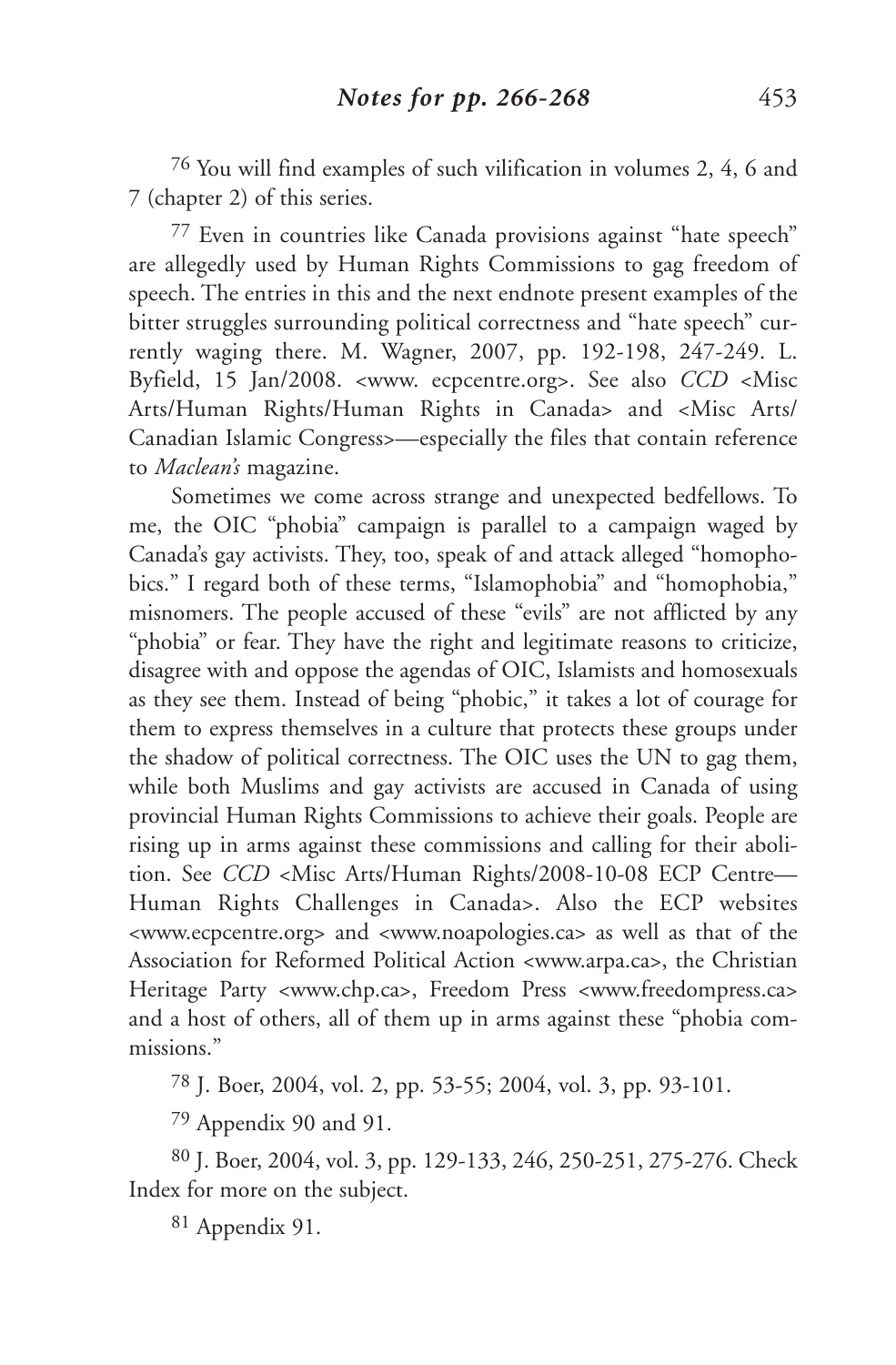[76] You will find examples of such vilification in volumes 2, 4, 6 and 7 (chapter 2) of this series.

[77] Even in countries like Canada provisions against "hate speech" are allegedly used by Human Rights Commissions to gag freedom of speech. The entries in this and the next endnote present examples of the bitter struggles surrounding political correctness and "hate speech" currently waging there. M. Wagner, 2007, pp. 192-198, 247-249. L. Byfield, 15 Jan/2008. <www. ecpcentre.org>. See also *CCD* <Misc Arts/Human Rights/Human Rights in Canada> and <Misc Arts/ Canadian Islamic Congress>—especially the files that contain reference to *Maclean's* magazine.

Sometimes we come across strange and unexpected bedfellows. To me, the OIC "phobia" campaign is parallel to a campaign waged by Canada's gay activists. They, too, speak of and attack alleged "homophobics." I regard both of these terms, "Islamophobia" and "homophobia," misnomers. The people accused of these "evils" are not afflicted by any "phobia" or fear. They have the right and legitimate reasons to criticize, disagree with and oppose the agendas of OIC, Islamists and homosexuals as they see them. Instead of being "phobic," it takes a lot of courage for them to express themselves in a culture that protects these groups under the shadow of political correctness. The OIC uses the UN to gag them, while both Muslims and gay activists are accused in Canada of using provincial Human Rights Commissions to achieve their goals. People are rising up in arms against these commissions and calling for their abolition. See *CCD* <Misc Arts/Human Rights/2008-10-08 ECP Centre—Human Rights Challenges in Canada>. Also the ECP websites <www.ecpcentre.org> and <www.noapologies.ca> as well as that of the Association for Reformed Political Action <www.arpa.ca>, the Christian Heritage Party <www.chp.ca>, Freedom Press <www.freedompress.ca> and a host of others, all of them up in arms against these "phobia commissions."

[78] J. Boer, 2004, vol. 2, pp. 53-55; 2004, vol. 3, pp. 93-101.

[79] Appendix 90 and 91.

[80] J. Boer, 2004, vol. 3, pp. 129-133, 246, 250-251, 275-276. Check Index for more on the subject.

[81] Appendix 91.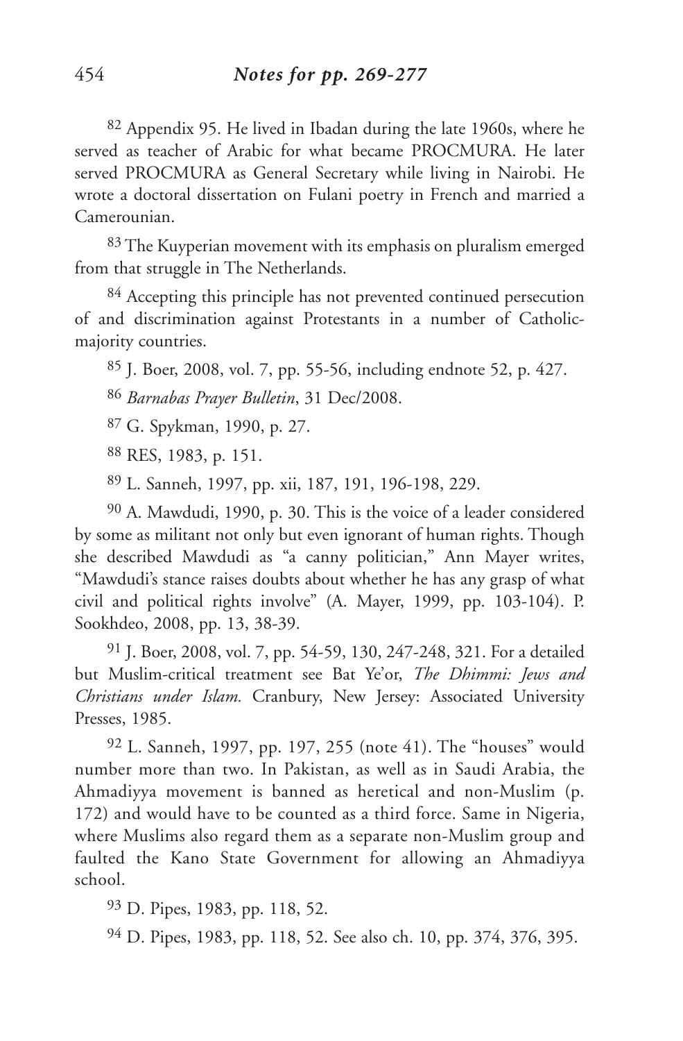[82] Appendix 95. He lived in Ibadan during the late 1960s, where he served as teacher of Arabic for what became PROCMURA. He later served PROCMURA as General Secretary while living in Nairobi. He wrote a doctoral dissertation on Fulani poetry in French and married a Camerounian.

[83] The Kuyperian movement with its emphasis on pluralism emerged from that struggle in The Netherlands.

[84] Accepting this principle has not prevented continued persecution of and discrimination against Protestants in a number of Catholic-majority countries.

[85] J. Boer, 2008, vol. 7, pp. 55-56, including endnote 52, p. 427.

[86] *Barnabas Prayer Bulletin*, 31 Dec/2008.

[87] G. Spykman, 1990, p. 27.

[88] RES, 1983, p. 151.

[89] L. Sanneh, 1997, pp. xii, 187, 191, 196-198, 229.

[90] A. Mawdudi, 1990, p. 30. This is the voice of a leader considered by some as militant not only but even ignorant of human rights. Though she described Mawdudi as "a canny politician," Ann Mayer writes, "Mawdudi's stance raises doubts about whether he has any grasp of what civil and political rights involve" (A. Mayer, 1999, pp. 103-104). P. Sookhdeo, 2008, pp. 13, 38-39.

[91] J. Boer, 2008, vol. 7, pp. 54-59, 130, 247-248, 321. For a detailed but Muslim-critical treatment see Bat Ye'or, *The Dhimmi: Jews and Christians under Islam.* Cranbury, New Jersey: Associated University Presses, 1985.

[92] L. Sanneh, 1997, pp. 197, 255 (note 41). The "houses" would number more than two. In Pakistan, as well as in Saudi Arabia, the Ahmadiyya movement is banned as heretical and non-Muslim (p. 172) and would have to be counted as a third force. Same in Nigeria, where Muslims also regard them as a separate non-Muslim group and faulted the Kano State Government for allowing an Ahmadiyya school.

[93] D. Pipes, 1983, pp. 118, 52.

[94] D. Pipes, 1983, pp. 118, 52. See also ch. 10, pp. 374, 376, 395.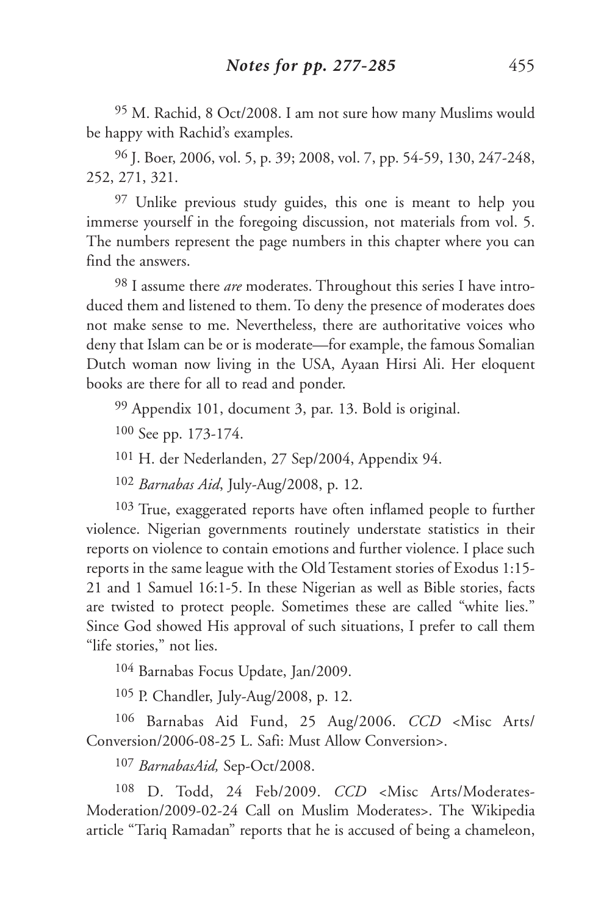[95] M. Rachid, 8 Oct/2008. I am not sure how many Muslims would be happy with Rachid's examples.

[96] J. Boer, 2006, vol. 5, p. 39; 2008, vol. 7, pp. 54-59, 130, 247-248, 252, 271, 321.

[97] Unlike previous study guides, this one is meant to help you immerse yourself in the foregoing discussion, not materials from vol. 5. The numbers represent the page numbers in this chapter where you can find the answers.

[98] I assume there *are* moderates. Throughout this series I have introduced them and listened to them. To deny the presence of moderates does not make sense to me. Nevertheless, there are authoritative voices who deny that Islam can be or is moderate—for example, the famous Somalian Dutch woman now living in the USA, Ayaan Hirsi Ali. Her eloquent books are there for all to read and ponder.

[99] Appendix 101, document 3, par. 13. Bold is original.

[100] See pp. 173-174.

[101] H. der Nederlanden, 27 Sep/2004, Appendix 94.

[102] *Barnabas Aid*, July-Aug/2008, p. 12.

[103] True, exaggerated reports have often inflamed people to further violence. Nigerian governments routinely understate statistics in their reports on violence to contain emotions and further violence. I place such reports in the same league with the Old Testament stories of Exodus 1:15-21 and 1 Samuel 16:1-5. In these Nigerian as well as Bible stories, facts are twisted to protect people. Sometimes these are called "white lies." Since God showed His approval of such situations, I prefer to call them "life stories," not lies.

[104] Barnabas Focus Update, Jan/2009.

[105] P. Chandler, July-Aug/2008, p. 12.

[106] Barnabas Aid Fund, 25 Aug/2006. *CCD* <Misc Arts/Conversion/2006-08-25 L. Safi: Must Allow Conversion>.

[107] *BarnabasAid,* Sep-Oct/2008.

[108] D. Todd, 24 Feb/2009. *CCD* <Misc Arts/Moderates-Moderation/2009-02-24 Call on Muslim Moderates>. The Wikipedia article "Tariq Ramadan" reports that he is accused of being a chameleon,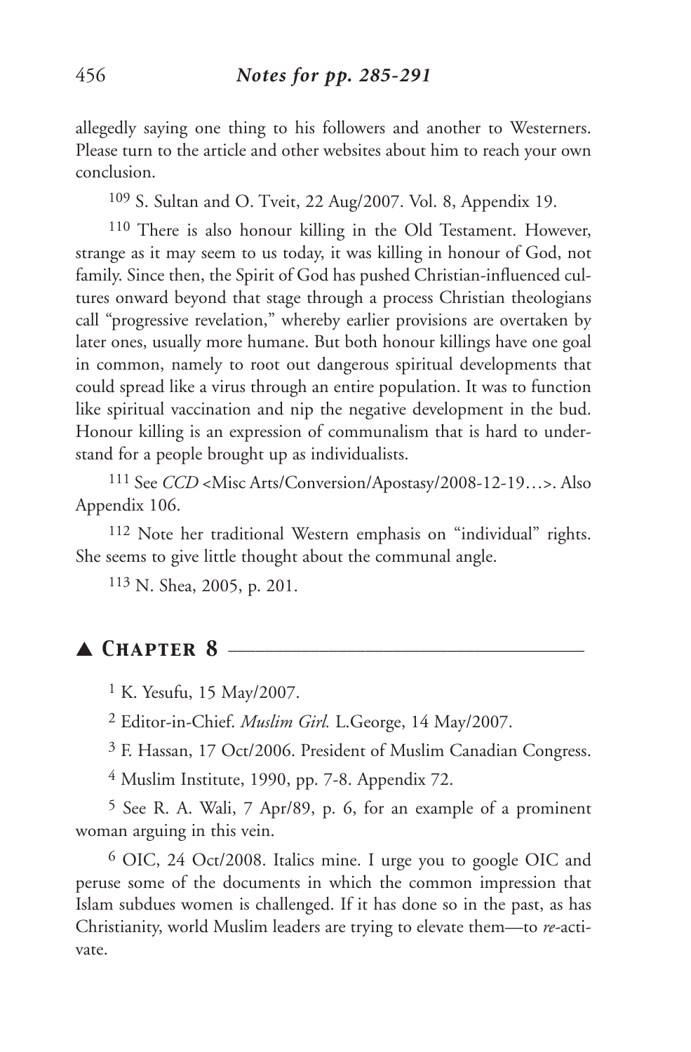allegedly saying one thing to his followers and another to Westerners. Please turn to the article and other websites about him to reach your own conclusion.

109 S. Sultan and O. Tveit, 22 Aug/2007. Vol. 8, Appendix 19.

110 There is also honour killing in the Old Testament. However, strange as it may seem to us today, it was killing in honour of God, not family. Since then, the Spirit of God has pushed Christian-influenced cultures onward beyond that stage through a process Christian theologians call "progressive revelation," whereby earlier provisions are overtaken by later ones, usually more humane. But both honour killings have one goal in common, namely to root out dangerous spiritual developments that could spread like a virus through an entire population. It was to function like spiritual vaccination and nip the negative development in the bud. Honour killing is an expression of communalism that is hard to understand for a people brought up as individualists.

111 See *CCD* <Misc Arts/Conversion/Apostasy/2008-12-19…>. Also Appendix 106.

112 Note her traditional Western emphasis on "individual" rights. She seems to give little thought about the communal angle.

113 N. Shea, 2005, p. 201.

## ▲ *Chapter 8*

1 K. Yesufu, 15 May/2007.

2 Editor-in-Chief. *Muslim Girl.* L.George, 14 May/2007.

3 F. Hassan, 17 Oct/2006. President of Muslim Canadian Congress.

4 Muslim Institute, 1990, pp. 7-8. Appendix 72.

5 See R. A. Wali, 7 Apr/89, p. 6, for an example of a prominent woman arguing in this vein.

6 OIC, 24 Oct/2008. Italics mine. I urge you to google OIC and peruse some of the documents in which the common impression that Islam subdues women is challenged. If it has done so in the past, as has Christianity, world Muslim leaders are trying to elevate them—to *re*-activate.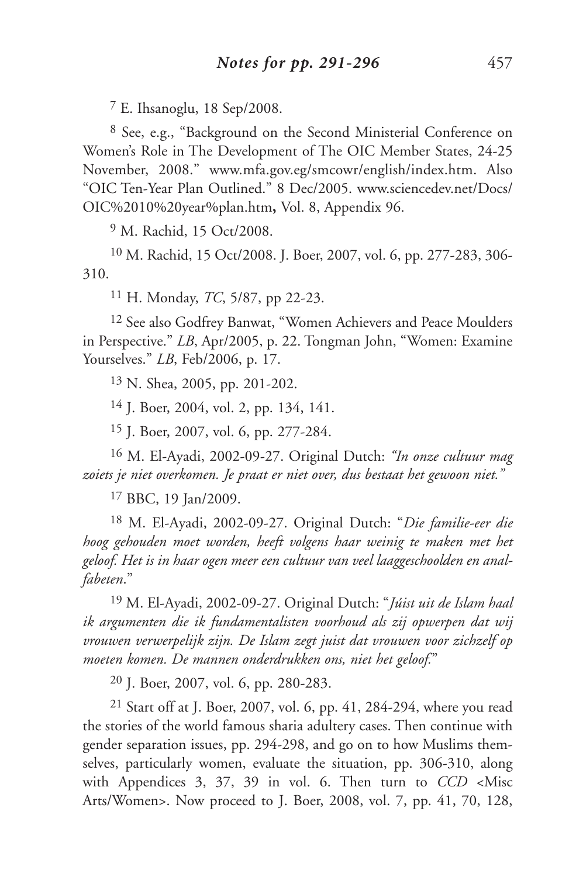7 E. Ihsanoglu, 18 Sep/2008.

8 See, e.g., "Background on the Second Ministerial Conference on Women's Role in The Development of The OIC Member States, 24-25 November, 2008." www.mfa.gov.eg/smcowr/english/index.htm. Also "OIC Ten-Year Plan Outlined." 8 Dec/2005. www.sciencedev.net/Docs/OIC%2010%20year%plan.htm**,** Vol. 8, Appendix 96.

9 M. Rachid, 15 Oct/2008.

10 M. Rachid, 15 Oct/2008. J. Boer, 2007, vol. 6, pp. 277-283, 306-310.

11 H. Monday, *TC*, 5/87, pp 22-23.

12 See also Godfrey Banwat, "Women Achievers and Peace Moulders in Perspective." *LB*, Apr/2005, p. 22. Tongman John, "Women: Examine Yourselves." *LB*, Feb/2006, p. 17.

13 N. Shea, 2005, pp. 201-202.

14 J. Boer, 2004, vol. 2, pp. 134, 141.

15 J. Boer, 2007, vol. 6, pp. 277-284.

16 M. El-Ayadi, 2002-09-27. Original Dutch: *"In onze cultuur mag zoiets je niet overkomen. Je praat er niet over, dus bestaat het gewoon niet."*

17 BBC, 19 Jan/2009.

18 M. El-Ayadi, 2002-09-27. Original Dutch: "*Die familie-eer die hoog gehouden moet worden, heeft volgens haar weinig te maken met het geloof. Het is in haar ogen meer een cultuur van veel laaggeschoolden en analfabeten*."

19 M. El-Ayadi, 2002-09-27. Original Dutch: "*Júist uit de Islam haal ik argumenten die ik fundamentalisten voorhoud als zij opwerpen dat wij vrouwen verwerpelijk zijn. De Islam zegt juist dat vrouwen voor zichzelf op moeten komen. De mannen onderdrukken ons, niet het geloof.*"

20 J. Boer, 2007, vol. 6, pp. 280-283.

21 Start off at J. Boer, 2007, vol. 6, pp. 41, 284-294, where you read the stories of the world famous sharia adultery cases. Then continue with gender separation issues, pp. 294-298, and go on to how Muslims themselves, particularly women, evaluate the situation, pp. 306-310, along with Appendices 3, 37, 39 in vol. 6. Then turn to *CCD* <Misc Arts/Women>. Now proceed to J. Boer, 2008, vol. 7, pp. 41, 70, 128,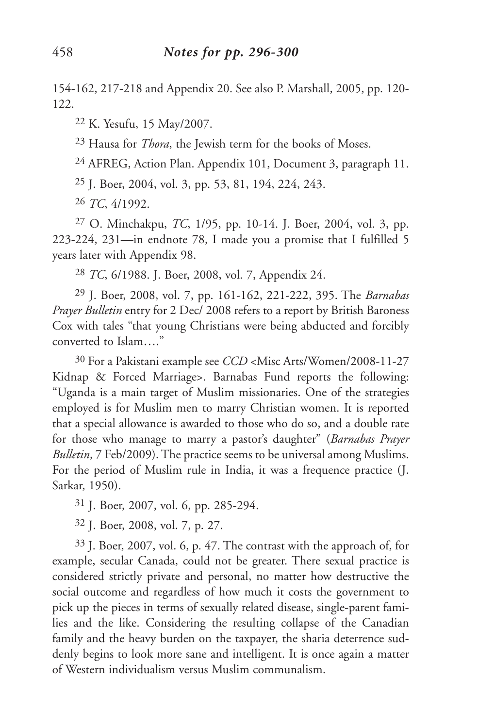154-162, 217-218 and Appendix 20. See also P. Marshall, 2005, pp. 120-122.

[22] K. Yesufu, 15 May/2007.

[23] Hausa for *Thora*, the Jewish term for the books of Moses.

[24] AFREG, Action Plan. Appendix 101, Document 3, paragraph 11.

[25] J. Boer, 2004, vol. 3, pp. 53, 81, 194, 224, 243.

[26] *TC*, 4/1992.

[27] O. Minchakpu, *TC*, 1/95, pp. 10-14. J. Boer, 2004, vol. 3, pp. 223-224, 231—in endnote 78, I made you a promise that I fulfilled 5 years later with Appendix 98.

[28] *TC*, 6/1988. J. Boer, 2008, vol. 7, Appendix 24.

[29] J. Boer, 2008, vol. 7, pp. 161-162, 221-222, 395. The *Barnabas Prayer Bulletin* entry for 2 Dec/ 2008 refers to a report by British Baroness Cox with tales "that young Christians were being abducted and forcibly converted to Islam…."

[30] For a Pakistani example see *CCD* <Misc Arts/Women/2008-11-27 Kidnap & Forced Marriage>. Barnabas Fund reports the following: "Uganda is a main target of Muslim missionaries. One of the strategies employed is for Muslim men to marry Christian women. It is reported that a special allowance is awarded to those who do so, and a double rate for those who manage to marry a pastor's daughter" (*Barnabas Prayer Bulletin*, 7 Feb/2009). The practice seems to be universal among Muslims. For the period of Muslim rule in India, it was a frequence practice (J. Sarkar, 1950).

[31] J. Boer, 2007, vol. 6, pp. 285-294.

[32] J. Boer, 2008, vol. 7, p. 27.

[33] J. Boer, 2007, vol. 6, p. 47. The contrast with the approach of, for example, secular Canada, could not be greater. There sexual practice is considered strictly private and personal, no matter how destructive the social outcome and regardless of how much it costs the government to pick up the pieces in terms of sexually related disease, single-parent families and the like. Considering the resulting collapse of the Canadian family and the heavy burden on the taxpayer, the sharia deterrence suddenly begins to look more sane and intelligent. It is once again a matter of Western individualism versus Muslim communalism.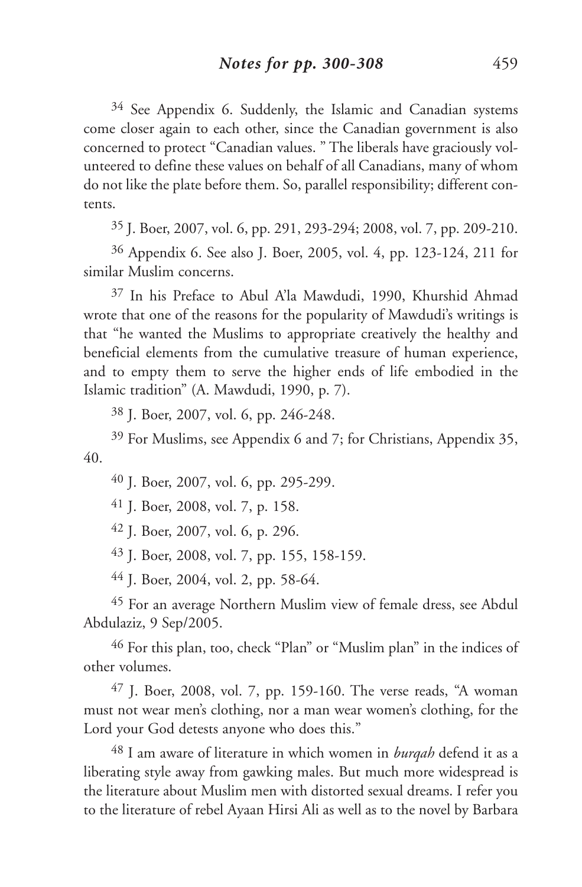[34] See Appendix 6. Suddenly, the Islamic and Canadian systems come closer again to each other, since the Canadian government is also concerned to protect "Canadian values. " The liberals have graciously volunteered to define these values on behalf of all Canadians, many of whom do not like the plate before them. So, parallel responsibility; different contents.

[35] J. Boer, 2007, vol. 6, pp. 291, 293-294; 2008, vol. 7, pp. 209-210.

[36] Appendix 6. See also J. Boer, 2005, vol. 4, pp. 123-124, 211 for similar Muslim concerns.

[37] In his Preface to Abul A'la Mawdudi, 1990, Khurshid Ahmad wrote that one of the reasons for the popularity of Mawdudi's writings is that "he wanted the Muslims to appropriate creatively the healthy and beneficial elements from the cumulative treasure of human experience, and to empty them to serve the higher ends of life embodied in the Islamic tradition" (A. Mawdudi, 1990, p. 7).

[38] J. Boer, 2007, vol. 6, pp. 246-248.

[39] For Muslims, see Appendix 6 and 7; for Christians, Appendix 35, 40.

[40] J. Boer, 2007, vol. 6, pp. 295-299.

[41] J. Boer, 2008, vol. 7, p. 158.

[42] J. Boer, 2007, vol. 6, p. 296.

[43] J. Boer, 2008, vol. 7, pp. 155, 158-159.

[44] J. Boer, 2004, vol. 2, pp. 58-64.

[45] For an average Northern Muslim view of female dress, see Abdul Abdulaziz, 9 Sep/2005.

[46] For this plan, too, check "Plan" or "Muslim plan" in the indices of other volumes.

[47] J. Boer, 2008, vol. 7, pp. 159-160. The verse reads, "A woman must not wear men's clothing, nor a man wear women's clothing, for the Lord your God detests anyone who does this."

[48] I am aware of literature in which women in *burqah* defend it as a liberating style away from gawking males. But much more widespread is the literature about Muslim men with distorted sexual dreams. I refer you to the literature of rebel Ayaan Hirsi Ali as well as to the novel by Barbara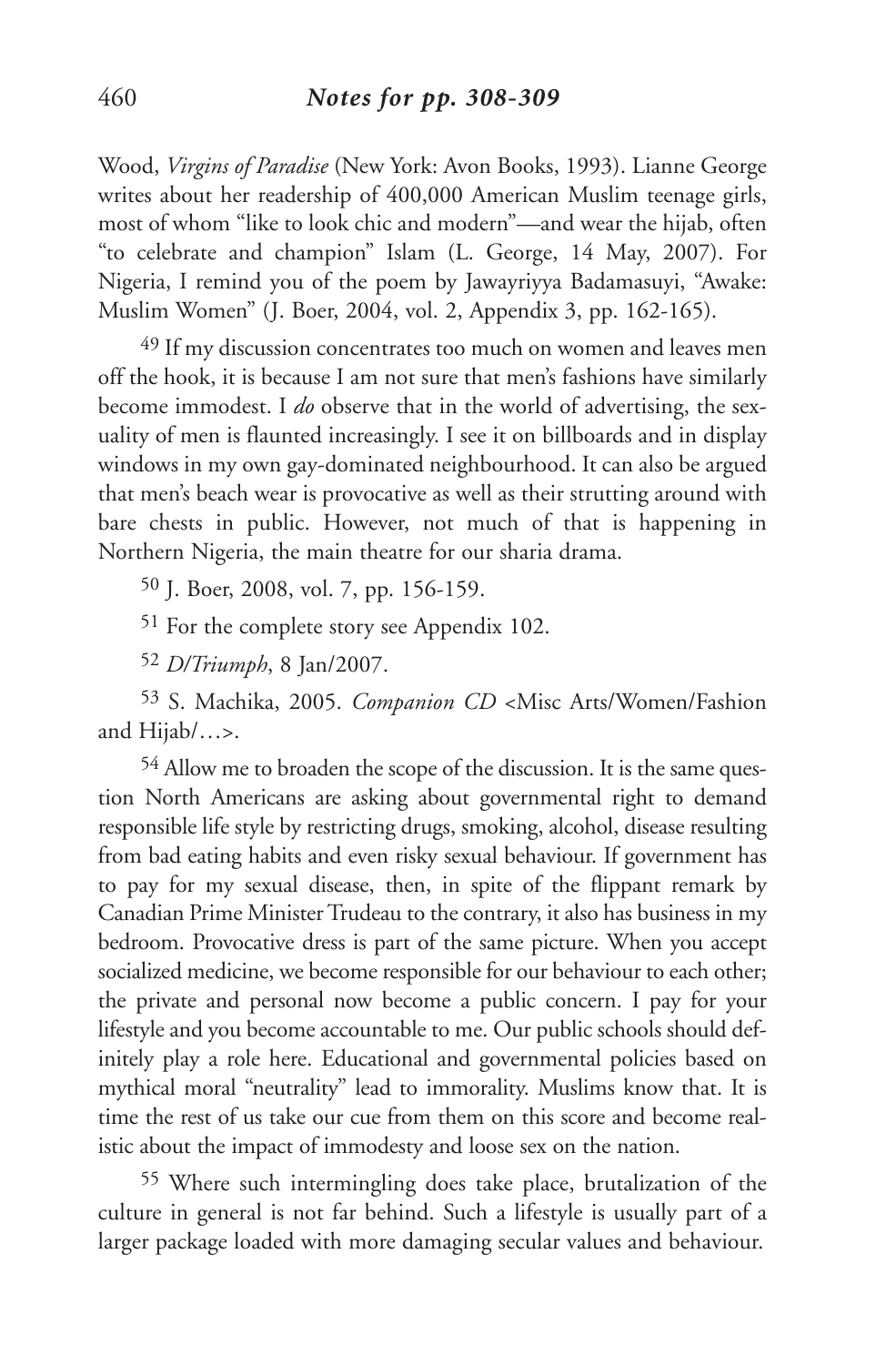Wood, *Virgins of Paradise* (New York: Avon Books, 1993). Lianne George writes about her readership of 400,000 American Muslim teenage girls, most of whom "like to look chic and modern"—and wear the hijab, often "to celebrate and champion" Islam (L. George, 14 May, 2007). For Nigeria, I remind you of the poem by Jawayriyya Badamasuyi, "Awake: Muslim Women" (J. Boer, 2004, vol. 2, Appendix 3, pp. 162-165).

[49] If my discussion concentrates too much on women and leaves men off the hook, it is because I am not sure that men's fashions have similarly become immodest. I *do* observe that in the world of advertising, the sexuality of men is flaunted increasingly. I see it on billboards and in display windows in my own gay-dominated neighbourhood. It can also be argued that men's beach wear is provocative as well as their strutting around with bare chests in public. However, not much of that is happening in Northern Nigeria, the main theatre for our sharia drama.

[50] J. Boer, 2008, vol. 7, pp. 156-159.

[51] For the complete story see Appendix 102.

[52] *D/Triumph*, 8 Jan/2007.

[53] S. Machika, 2005. *Companion CD* <Misc Arts/Women/Fashion and Hijab/…>.

[54] Allow me to broaden the scope of the discussion. It is the same question North Americans are asking about governmental right to demand responsible life style by restricting drugs, smoking, alcohol, disease resulting from bad eating habits and even risky sexual behaviour. If government has to pay for my sexual disease, then, in spite of the flippant remark by Canadian Prime Minister Trudeau to the contrary, it also has business in my bedroom. Provocative dress is part of the same picture. When you accept socialized medicine, we become responsible for our behaviour to each other; the private and personal now become a public concern. I pay for your lifestyle and you become accountable to me. Our public schools should definitely play a role here. Educational and governmental policies based on mythical moral "neutrality" lead to immorality. Muslims know that. It is time the rest of us take our cue from them on this score and become realistic about the impact of immodesty and loose sex on the nation.

[55] Where such intermingling does take place, brutalization of the culture in general is not far behind. Such a lifestyle is usually part of a larger package loaded with more damaging secular values and behaviour.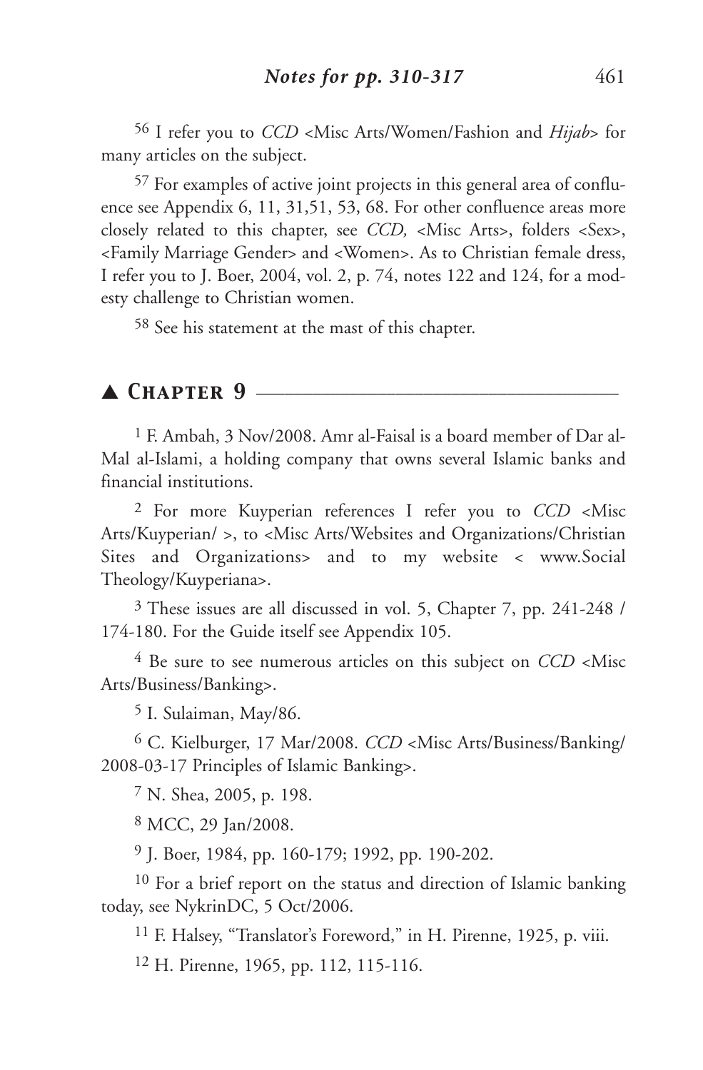[56] I refer you to *CCD* <Misc Arts/Women/Fashion and *Hijab*> for many articles on the subject.

[57] For examples of active joint projects in this general area of confluence see Appendix 6, 11, 31,51, 53, 68. For other confluence areas more closely related to this chapter, see *CCD,* <Misc Arts>, folders <Sex>, <Family Marriage Gender> and <Women>. As to Christian female dress, I refer you to J. Boer, 2004, vol. 2, p. 74, notes 122 and 124, for a modesty challenge to Christian women.

[58] See his statement at the mast of this chapter.

## ▲ Chapter 9

[1] F. Ambah, 3 Nov/2008. Amr al-Faisal is a board member of Dar al-Mal al-Islami, a holding company that owns several Islamic banks and financial institutions.

[2] For more Kuyperian references I refer you to *CCD* <Misc Arts/Kuyperian/ >, to <Misc Arts/Websites and Organizations/Christian Sites and Organizations> and to my website < www.Social Theology/Kuyperiana>.

[3] These issues are all discussed in vol. 5, Chapter 7, pp. 241-248 / 174-180. For the Guide itself see Appendix 105.

[4] Be sure to see numerous articles on this subject on *CCD* <Misc Arts/Business/Banking>.

[5] I. Sulaiman, May/86.

[6] C. Kielburger, 17 Mar/2008. *CCD* <Misc Arts/Business/Banking/ 2008-03-17 Principles of Islamic Banking>.

[7] N. Shea, 2005, p. 198.

[8] MCC, 29 Jan/2008.

[9] J. Boer, 1984, pp. 160-179; 1992, pp. 190-202.

[10] For a brief report on the status and direction of Islamic banking today, see NykrinDC, 5 Oct/2006.

[11] F. Halsey, "Translator's Foreword," in H. Pirenne, 1925, p. viii.

[12] H. Pirenne, 1965, pp. 112, 115-116.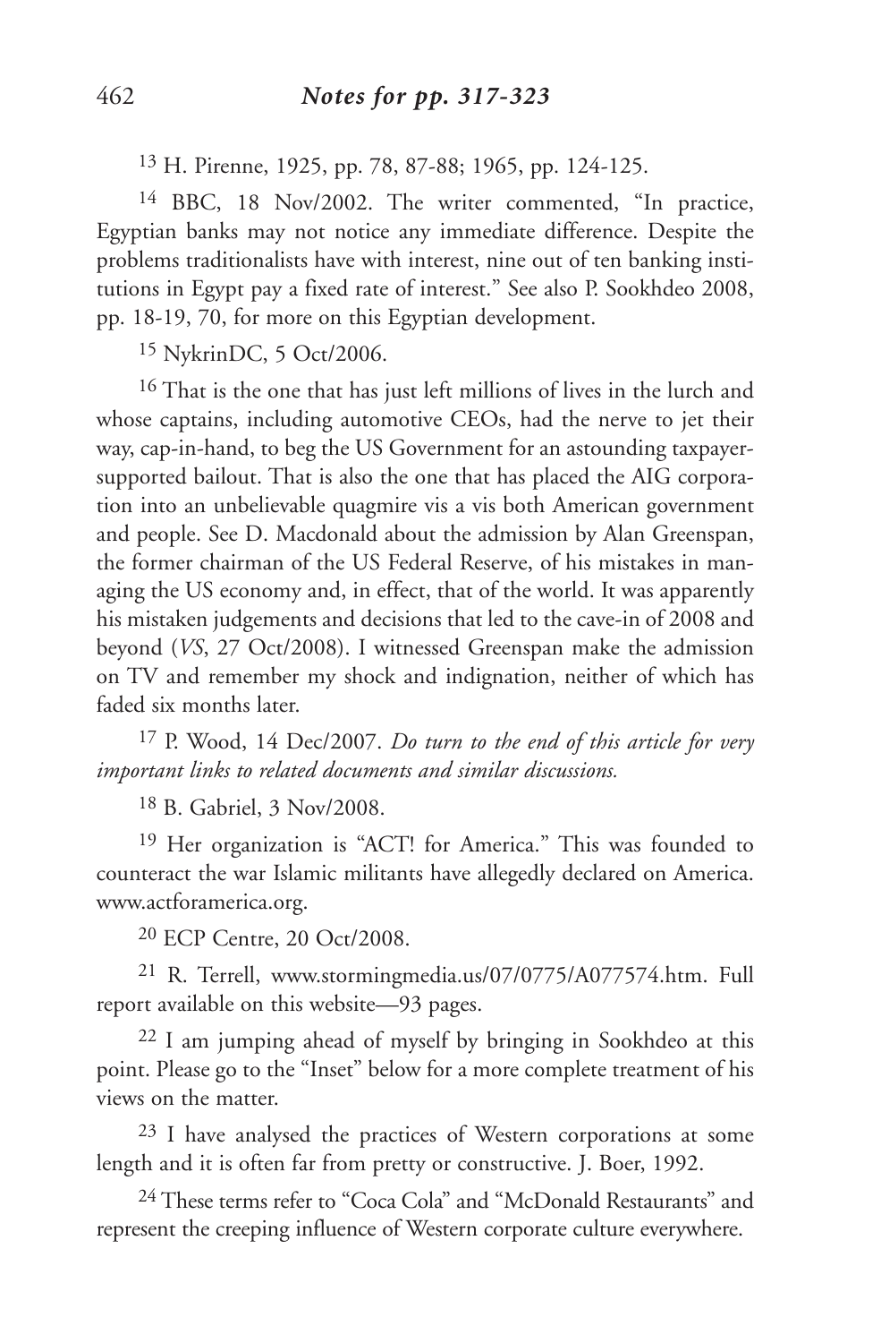[13] H. Pirenne, 1925, pp. 78, 87-88; 1965, pp. 124-125.

[14] BBC, 18 Nov/2002. The writer commented, "In practice, Egyptian banks may not notice any immediate difference. Despite the problems traditionalists have with interest, nine out of ten banking institutions in Egypt pay a fixed rate of interest." See also P. Sookhdeo 2008, pp. 18-19, 70, for more on this Egyptian development.

[15] NykrinDC, 5 Oct/2006.

[16] That is the one that has just left millions of lives in the lurch and whose captains, including automotive CEOs, had the nerve to jet their way, cap-in-hand, to beg the US Government for an astounding taxpayer-supported bailout. That is also the one that has placed the AIG corporation into an unbelievable quagmire vis a vis both American government and people. See D. Macdonald about the admission by Alan Greenspan, the former chairman of the US Federal Reserve, of his mistakes in managing the US economy and, in effect, that of the world. It was apparently his mistaken judgements and decisions that led to the cave-in of 2008 and beyond (*VS*, 27 Oct/2008). I witnessed Greenspan make the admission on TV and remember my shock and indignation, neither of which has faded six months later.

[17] P. Wood, 14 Dec/2007. *Do turn to the end of this article for very important links to related documents and similar discussions.*

[18] B. Gabriel, 3 Nov/2008.

[19] Her organization is "ACT! for America." This was founded to counteract the war Islamic militants have allegedly declared on America. www.actforamerica.org.

[20] ECP Centre, 20 Oct/2008.

[21] R. Terrell, www.stormingmedia.us/07/0775/A077574.htm. Full report available on this website—93 pages.

[22] I am jumping ahead of myself by bringing in Sookhdeo at this point. Please go to the "Inset" below for a more complete treatment of his views on the matter.

[23] I have analysed the practices of Western corporations at some length and it is often far from pretty or constructive. J. Boer, 1992.

[24] These terms refer to "Coca Cola" and "McDonald Restaurants" and represent the creeping influence of Western corporate culture everywhere.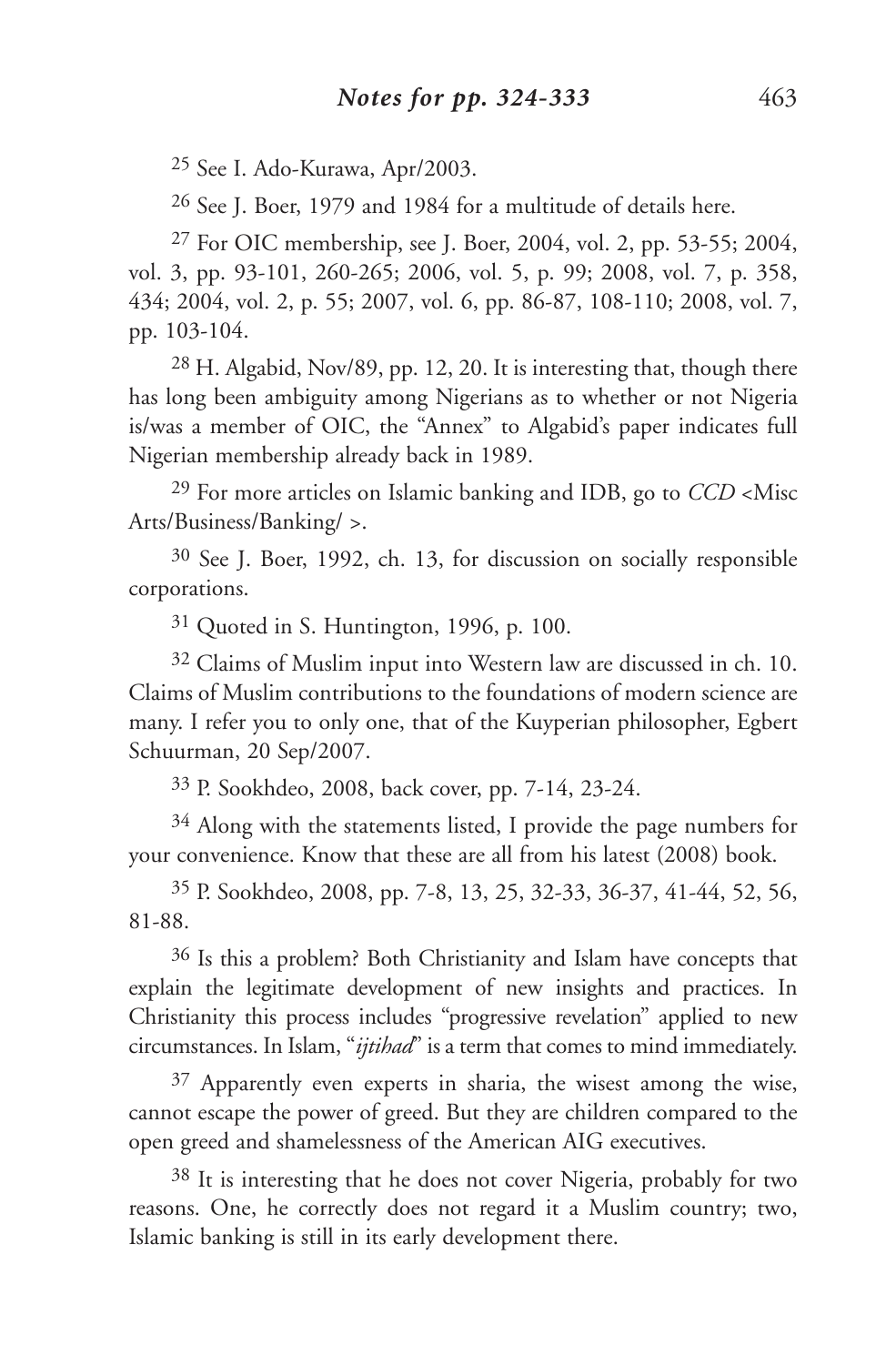[25] See I. Ado-Kurawa, Apr/2003.

[26] See J. Boer, 1979 and 1984 for a multitude of details here.

[27] For OIC membership, see J. Boer, 2004, vol. 2, pp. 53-55; 2004, vol. 3, pp. 93-101, 260-265; 2006, vol. 5, p. 99; 2008, vol. 7, p. 358, 434; 2004, vol. 2, p. 55; 2007, vol. 6, pp. 86-87, 108-110; 2008, vol. 7, pp. 103-104.

[28] H. Algabid, Nov/89, pp. 12, 20. It is interesting that, though there has long been ambiguity among Nigerians as to whether or not Nigeria is/was a member of OIC, the "Annex" to Algabid's paper indicates full Nigerian membership already back in 1989.

[29] For more articles on Islamic banking and IDB, go to *CCD* <Misc Arts/Business/Banking/ >.

[30] See J. Boer, 1992, ch. 13, for discussion on socially responsible corporations.

[31] Quoted in S. Huntington, 1996, p. 100.

[32] Claims of Muslim input into Western law are discussed in ch. 10. Claims of Muslim contributions to the foundations of modern science are many. I refer you to only one, that of the Kuyperian philosopher, Egbert Schuurman, 20 Sep/2007.

[33] P. Sookhdeo, 2008, back cover, pp. 7-14, 23-24.

[34] Along with the statements listed, I provide the page numbers for your convenience. Know that these are all from his latest (2008) book.

[35] P. Sookhdeo, 2008, pp. 7-8, 13, 25, 32-33, 36-37, 41-44, 52, 56, 81-88.

[36] Is this a problem? Both Christianity and Islam have concepts that explain the legitimate development of new insights and practices. In Christianity this process includes "progressive revelation" applied to new circumstances. In Islam, "*ijtihad*" is a term that comes to mind immediately.

[37] Apparently even experts in sharia, the wisest among the wise, cannot escape the power of greed. But they are children compared to the open greed and shamelessness of the American AIG executives.

[38] It is interesting that he does not cover Nigeria, probably for two reasons. One, he correctly does not regard it a Muslim country; two, Islamic banking is still in its early development there.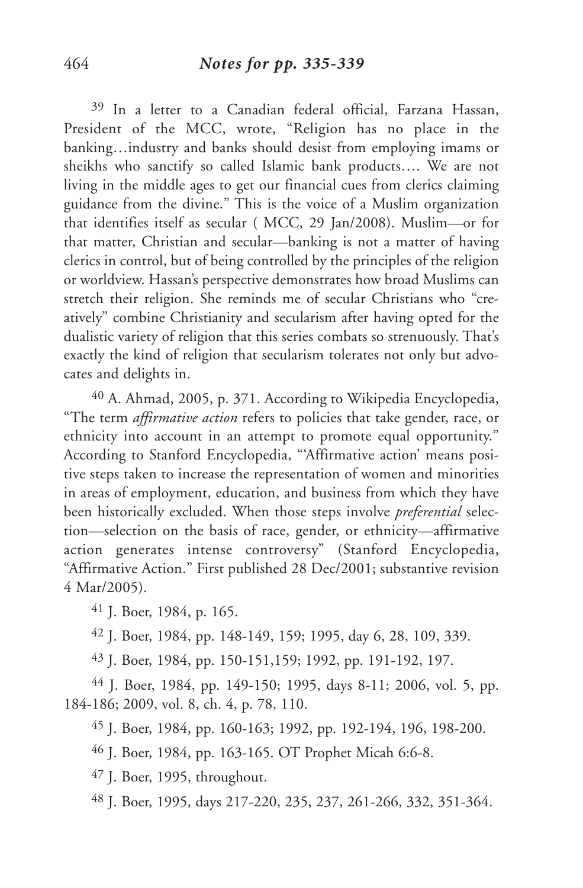## *Notes for pp. 335-339*

[39] In a letter to a Canadian federal official, Farzana Hassan, President of the MCC, wrote, "Religion has no place in the banking…industry and banks should desist from employing imams or sheikhs who sanctify so called Islamic bank products…. We are not living in the middle ages to get our financial cues from clerics claiming guidance from the divine." This is the voice of a Muslim organization that identifies itself as secular ( MCC, 29 Jan/2008). Muslim—or for that matter, Christian and secular—banking is not a matter of having clerics in control, but of being controlled by the principles of the religion or worldview. Hassan's perspective demonstrates how broad Muslims can stretch their religion. She reminds me of secular Christians who "creatively" combine Christianity and secularism after having opted for the dualistic variety of religion that this series combats so strenuously. That's exactly the kind of religion that secularism tolerates not only but advocates and delights in.

[40] A. Ahmad, 2005, p. 371. According to Wikipedia Encyclopedia, "The term *affirmative action* refers to policies that take gender, race, or ethnicity into account in an attempt to promote equal opportunity." According to Stanford Encyclopedia, "'Affirmative action' means positive steps taken to increase the representation of women and minorities in areas of employment, education, and business from which they have been historically excluded. When those steps involve *preferential* selection—selection on the basis of race, gender, or ethnicity—affirmative action generates intense controversy" (Stanford Encyclopedia, "Affirmative Action." First published 28 Dec/2001; substantive revision 4 Mar/2005).

[41] J. Boer, 1984, p. 165.

[42] J. Boer, 1984, pp. 148-149, 159; 1995, day 6, 28, 109, 339.

[43] J. Boer, 1984, pp. 150-151,159; 1992, pp. 191-192, 197.

[44] J. Boer, 1984, pp. 149-150; 1995, days 8-11; 2006, vol. 5, pp. 184-186; 2009, vol. 8, ch. 4, p. 78, 110.

[45] J. Boer, 1984, pp. 160-163; 1992, pp. 192-194, 196, 198-200.

[46] J. Boer, 1984, pp. 163-165. OT Prophet Micah 6:6-8.

[47] J. Boer, 1995, throughout.

[48] J. Boer, 1995, days 217-220, 235, 237, 261-266, 332, 351-364.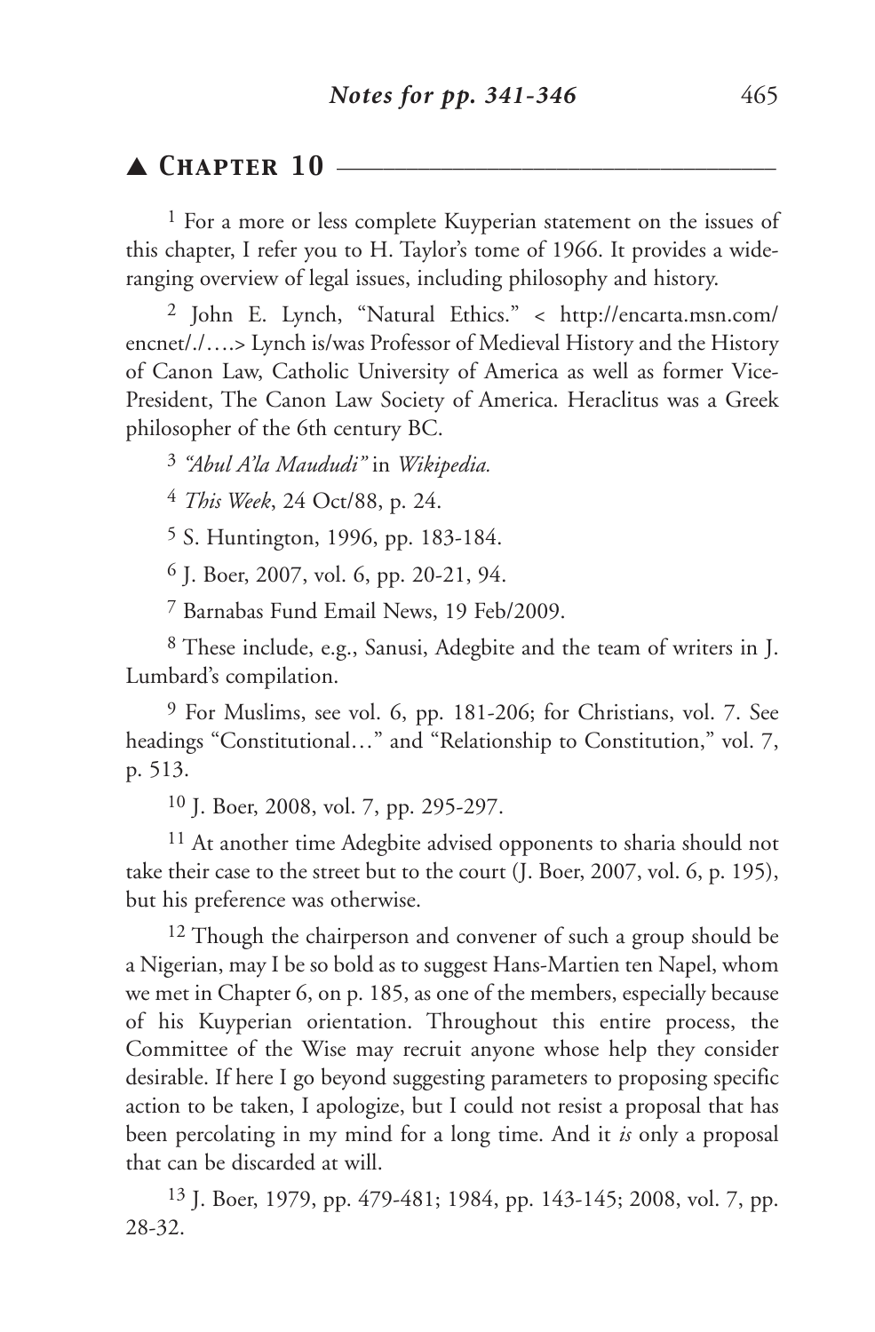## ▲ Chapter 10

[1] For a more or less complete Kuyperian statement on the issues of this chapter, I refer you to H. Taylor's tome of 1966. It provides a wide-ranging overview of legal issues, including philosophy and history.

[2] John E. Lynch, "Natural Ethics." < http://encarta.msn.com/encnet/./….> Lynch is/was Professor of Medieval History and the History of Canon Law, Catholic University of America as well as former Vice-President, The Canon Law Society of America. Heraclitus was a Greek philosopher of the 6th century BC.

[3] *"Abul A'la Maududi"* in *Wikipedia.*

[4] *This Week*, 24 Oct/88, p. 24.

[5] S. Huntington, 1996, pp. 183-184.

[6] J. Boer, 2007, vol. 6, pp. 20-21, 94.

[7] Barnabas Fund Email News, 19 Feb/2009.

[8] These include, e.g., Sanusi, Adegbite and the team of writers in J. Lumbard's compilation.

[9] For Muslims, see vol. 6, pp. 181-206; for Christians, vol. 7. See headings "Constitutional…" and "Relationship to Constitution," vol. 7, p. 513.

[10] J. Boer, 2008, vol. 7, pp. 295-297.

[11] At another time Adegbite advised opponents to sharia should not take their case to the street but to the court (J. Boer, 2007, vol. 6, p. 195), but his preference was otherwise.

[12] Though the chairperson and convener of such a group should be a Nigerian, may I be so bold as to suggest Hans-Martien ten Napel, whom we met in Chapter 6, on p. 185, as one of the members, especially because of his Kuyperian orientation. Throughout this entire process, the Committee of the Wise may recruit anyone whose help they consider desirable. If here I go beyond suggesting parameters to proposing specific action to be taken, I apologize, but I could not resist a proposal that has been percolating in my mind for a long time. And it *is* only a proposal that can be discarded at will.

[13] J. Boer, 1979, pp. 479-481; 1984, pp. 143-145; 2008, vol. 7, pp. 28-32.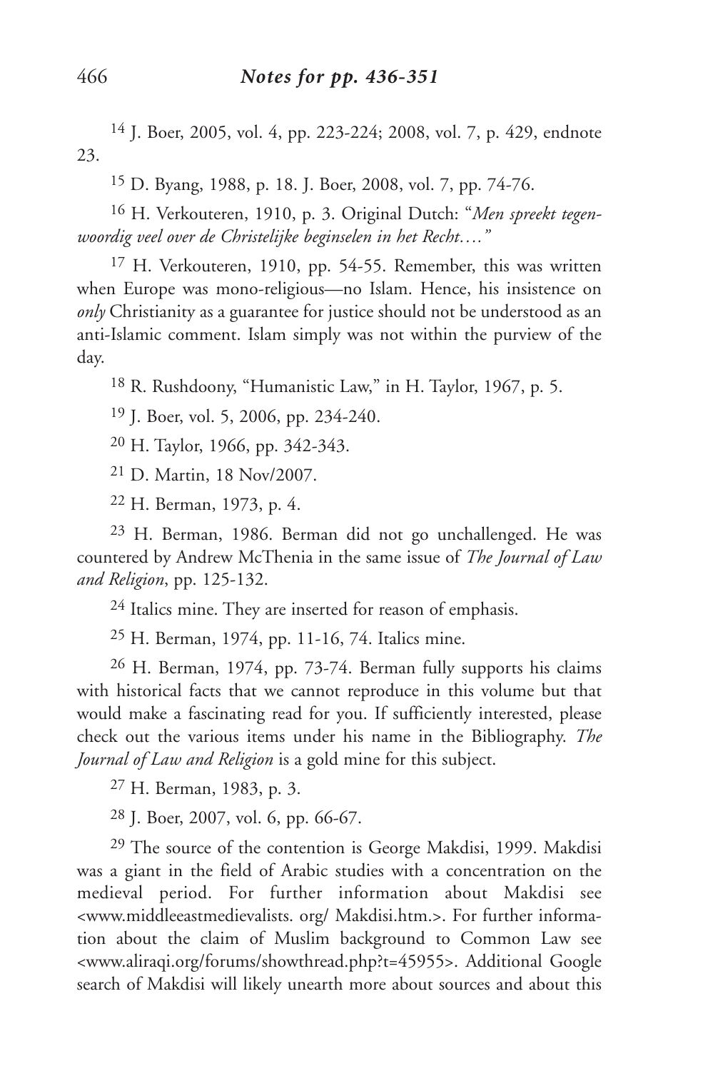[14] J. Boer, 2005, vol. 4, pp. 223-224; 2008, vol. 7, p. 429, endnote 23.

[15] D. Byang, 1988, p. 18. J. Boer, 2008, vol. 7, pp. 74-76.

[16] H. Verkouteren, 1910, p. 3. Original Dutch: "*Men spreekt tegenwoordig veel over de Christelijke beginselen in het Recht....*"

[17] H. Verkouteren, 1910, pp. 54-55. Remember, this was written when Europe was mono-religious—no Islam. Hence, his insistence on *only* Christianity as a guarantee for justice should not be understood as an anti-Islamic comment. Islam simply was not within the purview of the day.

[18] R. Rushdoony, "Humanistic Law," in H. Taylor, 1967, p. 5.

[19] J. Boer, vol. 5, 2006, pp. 234-240.

[20] H. Taylor, 1966, pp. 342-343.

[21] D. Martin, 18 Nov/2007.

[22] H. Berman, 1973, p. 4.

[23] H. Berman, 1986. Berman did not go unchallenged. He was countered by Andrew McThenia in the same issue of *The Journal of Law and Religion*, pp. 125-132.

[24] Italics mine. They are inserted for reason of emphasis.

[25] H. Berman, 1974, pp. 11-16, 74. Italics mine.

[26] H. Berman, 1974, pp. 73-74. Berman fully supports his claims with historical facts that we cannot reproduce in this volume but that would make a fascinating read for you. If sufficiently interested, please check out the various items under his name in the Bibliography. *The Journal of Law and Religion* is a gold mine for this subject.

[27] H. Berman, 1983, p. 3.

[28] J. Boer, 2007, vol. 6, pp. 66-67.

[29] The source of the contention is George Makdisi, 1999. Makdisi was a giant in the field of Arabic studies with a concentration on the medieval period. For further information about Makdisi see <www.middleeastmedievalists. org/ Makdisi.htm.>. For further information about the claim of Muslim background to Common Law see <www.aliraqi.org/forums/showthread.php?t=45955>. Additional Google search of Makdisi will likely unearth more about sources and about this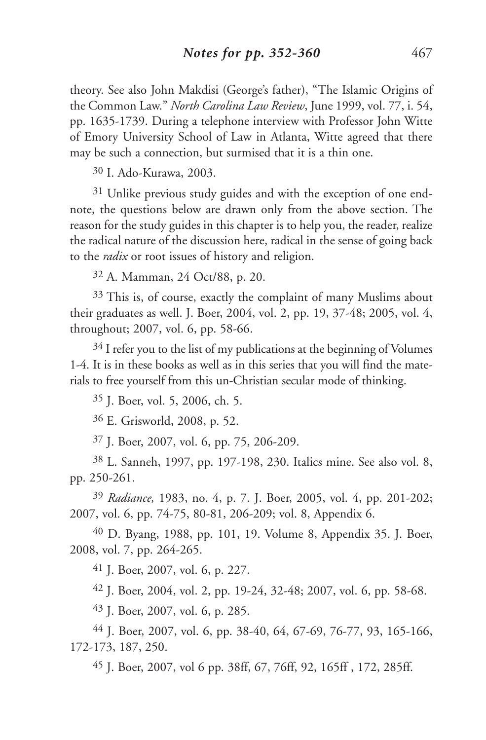theory. See also John Makdisi (George's father), "The Islamic Origins of the Common Law." *North Carolina Law Review*, June 1999, vol. 77, i. 54, pp. 1635-1739. During a telephone interview with Professor John Witte of Emory University School of Law in Atlanta, Witte agreed that there may be such a connection, but surmised that it is a thin one.

30 I. Ado-Kurawa, 2003.

31 Unlike previous study guides and with the exception of one endnote, the questions below are drawn only from the above section. The reason for the study guides in this chapter is to help you, the reader, realize the radical nature of the discussion here, radical in the sense of going back to the *radix* or root issues of history and religion.

32 A. Mamman, 24 Oct/88, p. 20.

33 This is, of course, exactly the complaint of many Muslims about their graduates as well. J. Boer, 2004, vol. 2, pp. 19, 37-48; 2005, vol. 4, throughout; 2007, vol. 6, pp. 58-66.

34 I refer you to the list of my publications at the beginning of Volumes 1-4. It is in these books as well as in this series that you will find the materials to free yourself from this un-Christian secular mode of thinking.

35 J. Boer, vol. 5, 2006, ch. 5.

36 E. Grisworld, 2008, p. 52.

37 J. Boer, 2007, vol. 6, pp. 75, 206-209.

38 L. Sanneh, 1997, pp. 197-198, 230. Italics mine. See also vol. 8, pp. 250-261.

39 *Radiance,* 1983, no. 4, p. 7. J. Boer, 2005, vol. 4, pp. 201-202; 2007, vol. 6, pp. 74-75, 80-81, 206-209; vol. 8, Appendix 6.

40 D. Byang, 1988, pp. 101, 19. Volume 8, Appendix 35. J. Boer, 2008, vol. 7, pp. 264-265.

41 J. Boer, 2007, vol. 6, p. 227.

42 J. Boer, 2004, vol. 2, pp. 19-24, 32-48; 2007, vol. 6, pp. 58-68.

43 J. Boer, 2007, vol. 6, p. 285.

44 J. Boer, 2007, vol. 6, pp. 38-40, 64, 67-69, 76-77, 93, 165-166, 172-173, 187, 250.

45 J. Boer, 2007, vol 6 pp. 38ff, 67, 76ff, 92, 165ff , 172, 285ff.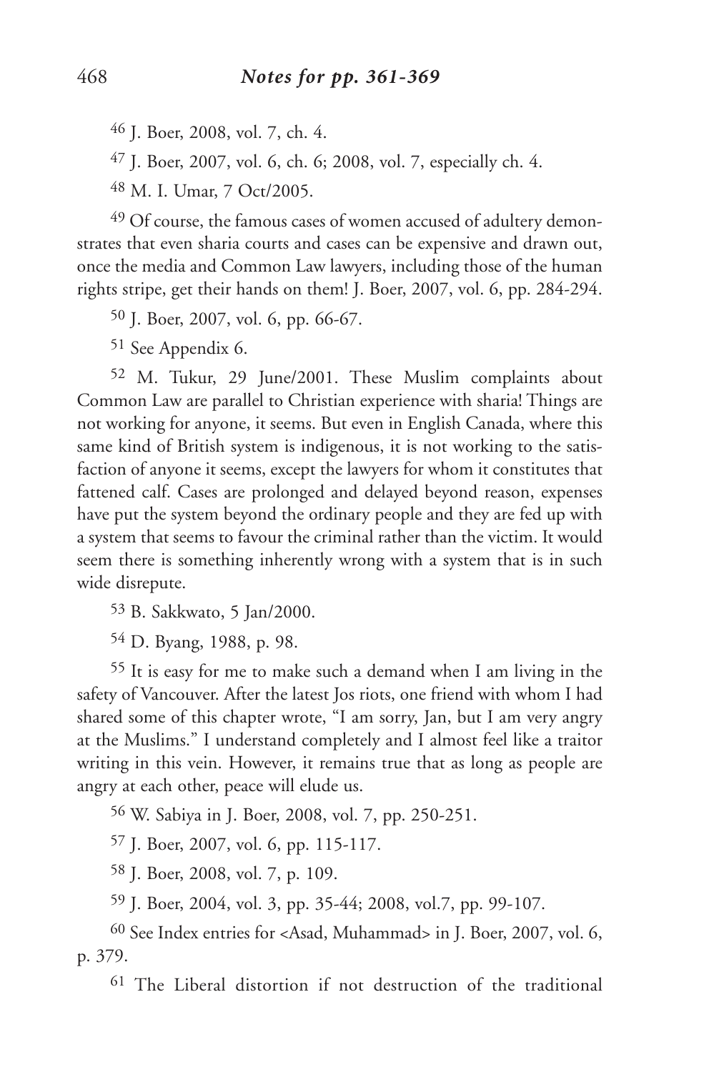[46] J. Boer, 2008, vol. 7, ch. 4.

[47] J. Boer, 2007, vol. 6, ch. 6; 2008, vol. 7, especially ch. 4.

[48] M. I. Umar, 7 Oct/2005.

[49] Of course, the famous cases of women accused of adultery demonstrates that even sharia courts and cases can be expensive and drawn out, once the media and Common Law lawyers, including those of the human rights stripe, get their hands on them! J. Boer, 2007, vol. 6, pp. 284-294.

[50] J. Boer, 2007, vol. 6, pp. 66-67.

[51] See Appendix 6.

[52] M. Tukur, 29 June/2001. These Muslim complaints about Common Law are parallel to Christian experience with sharia! Things are not working for anyone, it seems. But even in English Canada, where this same kind of British system is indigenous, it is not working to the satisfaction of anyone it seems, except the lawyers for whom it constitutes that fattened calf. Cases are prolonged and delayed beyond reason, expenses have put the system beyond the ordinary people and they are fed up with a system that seems to favour the criminal rather than the victim. It would seem there is something inherently wrong with a system that is in such wide disrepute.

[53] B. Sakkwato, 5 Jan/2000.

[54] D. Byang, 1988, p. 98.

[55] It is easy for me to make such a demand when I am living in the safety of Vancouver. After the latest Jos riots, one friend with whom I had shared some of this chapter wrote, "I am sorry, Jan, but I am very angry at the Muslims." I understand completely and I almost feel like a traitor writing in this vein. However, it remains true that as long as people are angry at each other, peace will elude us.

[56] W. Sabiya in J. Boer, 2008, vol. 7, pp. 250-251.

[57] J. Boer, 2007, vol. 6, pp. 115-117.

[58] J. Boer, 2008, vol. 7, p. 109.

[59] J. Boer, 2004, vol. 3, pp. 35-44; 2008, vol.7, pp. 99-107.

[60] See Index entries for <Asad, Muhammad> in J. Boer, 2007, vol. 6, p. 379.

[61] The Liberal distortion if not destruction of the traditional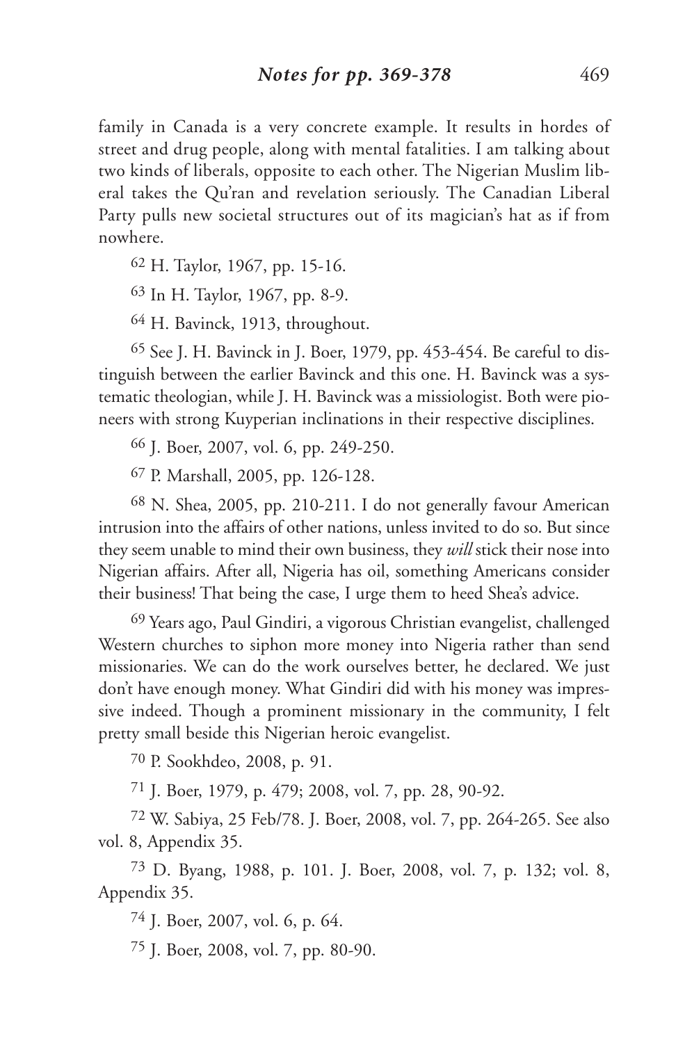family in Canada is a very concrete example. It results in hordes of street and drug people, along with mental fatalities. I am talking about two kinds of liberals, opposite to each other. The Nigerian Muslim liberal takes the Qu'ran and revelation seriously. The Canadian Liberal Party pulls new societal structures out of its magician's hat as if from nowhere.

[62] H. Taylor, 1967, pp. 15-16.

[63] In H. Taylor, 1967, pp. 8-9.

[64] H. Bavinck, 1913, throughout.

[65] See J. H. Bavinck in J. Boer, 1979, pp. 453-454. Be careful to distinguish between the earlier Bavinck and this one. H. Bavinck was a systematic theologian, while J. H. Bavinck was a missiologist. Both were pioneers with strong Kuyperian inclinations in their respective disciplines.

[66] J. Boer, 2007, vol. 6, pp. 249-250.

[67] P. Marshall, 2005, pp. 126-128.

[68] N. Shea, 2005, pp. 210-211. I do not generally favour American intrusion into the affairs of other nations, unless invited to do so. But since they seem unable to mind their own business, they *will* stick their nose into Nigerian affairs. After all, Nigeria has oil, something Americans consider their business! That being the case, I urge them to heed Shea's advice.

[69] Years ago, Paul Gindiri, a vigorous Christian evangelist, challenged Western churches to siphon more money into Nigeria rather than send missionaries. We can do the work ourselves better, he declared. We just don't have enough money. What Gindiri did with his money was impressive indeed. Though a prominent missionary in the community, I felt pretty small beside this Nigerian heroic evangelist.

[70] P. Sookhdeo, 2008, p. 91.

[71] J. Boer, 1979, p. 479; 2008, vol. 7, pp. 28, 90-92.

[72] W. Sabiya, 25 Feb/78. J. Boer, 2008, vol. 7, pp. 264-265. See also vol. 8, Appendix 35.

[73] D. Byang, 1988, p. 101. J. Boer, 2008, vol. 7, p. 132; vol. 8, Appendix 35.

[74] J. Boer, 2007, vol. 6, p. 64.

[75] J. Boer, 2008, vol. 7, pp. 80-90.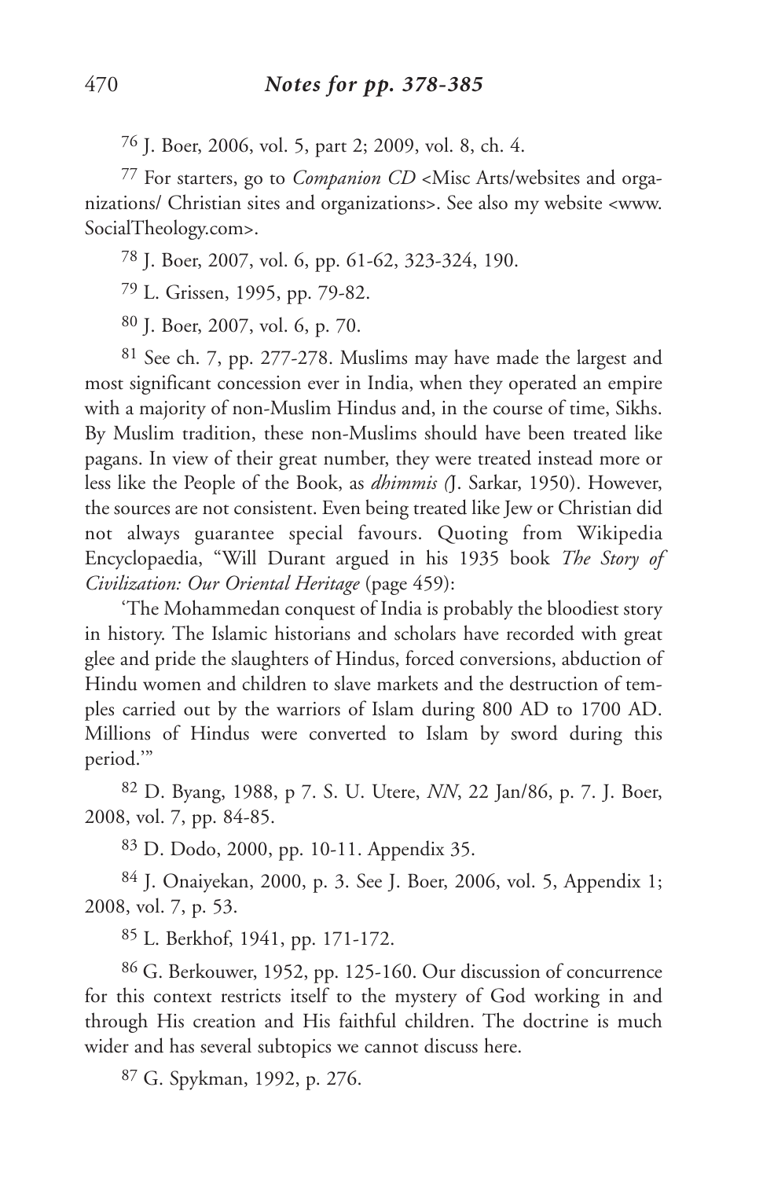[76] J. Boer, 2006, vol. 5, part 2; 2009, vol. 8, ch. 4.

[77] For starters, go to *Companion CD* <Misc Arts/websites and organizations/ Christian sites and organizations>. See also my website <www.SocialTheology.com>.

[78] J. Boer, 2007, vol. 6, pp. 61-62, 323-324, 190.

[79] L. Grissen, 1995, pp. 79-82.

[80] J. Boer, 2007, vol. 6, p. 70.

[81] See ch. 7, pp. 277-278. Muslims may have made the largest and most significant concession ever in India, when they operated an empire with a majority of non-Muslim Hindus and, in the course of time, Sikhs. By Muslim tradition, these non-Muslims should have been treated like pagans. In view of their great number, they were treated instead more or less like the People of the Book, as *dhimmis (*J. Sarkar, 1950). However, the sources are not consistent. Even being treated like Jew or Christian did not always guarantee special favours. Quoting from Wikipedia Encyclopaedia, "Will Durant argued in his 1935 book *The Story of Civilization: Our Oriental Heritage* (page 459):

'The Mohammedan conquest of India is probably the bloodiest story in history. The Islamic historians and scholars have recorded with great glee and pride the slaughters of Hindus, forced conversions, abduction of Hindu women and children to slave markets and the destruction of temples carried out by the warriors of Islam during 800 AD to 1700 AD. Millions of Hindus were converted to Islam by sword during this period.'"

[82] D. Byang, 1988, p 7. S. U. Utere, *NN*, 22 Jan/86, p. 7. J. Boer, 2008, vol. 7, pp. 84-85.

[83] D. Dodo, 2000, pp. 10-11. Appendix 35.

[84] J. Onaiyekan, 2000, p. 3. See J. Boer, 2006, vol. 5, Appendix 1; 2008, vol. 7, p. 53.

[85] L. Berkhof, 1941, pp. 171-172.

[86] G. Berkouwer, 1952, pp. 125-160. Our discussion of concurrence for this context restricts itself to the mystery of God working in and through His creation and His faithful children. The doctrine is much wider and has several subtopics we cannot discuss here.

[87] G. Spykman, 1992, p. 276.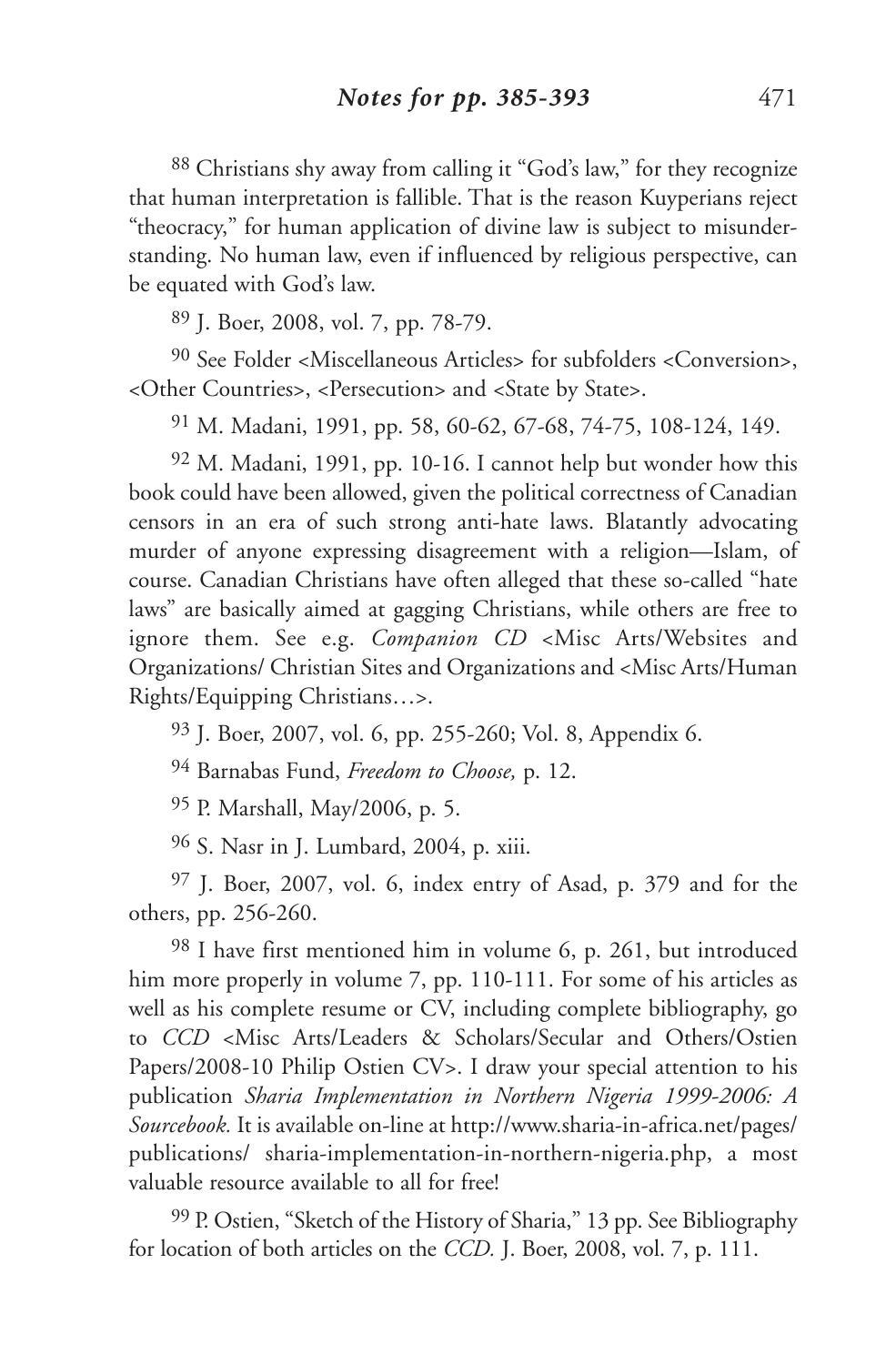[88] Christians shy away from calling it "God's law," for they recognize that human interpretation is fallible. That is the reason Kuyperians reject "theocracy," for human application of divine law is subject to misunderstanding. No human law, even if influenced by religious perspective, can be equated with God's law.

[89] J. Boer, 2008, vol. 7, pp. 78-79.

[90] See Folder <Miscellaneous Articles> for subfolders <Conversion>, <Other Countries>, <Persecution> and <State by State>.

[91] M. Madani, 1991, pp. 58, 60-62, 67-68, 74-75, 108-124, 149.

[92] M. Madani, 1991, pp. 10-16. I cannot help but wonder how this book could have been allowed, given the political correctness of Canadian censors in an era of such strong anti-hate laws. Blatantly advocating murder of anyone expressing disagreement with a religion—Islam, of course. Canadian Christians have often alleged that these so-called "hate laws" are basically aimed at gagging Christians, while others are free to ignore them. See e.g. *Companion CD* <Misc Arts/Websites and Organizations/ Christian Sites and Organizations and <Misc Arts/Human Rights/Equipping Christians…>.

[93] J. Boer, 2007, vol. 6, pp. 255-260; Vol. 8, Appendix 6.

[94] Barnabas Fund, *Freedom to Choose,* p. 12.

[95] P. Marshall, May/2006, p. 5.

[96] S. Nasr in J. Lumbard, 2004, p. xiii.

[97] J. Boer, 2007, vol. 6, index entry of Asad, p. 379 and for the others, pp. 256-260.

[98] I have first mentioned him in volume 6, p. 261, but introduced him more properly in volume 7, pp. 110-111. For some of his articles as well as his complete resume or CV, including complete bibliography, go to *CCD* <Misc Arts/Leaders & Scholars/Secular and Others/Ostien Papers/2008-10 Philip Ostien CV>. I draw your special attention to his publication *Sharia Implementation in Northern Nigeria 1999-2006: A Sourcebook.* It is available on-line at http://www.sharia-in-africa.net/pages/publications/ sharia-implementation-in-northern-nigeria.php, a most valuable resource available to all for free!

[99] P. Ostien, "Sketch of the History of Sharia," 13 pp. See Bibliography for location of both articles on the *CCD.* J. Boer, 2008, vol. 7, p. 111.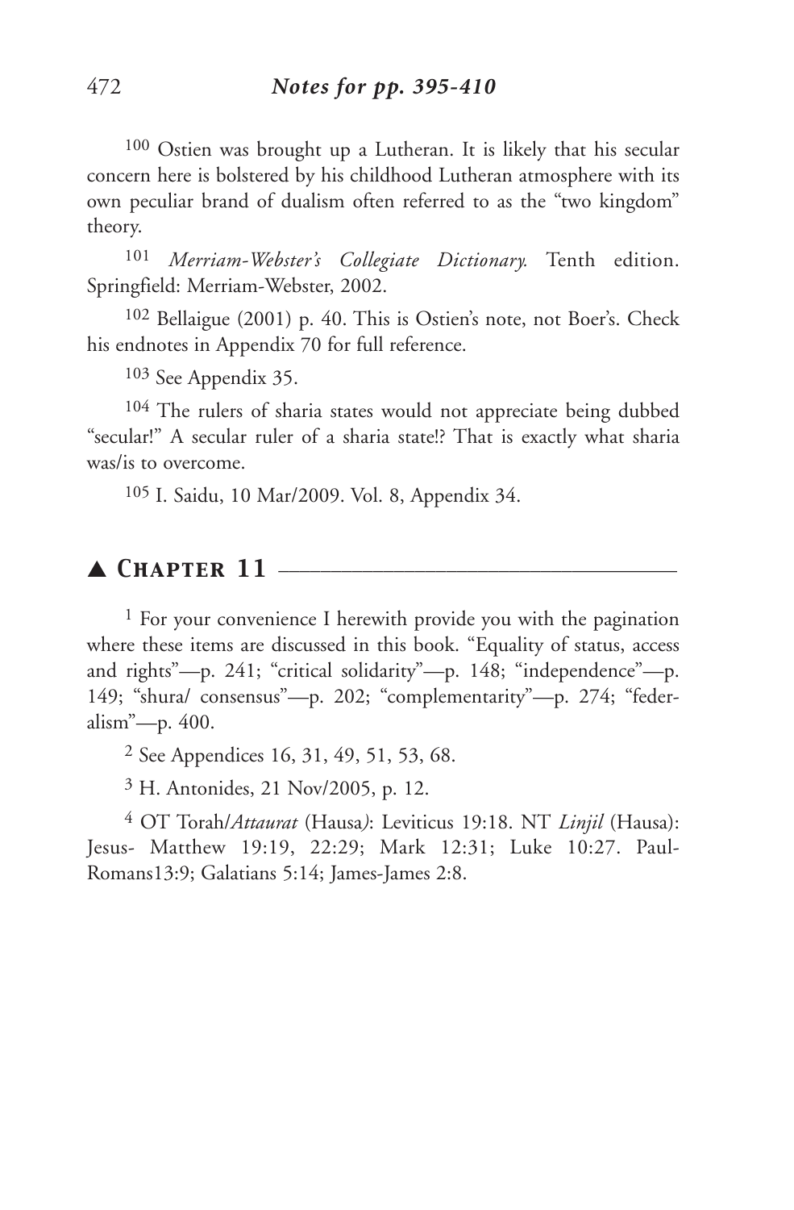100 Ostien was brought up a Lutheran. It is likely that his secular concern here is bolstered by his childhood Lutheran atmosphere with its own peculiar brand of dualism often referred to as the "two kingdom" theory.

101 *Merriam-Webster's Collegiate Dictionary.* Tenth edition. Springfield: Merriam-Webster, 2002.

102 Bellaigue (2001) p. 40. This is Ostien's note, not Boer's. Check his endnotes in Appendix 70 for full reference.

103 See Appendix 35.

104 The rulers of sharia states would not appreciate being dubbed "secular!" A secular ruler of a sharia state!? That is exactly what sharia was/is to overcome.

105 I. Saidu, 10 Mar/2009. Vol. 8, Appendix 34.

## ▲ *Chapter 11*

1 For your convenience I herewith provide you with the pagination where these items are discussed in this book. "Equality of status, access and rights"—p. 241; "critical solidarity"—p. 148; "independence"—p. 149; "shura/ consensus"—p. 202; "complementarity"—p. 274; "federalism"—p. 400.

2 See Appendices 16, 31, 49, 51, 53, 68.

3 H. Antonides, 21 Nov/2005, p. 12.

4 OT Torah/*Attaurat* (Hausa): Leviticus 19:18. NT *Linjil* (Hausa): Jesus- Matthew 19:19, 22:29; Mark 12:31; Luke 10:27. Paul-Romans13:9; Galatians 5:14; James-James 2:8.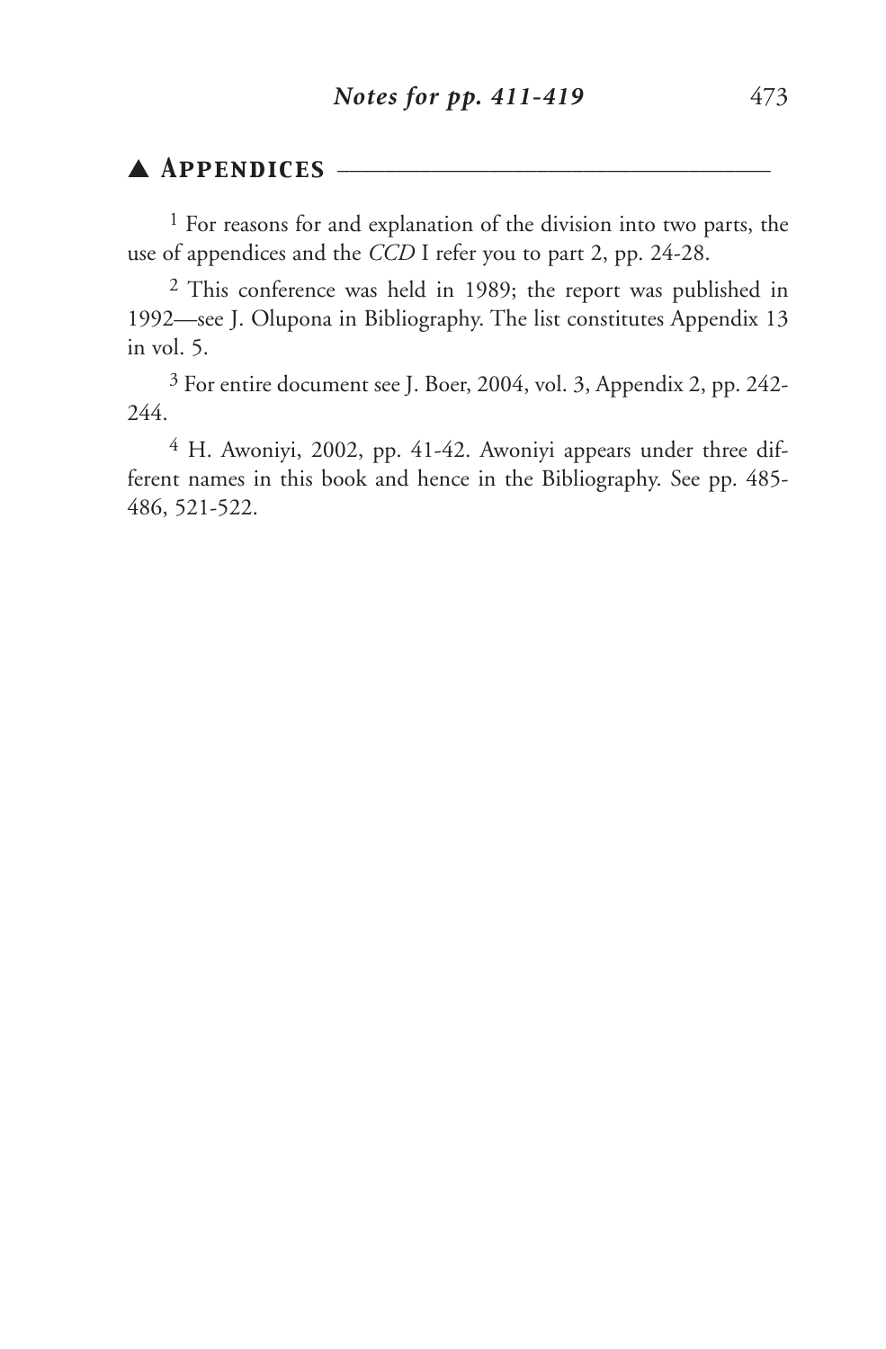## ▲ Appendices

[1] For reasons for and explanation of the division into two parts, the use of appendices and the *CCD* I refer you to part 2, pp. 24-28.

[2] This conference was held in 1989; the report was published in 1992—see J. Olupona in Bibliography. The list constitutes Appendix 13 in vol. 5.

[3] For entire document see J. Boer, 2004, vol. 3, Appendix 2, pp. 242-244.

[4] H. Awoniyi, 2002, pp. 41-42. Awoniyi appears under three different names in this book and hence in the Bibliography. See pp. 485-486, 521-522.